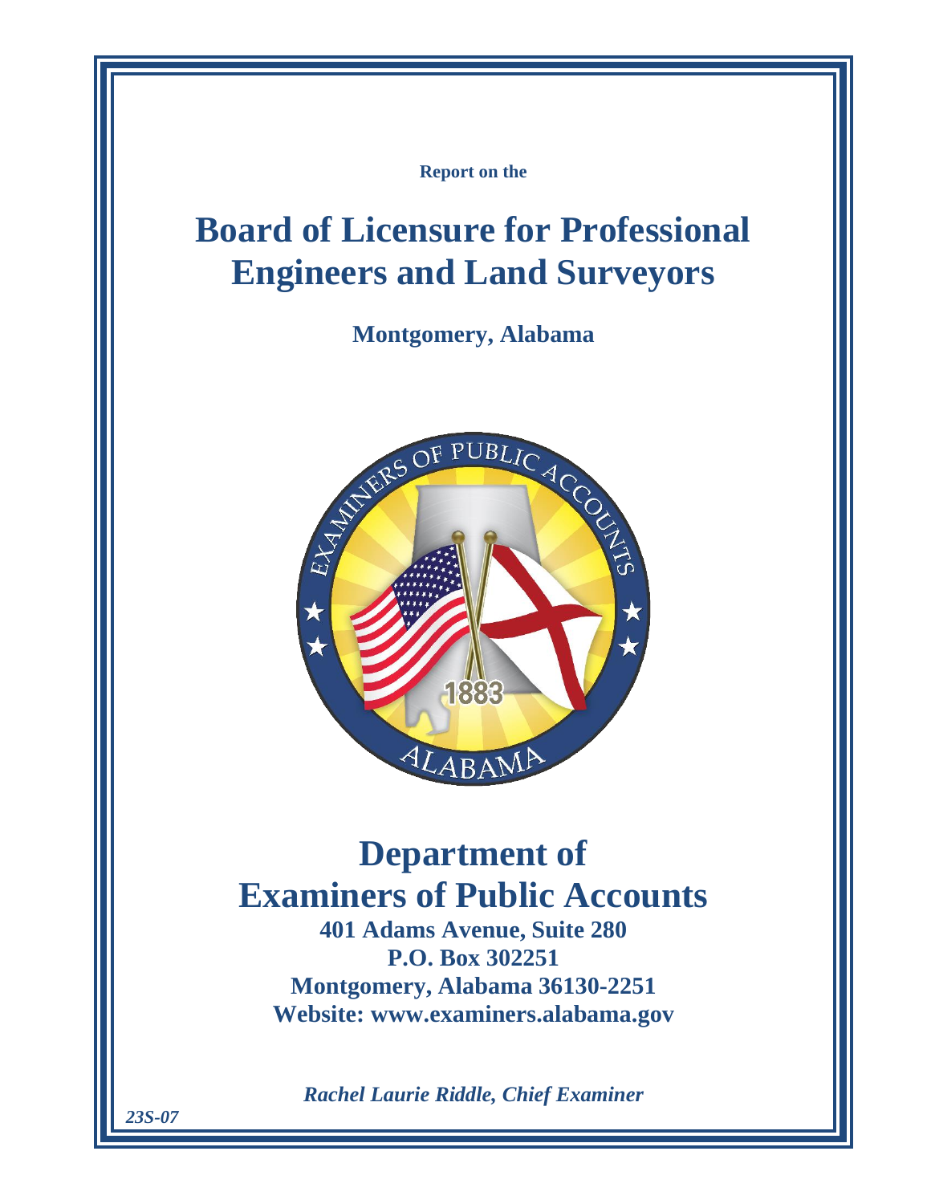**Report on the**

# Board of Licensure for Professional Engineers and Land Surveyors

**Montgomery, Alabama**

# Department of Examiners of Public Accounts

**401 Adams Avenue, Suite 280**
**P.O. Box 302251**
**Montgomery, Alabama 36130-2251**
**Website: www.examiners.alabama.gov**

***Rachel Laurie Riddle, Chief Examiner***

***23S-07***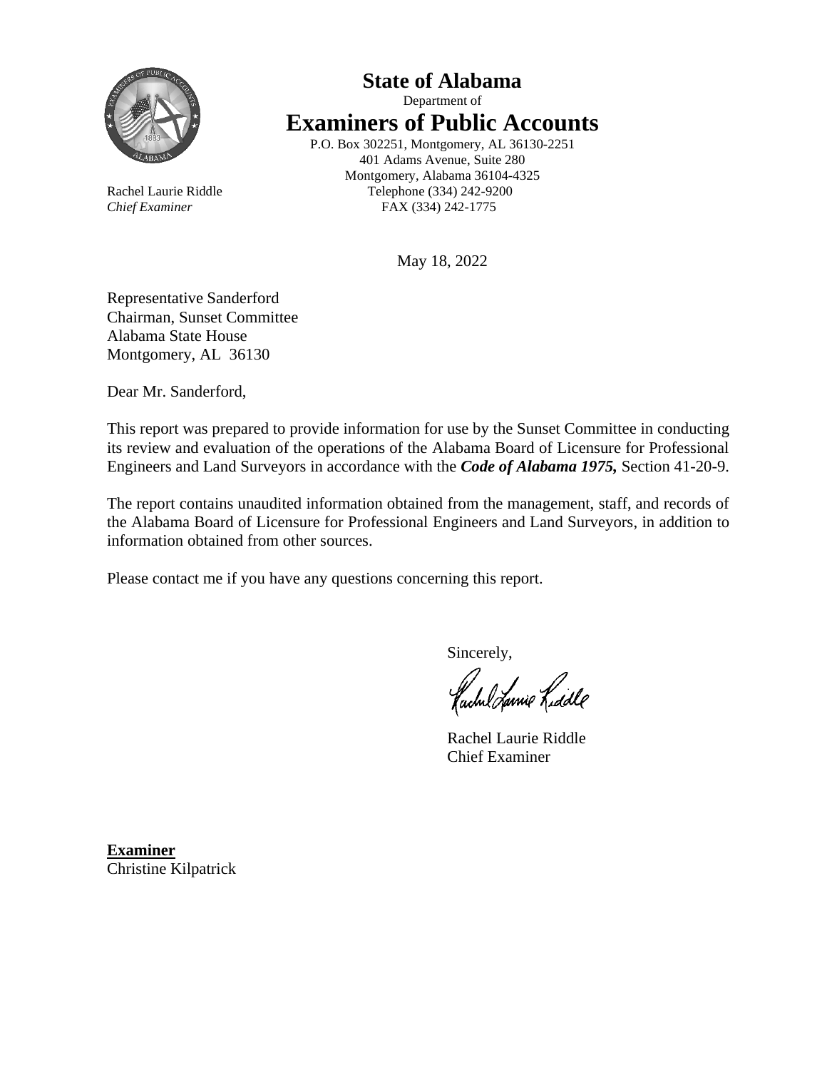# State of Alabama

Department of

# Examiners of Public Accounts

P.O. Box 302251, Montgomery, AL 36130-2251
401 Adams Avenue, Suite 280
Montgomery, Alabama 36104-4325
Telephone (334) 242-9200
FAX (334) 242-1775

Rachel Laurie Riddle
*Chief Examiner*

May 18, 2022

Representative Sanderford
Chairman, Sunset Committee
Alabama State House
Montgomery, AL 36130

Dear Mr. Sanderford,

This report was prepared to provide information for use by the Sunset Committee in conducting its review and evaluation of the operations of the Alabama Board of Licensure for Professional Engineers and Land Surveyors in accordance with the ***Code of Alabama 1975,*** Section 41-20-9.

The report contains unaudited information obtained from the management, staff, and records of the Alabama Board of Licensure for Professional Engineers and Land Surveyors, in addition to information obtained from other sources.

Please contact me if you have any questions concerning this report.

Sincerely,

Rachel Laurie Riddle
Chief Examiner

**Examiner**
Christine Kilpatrick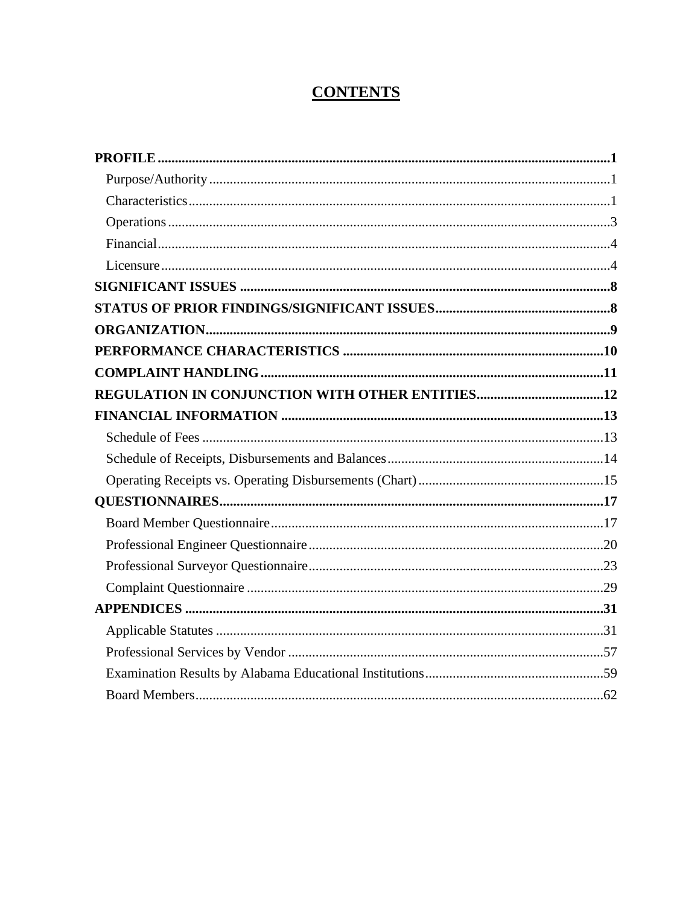# CONTENTS

**PROFILE** ..... **1**

- Purpose/Authority ..... 1
- Characteristics ..... 1
- Operations ..... 3
- Financial ..... 4
- Licensure ..... 4

**SIGNIFICANT ISSUES** ..... **8**

**STATUS OF PRIOR FINDINGS/SIGNIFICANT ISSUES** ..... **8**

**ORGANIZATION** ..... **9**

**PERFORMANCE CHARACTERISTICS** ..... **10**

**COMPLAINT HANDLING** ..... **11**

**REGULATION IN CONJUNCTION WITH OTHER ENTITIES** ..... **12**

**FINANCIAL INFORMATION** ..... **13**

- Schedule of Fees ..... 13
- Schedule of Receipts, Disbursements and Balances ..... 14
- Operating Receipts vs. Operating Disbursements (Chart) ..... 15

**QUESTIONNAIRES** ..... **17**

- Board Member Questionnaire ..... 17
- Professional Engineer Questionnaire ..... 20
- Professional Surveyor Questionnaire ..... 23
- Complaint Questionnaire ..... 29

**APPENDICES** ..... **31**

- Applicable Statutes ..... 31
- Professional Services by Vendor ..... 57
- Examination Results by Alabama Educational Institutions ..... 59
- Board Members ..... 62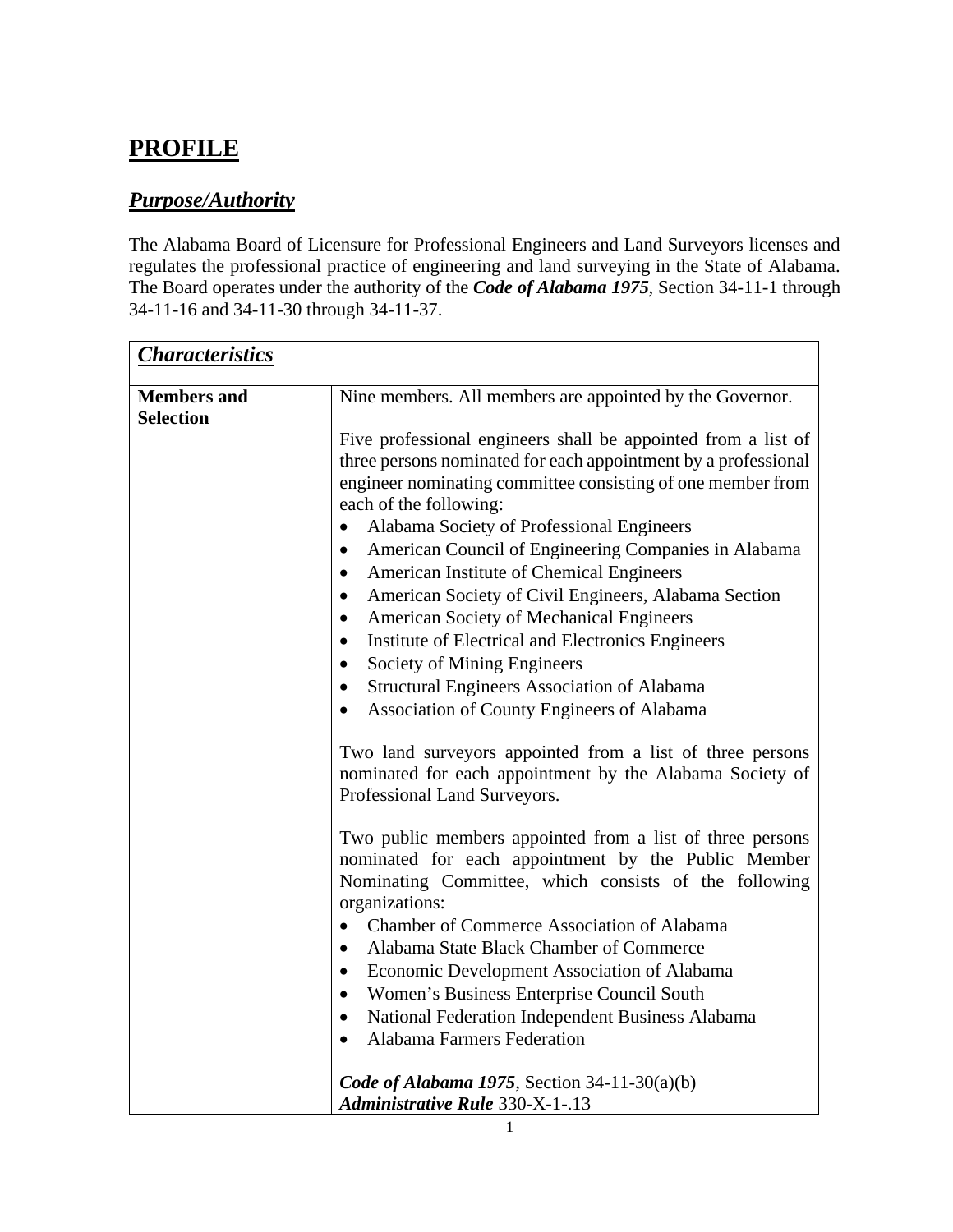# PROFILE

## *Purpose/Authority*

The Alabama Board of Licensure for Professional Engineers and Land Surveyors licenses and regulates the professional practice of engineering and land surveying in the State of Alabama. The Board operates under the authority of the ***Code of Alabama 1975***, Section 34-11-1 through 34-11-16 and 34-11-30 through 34-11-37.

| ***Characteristics*** | |
|---|---|
| **Members and Selection** | Nine members. All members are appointed by the Governor.<br><br>Five professional engineers shall be appointed from a list of three persons nominated for each appointment by a professional engineer nominating committee consisting of one member from each of the following:<br>• Alabama Society of Professional Engineers<br>• American Council of Engineering Companies in Alabama<br>• American Institute of Chemical Engineers<br>• American Society of Civil Engineers, Alabama Section<br>• American Society of Mechanical Engineers<br>• Institute of Electrical and Electronics Engineers<br>• Society of Mining Engineers<br>• Structural Engineers Association of Alabama<br>• Association of County Engineers of Alabama<br><br>Two land surveyors appointed from a list of three persons nominated for each appointment by the Alabama Society of Professional Land Surveyors.<br><br>Two public members appointed from a list of three persons nominated for each appointment by the Public Member Nominating Committee, which consists of the following organizations:<br>• Chamber of Commerce Association of Alabama<br>• Alabama State Black Chamber of Commerce<br>• Economic Development Association of Alabama<br>• Women's Business Enterprise Council South<br>• National Federation Independent Business Alabama<br>• Alabama Farmers Federation<br><br>***Code of Alabama 1975***, Section 34-11-30(a)(b)<br>***Administrative Rule*** 330-X-1-.13 |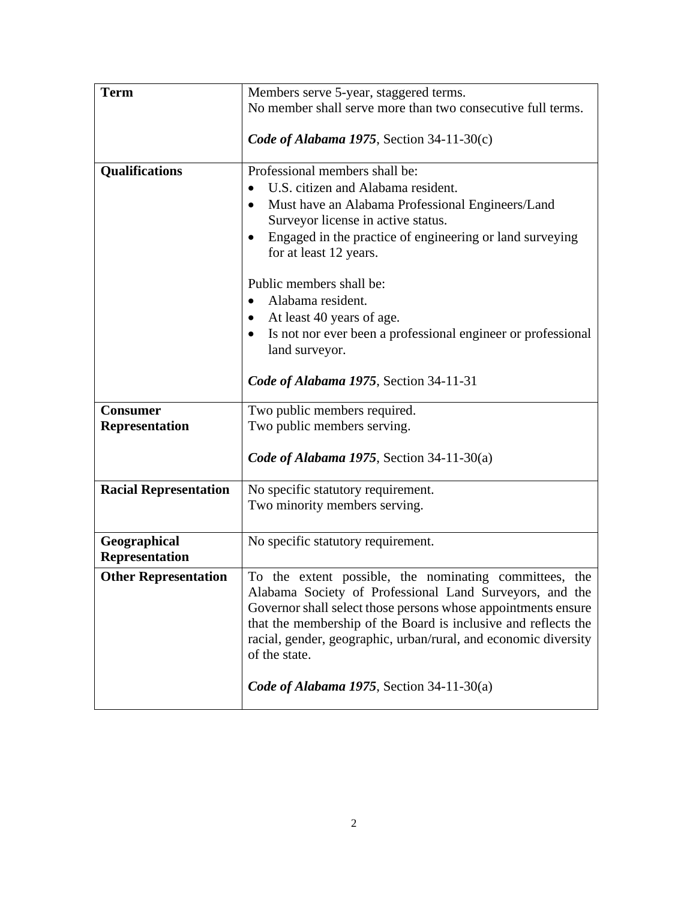| | |
|---|---|
| **Term** | Members serve 5-year, staggered terms.<br>No member shall serve more than two consecutive full terms.<br><br>***Code of Alabama 1975***, Section 34-11-30(c) |
| **Qualifications** | Professional members shall be:<br>• U.S. citizen and Alabama resident.<br>• Must have an Alabama Professional Engineers/Land Surveyor license in active status.<br>• Engaged in the practice of engineering or land surveying for at least 12 years.<br><br>Public members shall be:<br>• Alabama resident.<br>• At least 40 years of age.<br>• Is not nor ever been a professional engineer or professional land surveyor.<br><br>***Code of Alabama 1975***, Section 34-11-31 |
| **Consumer Representation** | Two public members required.<br>Two public members serving.<br><br>***Code of Alabama 1975***, Section 34-11-30(a) |
| **Racial Representation** | No specific statutory requirement.<br>Two minority members serving. |
| **Geographical Representation** | No specific statutory requirement. |
| **Other Representation** | To the extent possible, the nominating committees, the Alabama Society of Professional Land Surveyors, and the Governor shall select those persons whose appointments ensure that the membership of the Board is inclusive and reflects the racial, gender, geographic, urban/rural, and economic diversity of the state.<br><br>***Code of Alabama 1975***, Section 34-11-30(a) |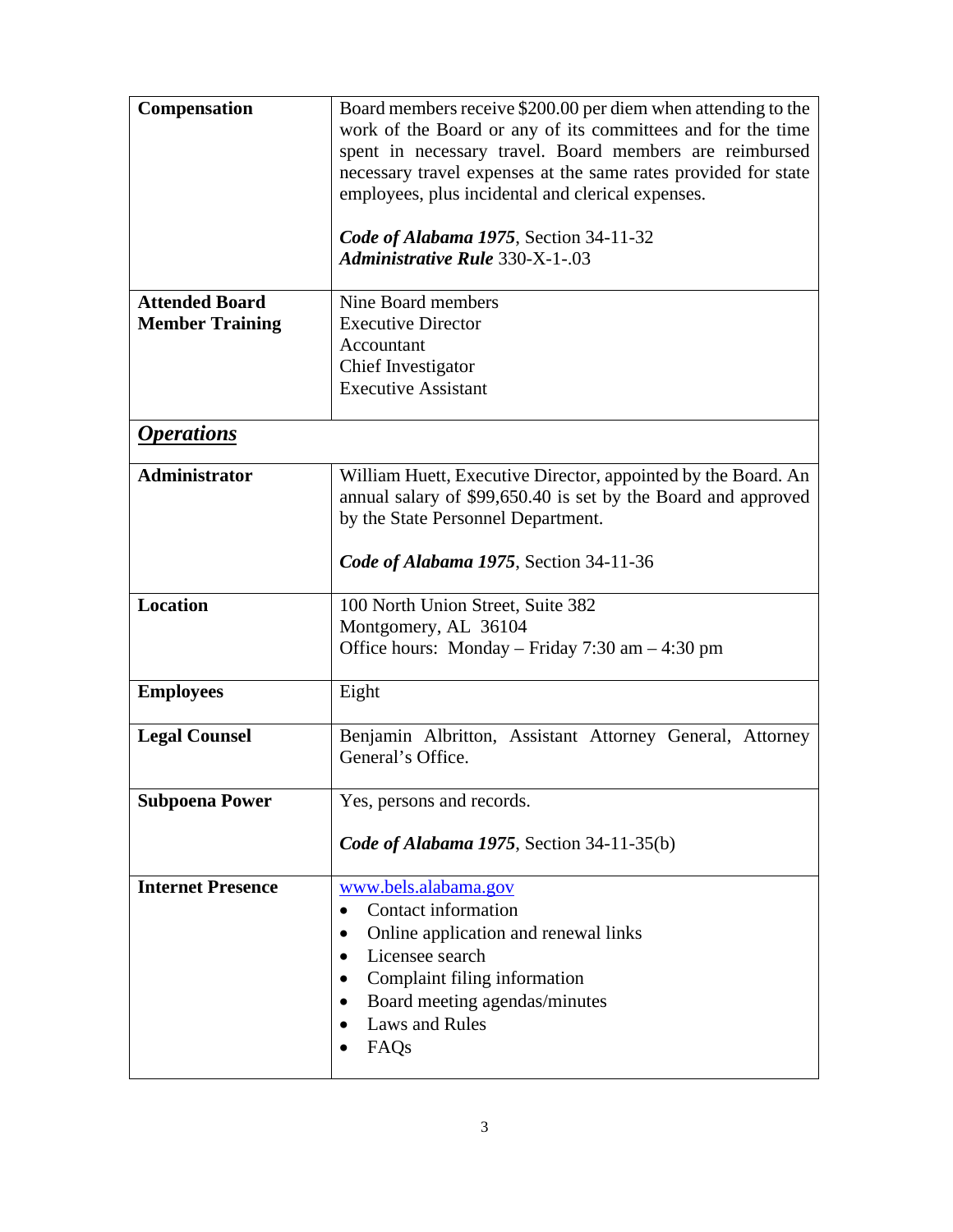| | |
|---|---|
| **Compensation** | Board members receive $200.00 per diem when attending to the work of the Board or any of its committees and for the time spent in necessary travel. Board members are reimbursed necessary travel expenses at the same rates provided for state employees, plus incidental and clerical expenses.<br><br>***Code of Alabama 1975***, Section 34-11-32<br>***Administrative Rule*** 330-X-1-.03 |
| **Attended Board Member Training** | Nine Board members<br>Executive Director<br>Accountant<br>Chief Investigator<br>Executive Assistant |
| ***<u>Operations</u>*** | |
| **Administrator** | William Huett, Executive Director, appointed by the Board. An annual salary of $99,650.40 is set by the Board and approved by the State Personnel Department.<br><br>***Code of Alabama 1975***, Section 34-11-36 |
| **Location** | 100 North Union Street, Suite 382<br>Montgomery, AL 36104<br>Office hours: Monday – Friday 7:30 am – 4:30 pm |
| **Employees** | Eight |
| **Legal Counsel** | Benjamin Albritton, Assistant Attorney General, Attorney General's Office. |
| **Subpoena Power** | Yes, persons and records.<br><br>***Code of Alabama 1975***, Section 34-11-35(b) |
| **Internet Presence** | www.bels.alabama.gov<br>• Contact information<br>• Online application and renewal links<br>• Licensee search<br>• Complaint filing information<br>• Board meeting agendas/minutes<br>• Laws and Rules<br>• FAQs |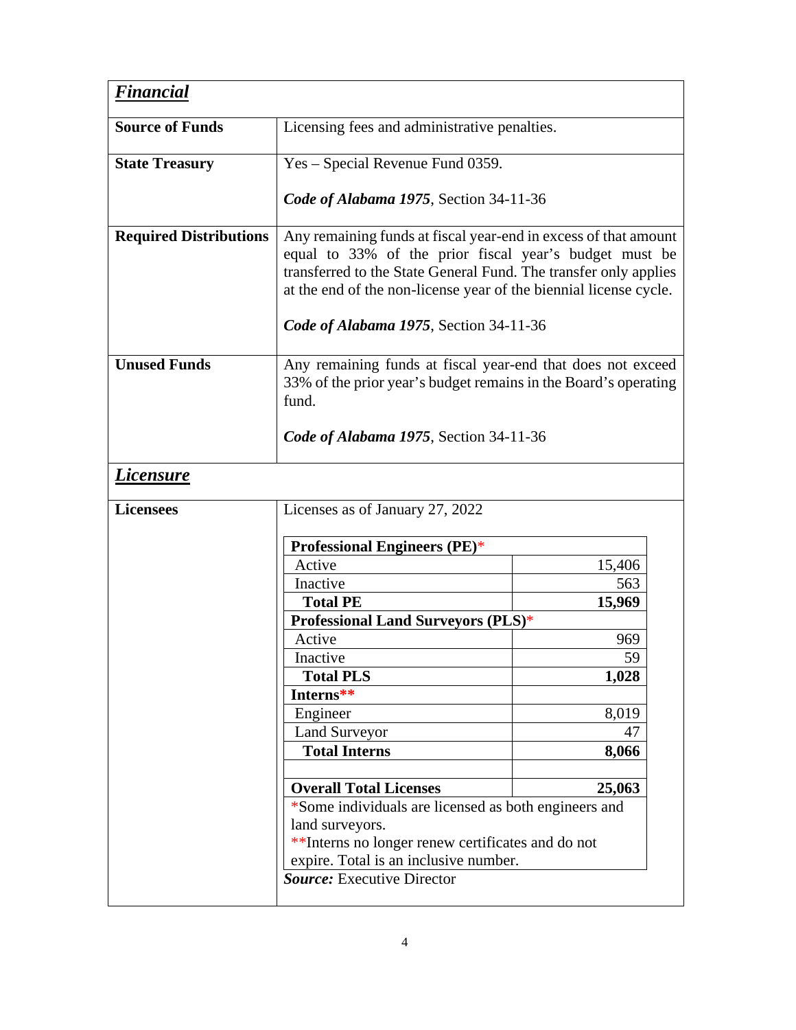| ***Financial*** | |
|---|---|
| **Source of Funds** | Licensing fees and administrative penalties. |
| **State Treasury** | Yes – Special Revenue Fund 0359.<br><br>***Code of Alabama 1975***, Section 34-11-36 |
| **Required Distributions** | Any remaining funds at fiscal year-end in excess of that amount equal to 33% of the prior fiscal year's budget must be transferred to the State General Fund. The transfer only applies at the end of the non-license year of the biennial license cycle.<br><br>***Code of Alabama 1975***, Section 34-11-36 |
| **Unused Funds** | Any remaining funds at fiscal year-end that does not exceed 33% of the prior year's budget remains in the Board's operating fund.<br><br>***Code of Alabama 1975***, Section 34-11-36 |

| ***Licensure*** | |
|---|---|
| **Licensees** | Licenses as of January 27, 2022 |

| **Professional Engineers (PE)*** | |
|---|---|
| Active | 15,406 |
| Inactive | 563 |
| **Total PE** | **15,969** |
| **Professional Land Surveyors (PLS)*** | |
| Active | 969 |
| Inactive | 59 |
| **Total PLS** | **1,028** |
| **Interns**** | |
| Engineer | 8,019 |
| Land Surveyor | 47 |
| **Total Interns** | **8,066** |
| | |
| **Overall Total Licenses** | **25,063** |

*Some individuals are licensed as both engineers and land surveyors.
**Interns no longer renew certificates and do not expire. Total is an inclusive number.

***Source:*** Executive Director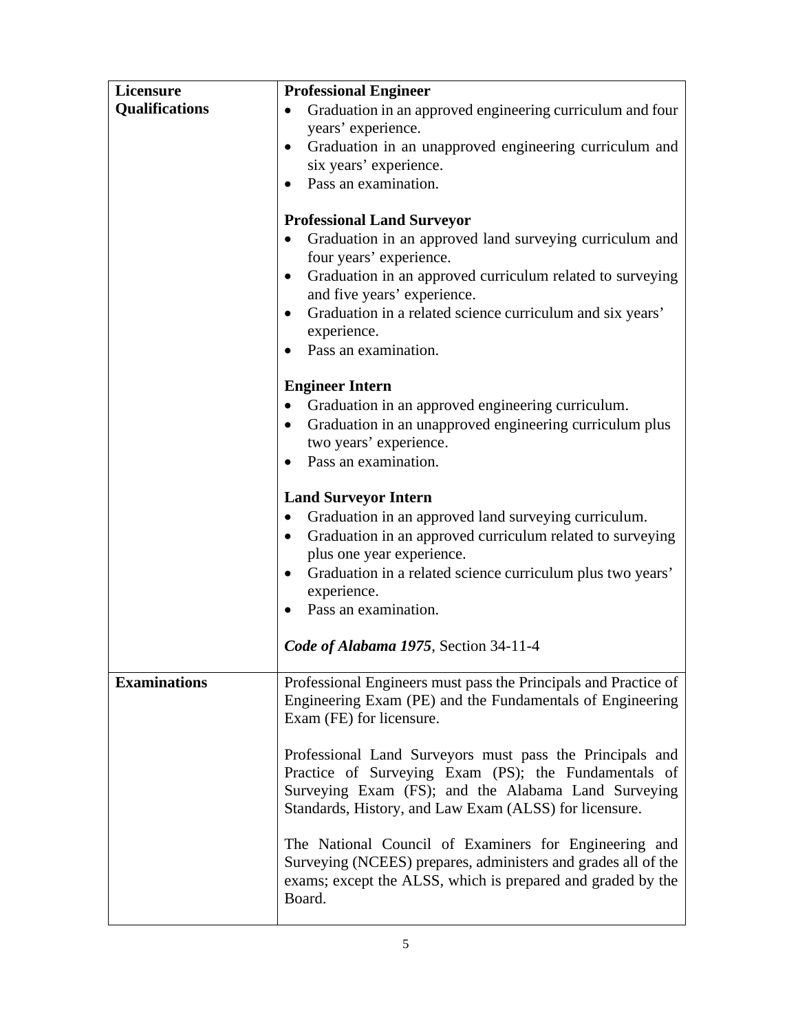| | |
|---|---|
| **Licensure Qualifications** | **Professional Engineer**<br>• Graduation in an approved engineering curriculum and four years' experience.<br>• Graduation in an unapproved engineering curriculum and six years' experience.<br>• Pass an examination.<br><br>**Professional Land Surveyor**<br>• Graduation in an approved land surveying curriculum and four years' experience.<br>• Graduation in an approved curriculum related to surveying and five years' experience.<br>• Graduation in a related science curriculum and six years' experience.<br>• Pass an examination.<br><br>**Engineer Intern**<br>• Graduation in an approved engineering curriculum.<br>• Graduation in an unapproved engineering curriculum plus two years' experience.<br>• Pass an examination.<br><br>**Land Surveyor Intern**<br>• Graduation in an approved land surveying curriculum.<br>• Graduation in an approved curriculum related to surveying plus one year experience.<br>• Graduation in a related science curriculum plus two years' experience.<br>• Pass an examination.<br><br>***Code of Alabama 1975***, Section 34-11-4 |
| **Examinations** | Professional Engineers must pass the Principals and Practice of Engineering Exam (PE) and the Fundamentals of Engineering Exam (FE) for licensure.<br><br>Professional Land Surveyors must pass the Principals and Practice of Surveying Exam (PS); the Fundamentals of Surveying Exam (FS); and the Alabama Land Surveying Standards, History, and Law Exam (ALSS) for licensure.<br><br>The National Council of Examiners for Engineering and Surveying (NCEES) prepares, administers and grades all of the exams; except the ALSS, which is prepared and graded by the Board. |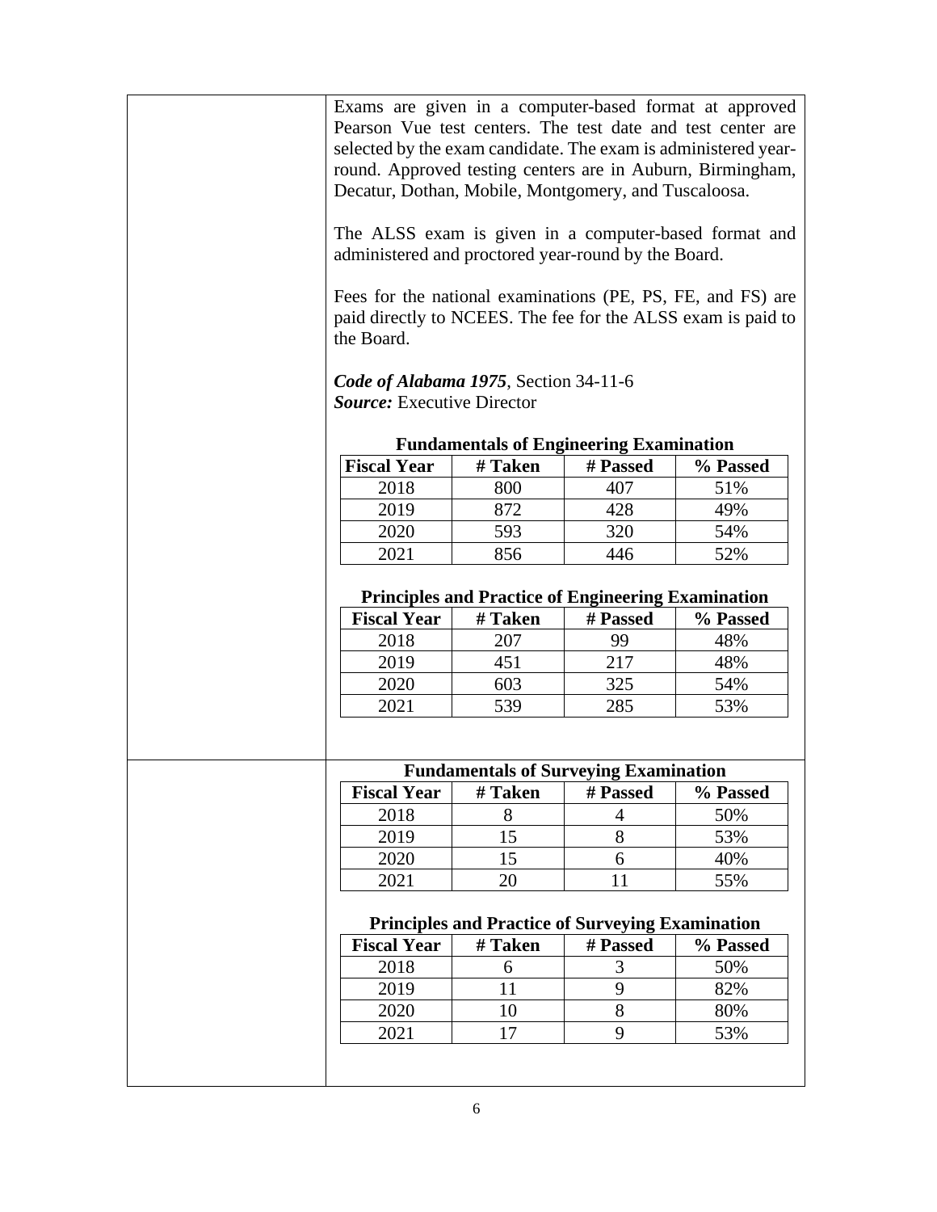Exams are given in a computer-based format at approved Pearson Vue test centers. The test date and test center are selected by the exam candidate. The exam is administered year-round. Approved testing centers are in Auburn, Birmingham, Decatur, Dothan, Mobile, Montgomery, and Tuscaloosa.

The ALSS exam is given in a computer-based format and administered and proctored year-round by the Board.

Fees for the national examinations (PE, PS, FE, and FS) are paid directly to NCEES. The fee for the ALSS exam is paid to the Board.

***Code of Alabama 1975***, Section 34-11-6
***Source:*** Executive Director

**Fundamentals of Engineering Examination**

| Fiscal Year | # Taken | # Passed | % Passed |
|---|---|---|---|
| 2018 | 800 | 407 | 51% |
| 2019 | 872 | 428 | 49% |
| 2020 | 593 | 320 | 54% |
| 2021 | 856 | 446 | 52% |

**Principles and Practice of Engineering Examination**

| Fiscal Year | # Taken | # Passed | % Passed |
|---|---|---|---|
| 2018 | 207 | 99 | 48% |
| 2019 | 451 | 217 | 48% |
| 2020 | 603 | 325 | 54% |
| 2021 | 539 | 285 | 53% |

**Fundamentals of Surveying Examination**

| Fiscal Year | # Taken | # Passed | % Passed |
|---|---|---|---|
| 2018 | 8 | 4 | 50% |
| 2019 | 15 | 8 | 53% |
| 2020 | 15 | 6 | 40% |
| 2021 | 20 | 11 | 55% |

**Principles and Practice of Surveying Examination**

| Fiscal Year | # Taken | # Passed | % Passed |
|---|---|---|---|
| 2018 | 6 | 3 | 50% |
| 2019 | 11 | 9 | 82% |
| 2020 | 10 | 8 | 80% |
| 2021 | 17 | 9 | 53% |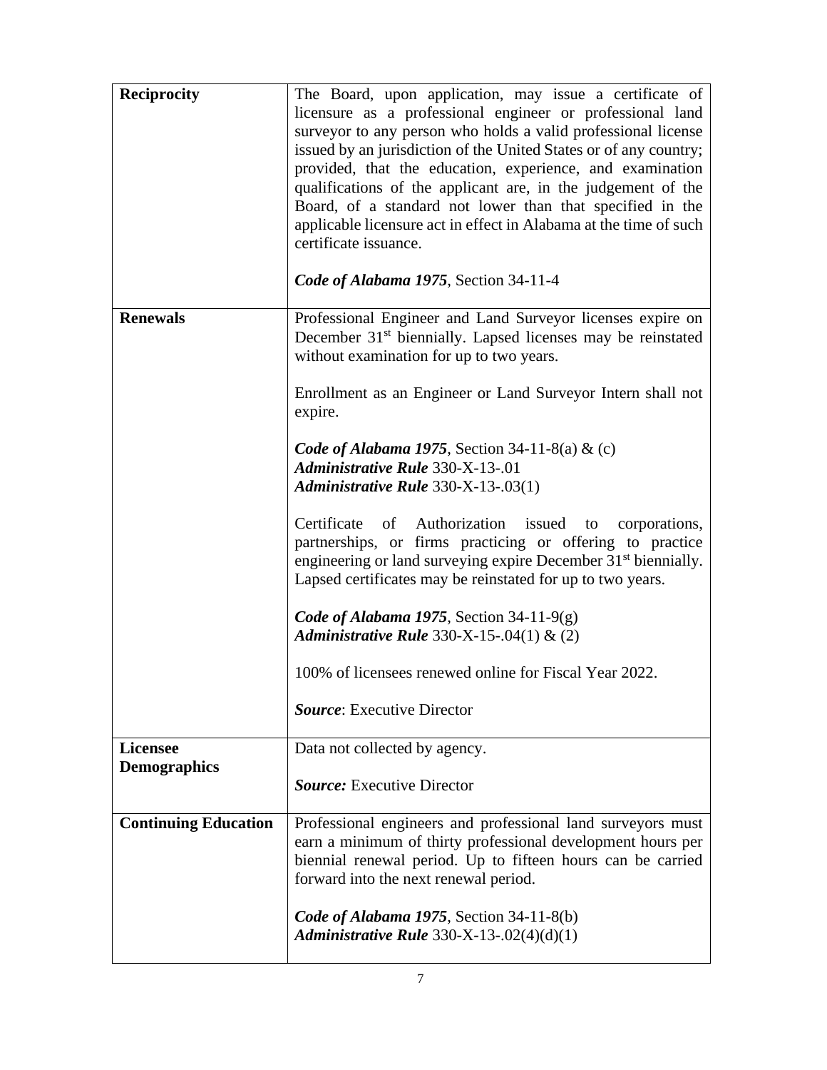| | |
|---|---|
| **Reciprocity** | The Board, upon application, may issue a certificate of licensure as a professional engineer or professional land surveyor to any person who holds a valid professional license issued by an jurisdiction of the United States or of any country; provided, that the education, experience, and examination qualifications of the applicant are, in the judgement of the Board, of a standard not lower than that specified in the applicable licensure act in effect in Alabama at the time of such certificate issuance.<br><br>***Code of Alabama 1975***, Section 34-11-4 |
| **Renewals** | Professional Engineer and Land Surveyor licenses expire on December 31st biennially. Lapsed licenses may be reinstated without examination for up to two years.<br><br>Enrollment as an Engineer or Land Surveyor Intern shall not expire.<br><br>***Code of Alabama 1975***, Section 34-11-8(a) & (c)<br>***Administrative Rule*** 330-X-13-.01<br>***Administrative Rule*** 330-X-13-.03(1)<br><br>Certificate of Authorization issued to corporations, partnerships, or firms practicing or offering to practice engineering or land surveying expire December 31st biennially. Lapsed certificates may be reinstated for up to two years.<br><br>***Code of Alabama 1975***, Section 34-11-9(g)<br>***Administrative Rule*** 330-X-15-.04(1) & (2)<br><br>100% of licensees renewed online for Fiscal Year 2022.<br><br>***Source***: Executive Director |
| **Licensee Demographics** | Data not collected by agency.<br><br>***Source:*** Executive Director |
| **Continuing Education** | Professional engineers and professional land surveyors must earn a minimum of thirty professional development hours per biennial renewal period. Up to fifteen hours can be carried forward into the next renewal period.<br><br>***Code of Alabama 1975***, Section 34-11-8(b)<br>***Administrative Rule*** 330-X-13-.02(4)(d)(1) |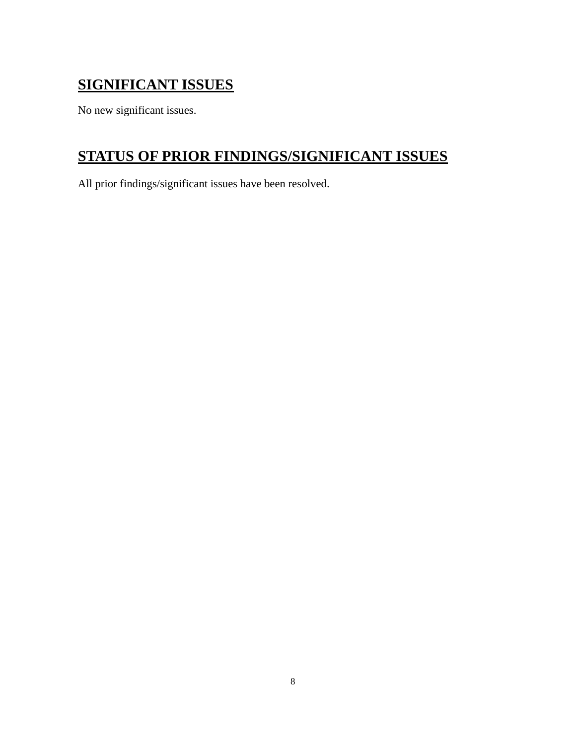## SIGNIFICANT ISSUES

No new significant issues.

## STATUS OF PRIOR FINDINGS/SIGNIFICANT ISSUES

All prior findings/significant issues have been resolved.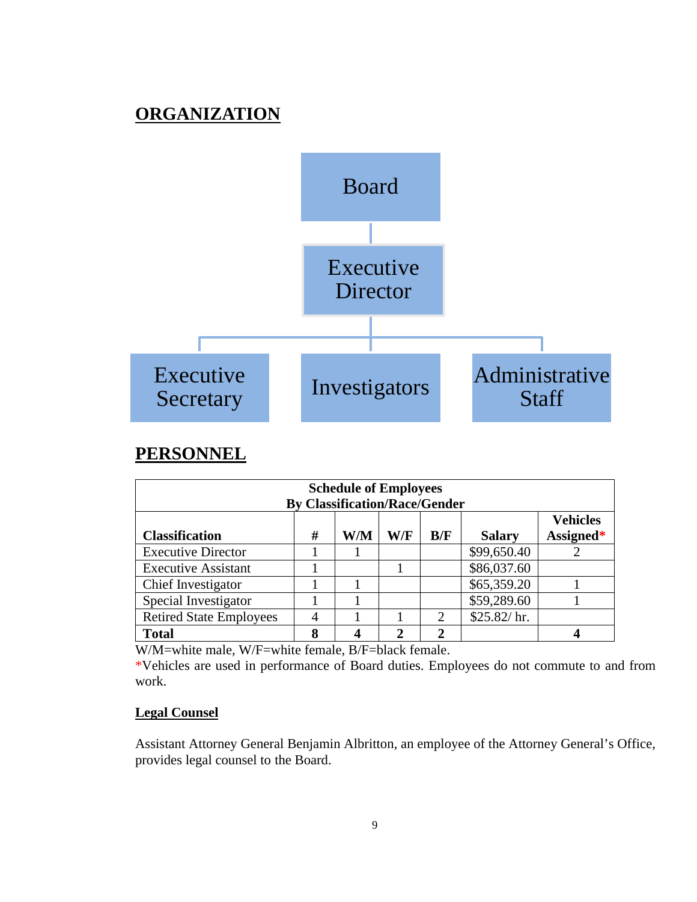## ORGANIZATION

Board

Executive Director

Executive Secretary | Investigators | Administrative Staff

## PERSONNEL

| Schedule of Employees By Classification/Race/Gender | | | | | | |
|---|---|---|---|---|---|---|
| **Classification** | **#** | **W/M** | **W/F** | **B/F** | **Salary** | **Vehicles Assigned*** |
| Executive Director | 1 | 1 | | | $99,650.40 | 2 |
| Executive Assistant | 1 | | 1 | | $86,037.60 | |
| Chief Investigator | 1 | 1 | | | $65,359.20 | 1 |
| Special Investigator | 1 | 1 | | | $59,289.60 | 1 |
| Retired State Employees | 4 | 1 | 1 | 2 | $25.82/ hr. | |
| **Total** | **8** | **4** | **2** | **2** | | **4** |

W/M=white male, W/F=white female, B/F=black female.

*Vehicles are used in performance of Board duties. Employees do not commute to and from work.

**Legal Counsel**

Assistant Attorney General Benjamin Albritton, an employee of the Attorney General's Office, provides legal counsel to the Board.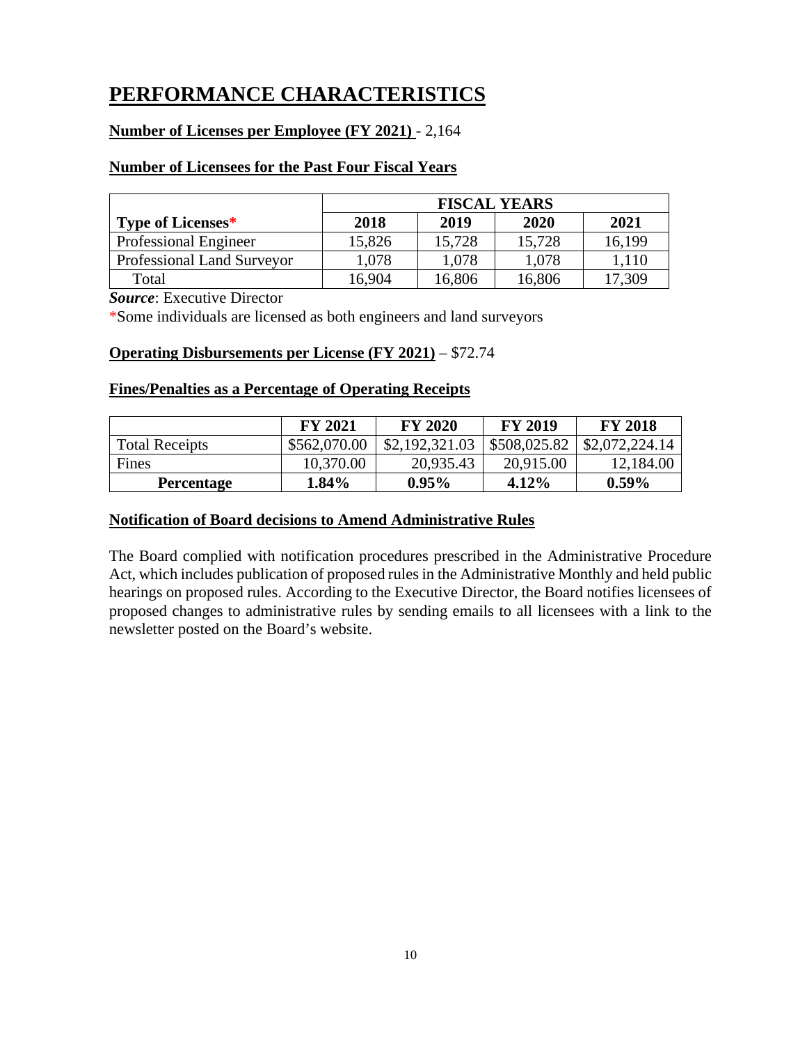# PERFORMANCE CHARACTERISTICS

**Number of Licenses per Employee (FY 2021)** - 2,164

**Number of Licensees for the Past Four Fiscal Years**

| | FISCAL YEARS | | | |
|---|---|---|---|---|
| **Type of Licenses*** | **2018** | **2019** | **2020** | **2021** |
| Professional Engineer | 15,826 | 15,728 | 15,728 | 16,199 |
| Professional Land Surveyor | 1,078 | 1,078 | 1,078 | 1,110 |
| Total | 16,904 | 16,806 | 16,806 | 17,309 |

***Source***: Executive Director

*Some individuals are licensed as both engineers and land surveyors

**Operating Disbursements per License (FY 2021)** – $72.74

**Fines/Penalties as a Percentage of Operating Receipts**

| | FY 2021 | FY 2020 | FY 2019 | FY 2018 |
|---|---|---|---|---|
| Total Receipts | $562,070.00 | $2,192,321.03 | $508,025.82 | $2,072,224.14 |
| Fines | 10,370.00 | 20,935.43 | 20,915.00 | 12,184.00 |
| **Percentage** | **1.84%** | **0.95%** | **4.12%** | **0.59%** |

**Notification of Board decisions to Amend Administrative Rules**

The Board complied with notification procedures prescribed in the Administrative Procedure Act, which includes publication of proposed rules in the Administrative Monthly and held public hearings on proposed rules. According to the Executive Director, the Board notifies licensees of proposed changes to administrative rules by sending emails to all licensees with a link to the newsletter posted on the Board's website.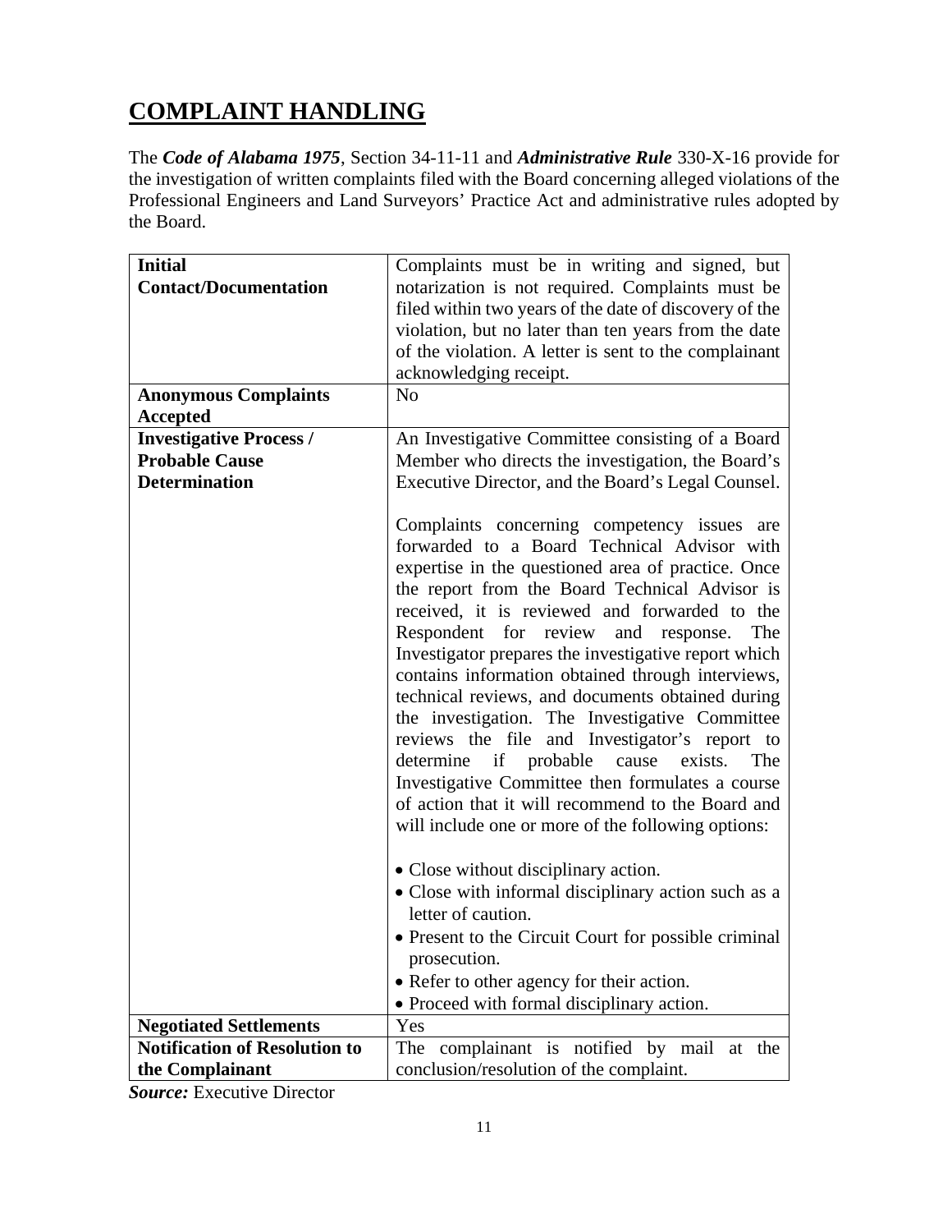# COMPLAINT HANDLING

The ***Code of Alabama 1975***, Section 34-11-11 and ***Administrative Rule*** 330-X-16 provide for the investigation of written complaints filed with the Board concerning alleged violations of the Professional Engineers and Land Surveyors' Practice Act and administrative rules adopted by the Board.

| | |
|---|---|
| **Initial Contact/Documentation** | Complaints must be in writing and signed, but notarization is not required. Complaints must be filed within two years of the date of discovery of the violation, but no later than ten years from the date of the violation. A letter is sent to the complainant acknowledging receipt. |
| **Anonymous Complaints Accepted** | No |
| **Investigative Process / Probable Cause Determination** | An Investigative Committee consisting of a Board Member who directs the investigation, the Board's Executive Director, and the Board's Legal Counsel.<br><br>Complaints concerning competency issues are forwarded to a Board Technical Advisor with expertise in the questioned area of practice. Once the report from the Board Technical Advisor is received, it is reviewed and forwarded to the Respondent for review and response. The Investigator prepares the investigative report which contains information obtained through interviews, technical reviews, and documents obtained during the investigation. The Investigative Committee reviews the file and Investigator's report to determine if probable cause exists. The Investigative Committee then formulates a course of action that it will recommend to the Board and will include one or more of the following options:<br><br>• Close without disciplinary action.<br>• Close with informal disciplinary action such as a letter of caution.<br>• Present to the Circuit Court for possible criminal prosecution.<br>• Refer to other agency for their action.<br>• Proceed with formal disciplinary action. |
| **Negotiated Settlements** | Yes |
| **Notification of Resolution to the Complainant** | The complainant is notified by mail at the conclusion/resolution of the complaint. |

***Source:*** Executive Director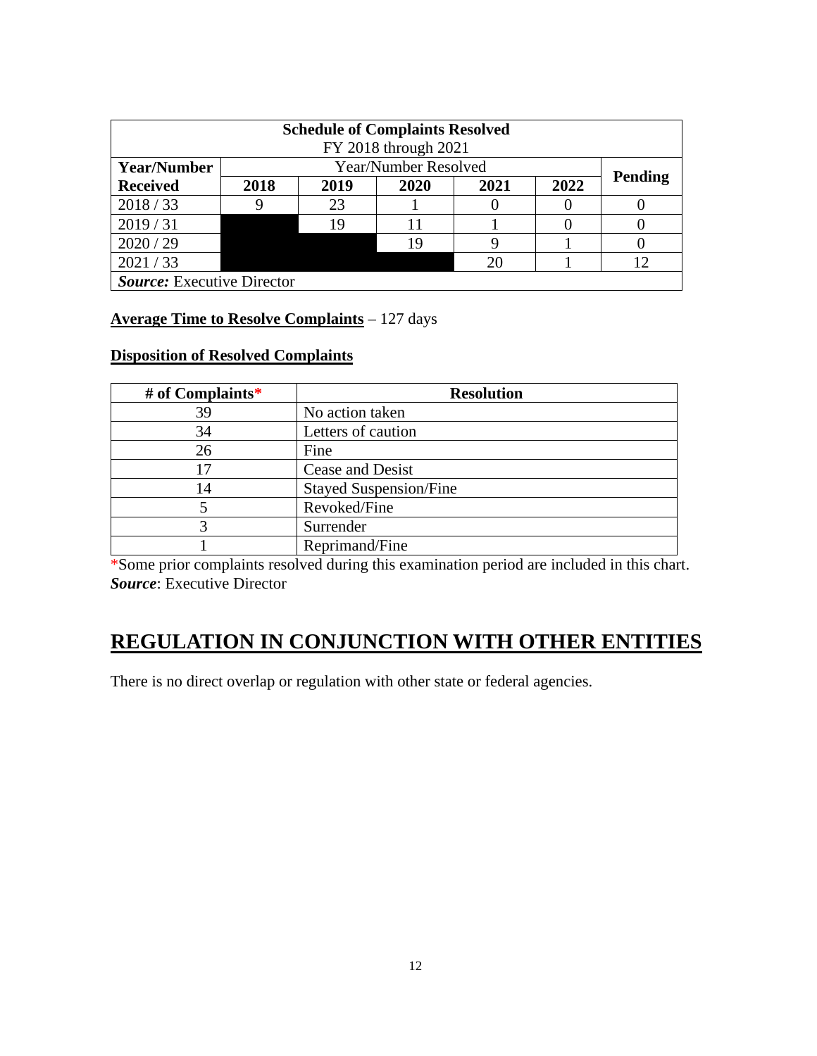| Schedule of Complaints Resolved<br>FY 2018 through 2021 | | | | | | |
|---|---|---|---|---|---|---|
| **Year/Number Received** | Year/Number Resolved | | | | | **Pending** |
| | **2018** | **2019** | **2020** | **2021** | **2022** | |
| 2018 / 33 | 9 | 23 | 1 | 0 | 0 | 0 |
| 2019 / 31 | | 19 | 11 | 1 | 0 | 0 |
| 2020 / 29 | | | 19 | 9 | 1 | 0 |
| 2021 / 33 | | | | 20 | 1 | 12 |
| ***Source:*** Executive Director | | | | | | |

**<u>Average Time to Resolve Complaints</u>** – 127 days

**<u>Disposition of Resolved Complaints</u>**

| # of Complaints* | Resolution |
|---|---|
| 39 | No action taken |
| 34 | Letters of caution |
| 26 | Fine |
| 17 | Cease and Desist |
| 14 | Stayed Suspension/Fine |
| 5 | Revoked/Fine |
| 3 | Surrender |
| 1 | Reprimand/Fine |

*Some prior complaints resolved during this examination period are included in this chart.
***Source***: Executive Director

# REGULATION IN CONJUNCTION WITH OTHER ENTITIES

There is no direct overlap or regulation with other state or federal agencies.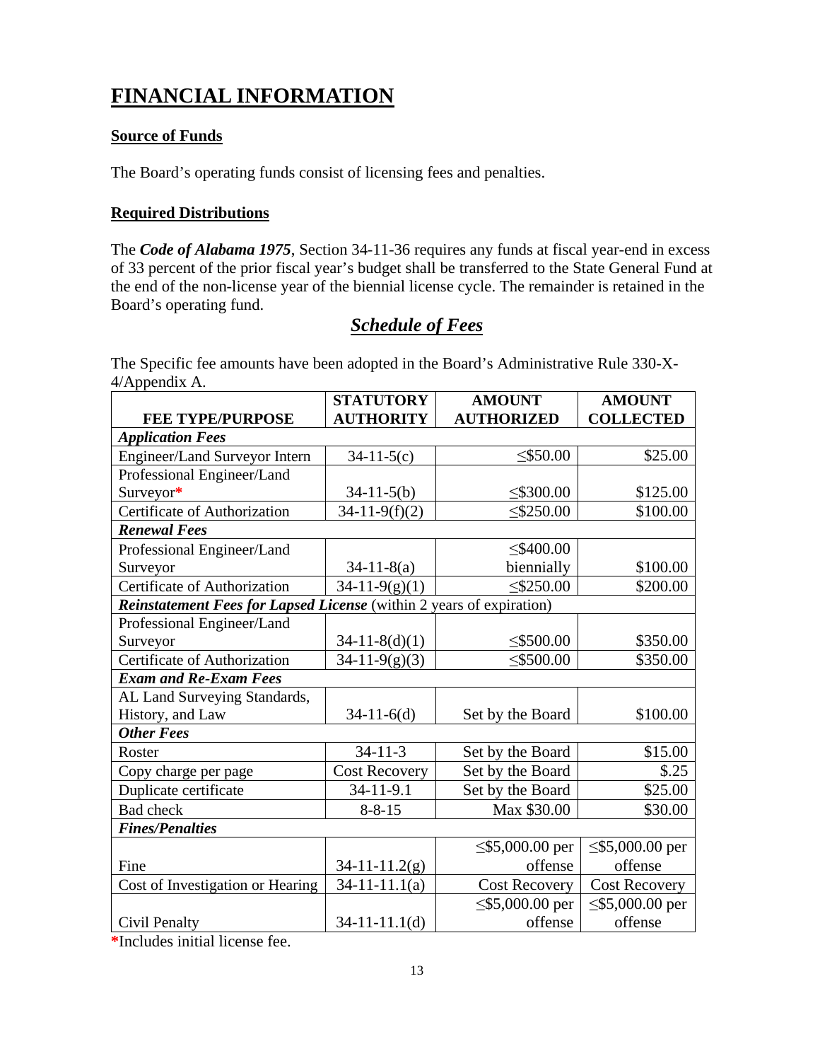# FINANCIAL INFORMATION

## Source of Funds

The Board's operating funds consist of licensing fees and penalties.

## Required Distributions

The ***Code of Alabama 1975***, Section 34-11-36 requires any funds at fiscal year-end in excess of 33 percent of the prior fiscal year's budget shall be transferred to the State General Fund at the end of the non-license year of the biennial license cycle. The remainder is retained in the Board's operating fund.

## *Schedule of Fees*

The Specific fee amounts have been adopted in the Board's Administrative Rule 330-X-4/Appendix A.

| FEE TYPE/PURPOSE | STATUTORY AUTHORITY | AMOUNT AUTHORIZED | AMOUNT COLLECTED |
|---|---|---|---|
| ***Application Fees*** | | | |
| Engineer/Land Surveyor Intern | 34-11-5(c) | ≤$50.00 | $25.00 |
| Professional Engineer/Land Surveyor* | 34-11-5(b) | ≤$300.00 | $125.00 |
| Certificate of Authorization | 34-11-9(f)(2) | ≤$250.00 | $100.00 |
| ***Renewal Fees*** | | | |
| Professional Engineer/Land Surveyor | 34-11-8(a) | ≤$400.00 biennially | $100.00 |
| Certificate of Authorization | 34-11-9(g)(1) | ≤$250.00 | $200.00 |
| ***Reinstatement Fees for Lapsed License*** (within 2 years of expiration) | | | |
| Professional Engineer/Land Surveyor | 34-11-8(d)(1) | ≤$500.00 | $350.00 |
| Certificate of Authorization | 34-11-9(g)(3) | ≤$500.00 | $350.00 |
| ***Exam and Re-Exam Fees*** | | | |
| AL Land Surveying Standards, History, and Law | 34-11-6(d) | Set by the Board | $100.00 |
| ***Other Fees*** | | | |
| Roster | 34-11-3 | Set by the Board | $15.00 |
| Copy charge per page | Cost Recovery | Set by the Board | $.25 |
| Duplicate certificate | 34-11-9.1 | Set by the Board | $25.00 |
| Bad check | 8-8-15 | Max $30.00 | $30.00 |
| ***Fines/Penalties*** | | | |
| Fine | 34-11-11.2(g) | ≤$5,000.00 per offense | ≤$5,000.00 per offense |
| Cost of Investigation or Hearing | 34-11-11.1(a) | Cost Recovery | Cost Recovery |
| Civil Penalty | 34-11-11.1(d) | ≤$5,000.00 per offense | ≤$5,000.00 per offense |

*Includes initial license fee.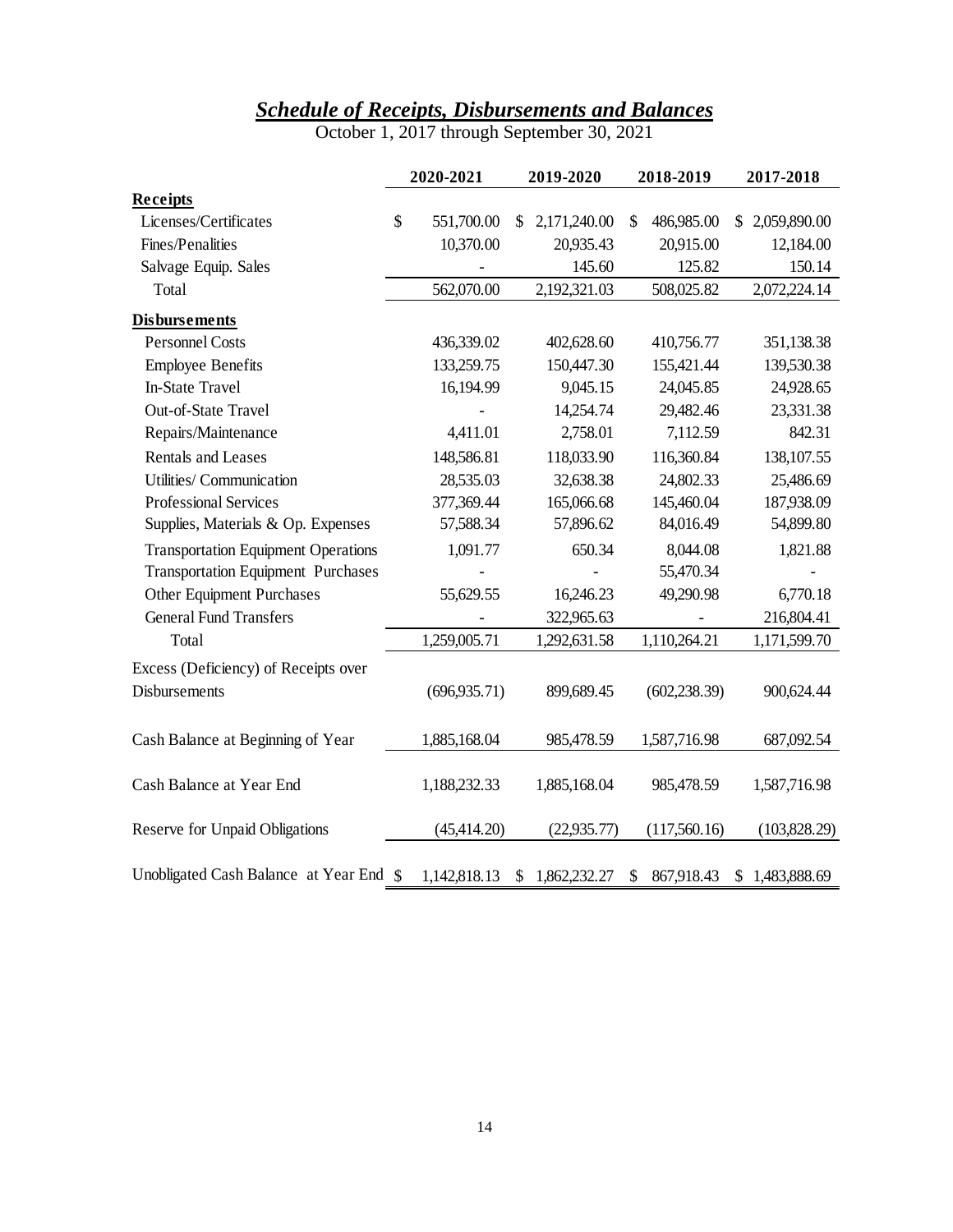## ***Schedule of Receipts, Disbursements and Balances***

October 1, 2017 through September 30, 2021

| | 2020-2021 | 2019-2020 | 2018-2019 | 2017-2018 |
|---|---|---|---|---|
| **Receipts** | | | | |
| Licenses/Certificates | $ 551,700.00 | $ 2,171,240.00 | $ 486,985.00 | $ 2,059,890.00 |
| Fines/Penalities | 10,370.00 | 20,935.43 | 20,915.00 | 12,184.00 |
| Salvage Equip. Sales | - | 145.60 | 125.82 | 150.14 |
| Total | 562,070.00 | 2,192,321.03 | 508,025.82 | 2,072,224.14 |
| **Disbursements** | | | | |
| Personnel Costs | 436,339.02 | 402,628.60 | 410,756.77 | 351,138.38 |
| Employee Benefits | 133,259.75 | 150,447.30 | 155,421.44 | 139,530.38 |
| In-State Travel | 16,194.99 | 9,045.15 | 24,045.85 | 24,928.65 |
| Out-of-State Travel | - | 14,254.74 | 29,482.46 | 23,331.38 |
| Repairs/Maintenance | 4,411.01 | 2,758.01 | 7,112.59 | 842.31 |
| Rentals and Leases | 148,586.81 | 118,033.90 | 116,360.84 | 138,107.55 |
| Utilities/ Communication | 28,535.03 | 32,638.38 | 24,802.33 | 25,486.69 |
| Professional Services | 377,369.44 | 165,066.68 | 145,460.04 | 187,938.09 |
| Supplies, Materials & Op. Expenses | 57,588.34 | 57,896.62 | 84,016.49 | 54,899.80 |
| Transportation Equipment Operations | 1,091.77 | 650.34 | 8,044.08 | 1,821.88 |
| Transportation Equipment Purchases | - | - | 55,470.34 | - |
| Other Equipment Purchases | 55,629.55 | 16,246.23 | 49,290.98 | 6,770.18 |
| General Fund Transfers | - | 322,965.63 | - | 216,804.41 |
| Total | 1,259,005.71 | 1,292,631.58 | 1,110,264.21 | 1,171,599.70 |
| Excess (Deficiency) of Receipts over Disbursements | (696,935.71) | 899,689.45 | (602,238.39) | 900,624.44 |
| Cash Balance at Beginning of Year | 1,885,168.04 | 985,478.59 | 1,587,716.98 | 687,092.54 |
| Cash Balance at Year End | 1,188,232.33 | 1,885,168.04 | 985,478.59 | 1,587,716.98 |
| Reserve for Unpaid Obligations | (45,414.20) | (22,935.77) | (117,560.16) | (103,828.29) |
| Unobligated Cash Balance at Year End | $ 1,142,818.13 | $ 1,862,232.27 | $ 867,918.43 | $ 1,483,888.69 |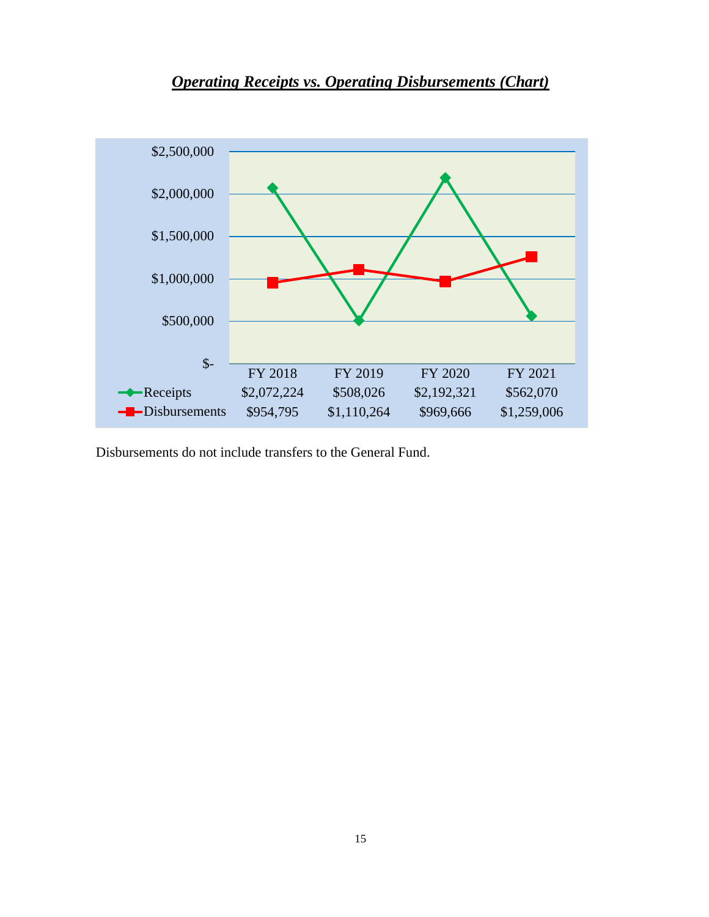## ***Operating Receipts vs. Operating Disbursements (Chart)***

| | FY 2018 | FY 2019 | FY 2020 | FY 2021 |
|---|---|---|---|---|
| Receipts | $2,072,224 | $508,026 | $2,192,321 | $562,070 |
| Disbursements | $954,795 | $1,110,264 | $969,666 | $1,259,006 |

Disbursements do not include transfers to the General Fund.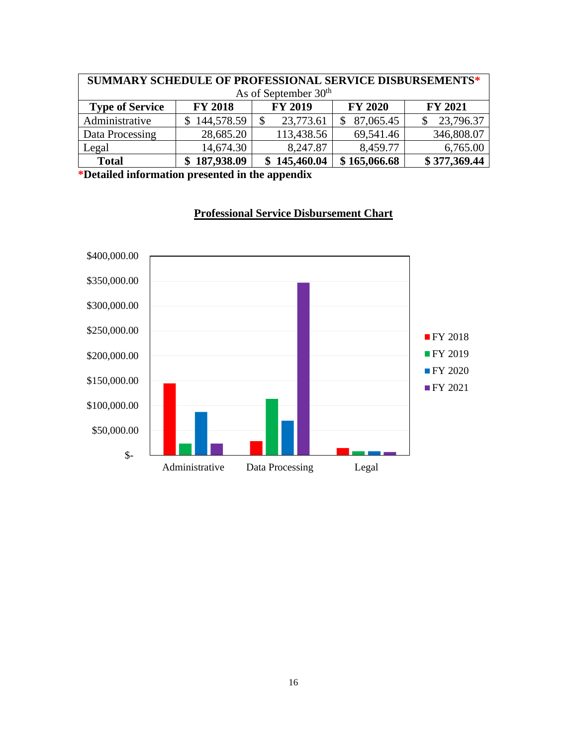| SUMMARY SCHEDULE OF PROFESSIONAL SERVICE DISBURSEMENTS* | | | | |
|---|---|---|---|---|
| As of September 30th | | | | |
| **Type of Service** | **FY 2018** | **FY 2019** | **FY 2020** | **FY 2021** |
| Administrative | $ 144,578.59 | $ 23,773.61 | $ 87,065.45 | $ 23,796.37 |
| Data Processing | 28,685.20 | 113,438.56 | 69,541.46 | 346,808.07 |
| Legal | 14,674.30 | 8,247.87 | 8,459.77 | 6,765.00 |
| **Total** | **$ 187,938.09** | **$ 145,460.04** | **$ 165,066.68** | **$ 377,369.44** |

***Detailed information presented in the appendix**

**Professional Service Disbursement Chart**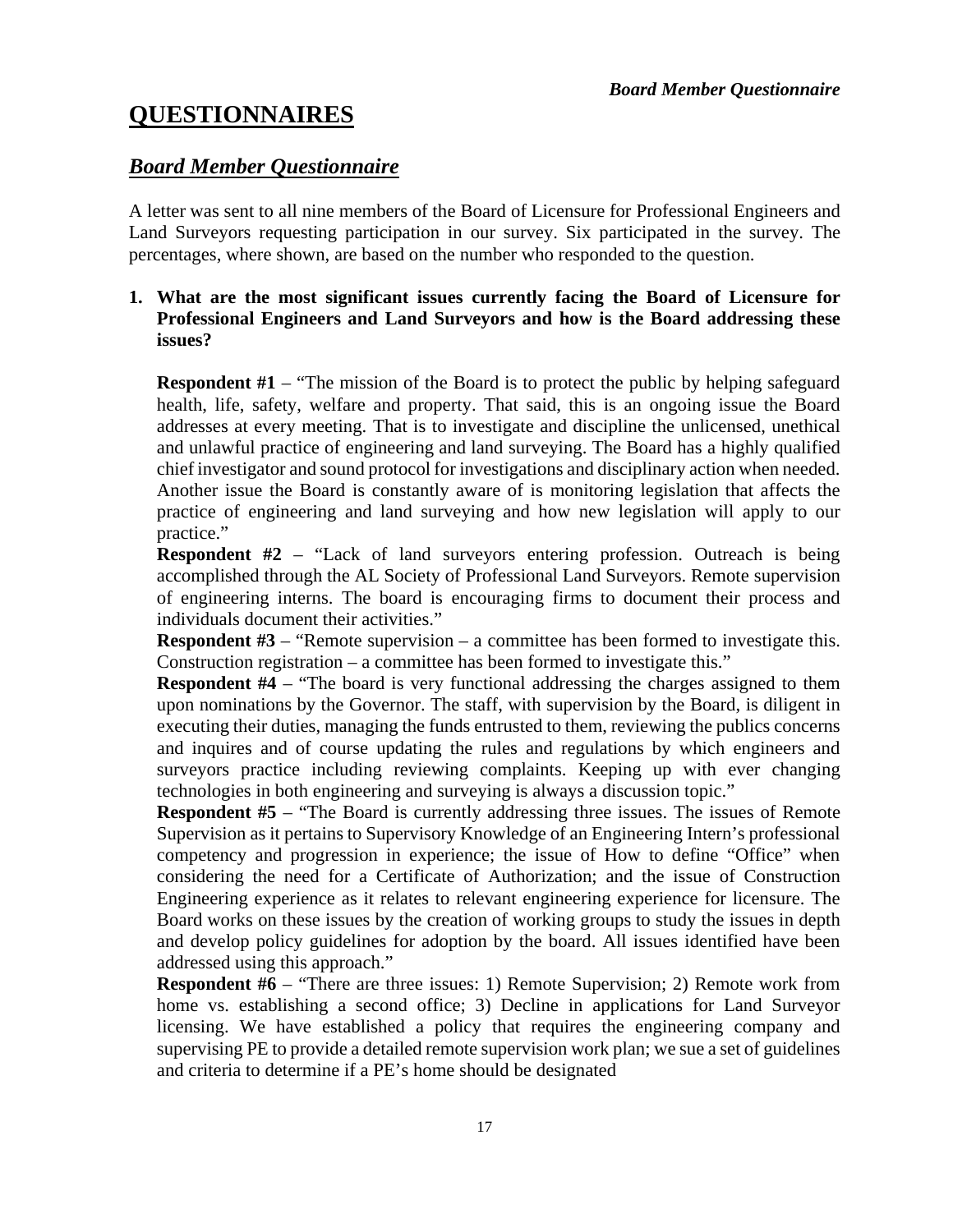# QUESTIONNAIRES

## *Board Member Questionnaire*

A letter was sent to all nine members of the Board of Licensure for Professional Engineers and Land Surveyors requesting participation in our survey. Six participated in the survey. The percentages, where shown, are based on the number who responded to the question.

**1. What are the most significant issues currently facing the Board of Licensure for Professional Engineers and Land Surveyors and how is the Board addressing these issues?**

**Respondent #1** – "The mission of the Board is to protect the public by helping safeguard health, life, safety, welfare and property. That said, this is an ongoing issue the Board addresses at every meeting. That is to investigate and discipline the unlicensed, unethical and unlawful practice of engineering and land surveying. The Board has a highly qualified chief investigator and sound protocol for investigations and disciplinary action when needed. Another issue the Board is constantly aware of is monitoring legislation that affects the practice of engineering and land surveying and how new legislation will apply to our practice."

**Respondent #2** – "Lack of land surveyors entering profession. Outreach is being accomplished through the AL Society of Professional Land Surveyors. Remote supervision of engineering interns. The board is encouraging firms to document their process and individuals document their activities."

**Respondent #3** – "Remote supervision – a committee has been formed to investigate this. Construction registration – a committee has been formed to investigate this."

**Respondent #4** – "The board is very functional addressing the charges assigned to them upon nominations by the Governor. The staff, with supervision by the Board, is diligent in executing their duties, managing the funds entrusted to them, reviewing the publics concerns and inquires and of course updating the rules and regulations by which engineers and surveyors practice including reviewing complaints. Keeping up with ever changing technologies in both engineering and surveying is always a discussion topic."

**Respondent #5** – "The Board is currently addressing three issues. The issues of Remote Supervision as it pertains to Supervisory Knowledge of an Engineering Intern's professional competency and progression in experience; the issue of How to define "Office" when considering the need for a Certificate of Authorization; and the issue of Construction Engineering experience as it relates to relevant engineering experience for licensure. The Board works on these issues by the creation of working groups to study the issues in depth and develop policy guidelines for adoption by the board. All issues identified have been addressed using this approach."

**Respondent #6** – "There are three issues: 1) Remote Supervision; 2) Remote work from home vs. establishing a second office; 3) Decline in applications for Land Surveyor licensing. We have established a policy that requires the engineering company and supervising PE to provide a detailed remote supervision work plan; we sue a set of guidelines and criteria to determine if a PE's home should be designated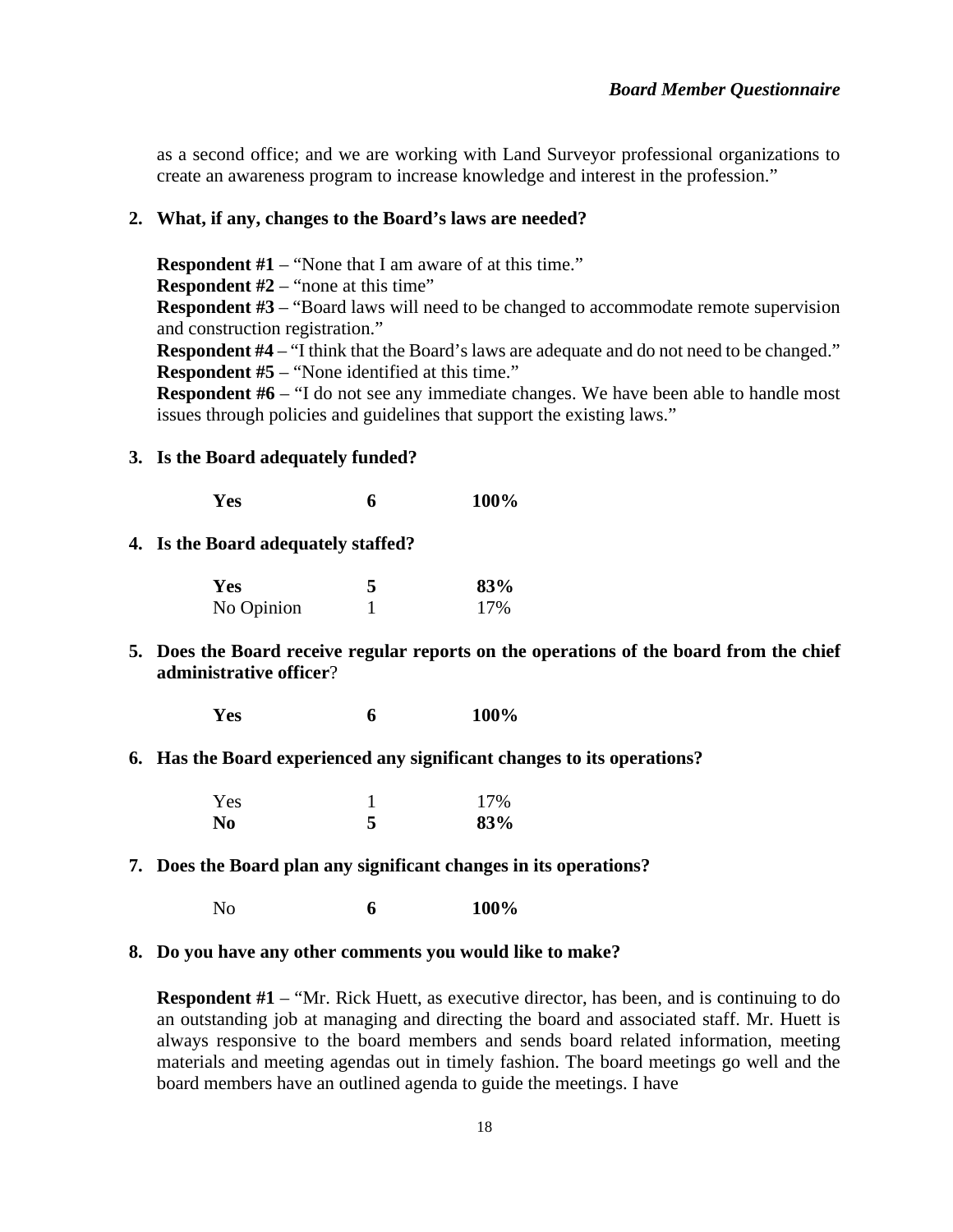as a second office; and we are working with Land Surveyor professional organizations to create an awareness program to increase knowledge and interest in the profession."

**2. What, if any, changes to the Board's laws are needed?**

**Respondent #1** – "None that I am aware of at this time."
**Respondent #2** – "none at this time"
**Respondent #3** – "Board laws will need to be changed to accommodate remote supervision and construction registration."
**Respondent #4** – "I think that the Board's laws are adequate and do not need to be changed."
**Respondent #5** – "None identified at this time."
**Respondent #6** – "I do not see any immediate changes. We have been able to handle most issues through policies and guidelines that support the existing laws."

**3. Is the Board adequately funded?**

| | | |
|---|---|---|
| **Yes** | **6** | **100%** |

**4. Is the Board adequately staffed?**

| | | |
|---|---|---|
| **Yes** | **5** | **83%** |
| No Opinion | 1 | 17% |

**5. Does the Board receive regular reports on the operations of the board from the chief administrative officer?**

| | | |
|---|---|---|
| **Yes** | **6** | **100%** |

**6. Has the Board experienced any significant changes to its operations?**

| | | |
|---|---|---|
| Yes | 1 | 17% |
| **No** | **5** | **83%** |

**7. Does the Board plan any significant changes in its operations?**

| | | |
|---|---|---|
| No | **6** | **100%** |

**8. Do you have any other comments you would like to make?**

**Respondent #1** – "Mr. Rick Huett, as executive director, has been, and is continuing to do an outstanding job at managing and directing the board and associated staff. Mr. Huett is always responsive to the board members and sends board related information, meeting materials and meeting agendas out in timely fashion. The board meetings go well and the board members have an outlined agenda to guide the meetings. I have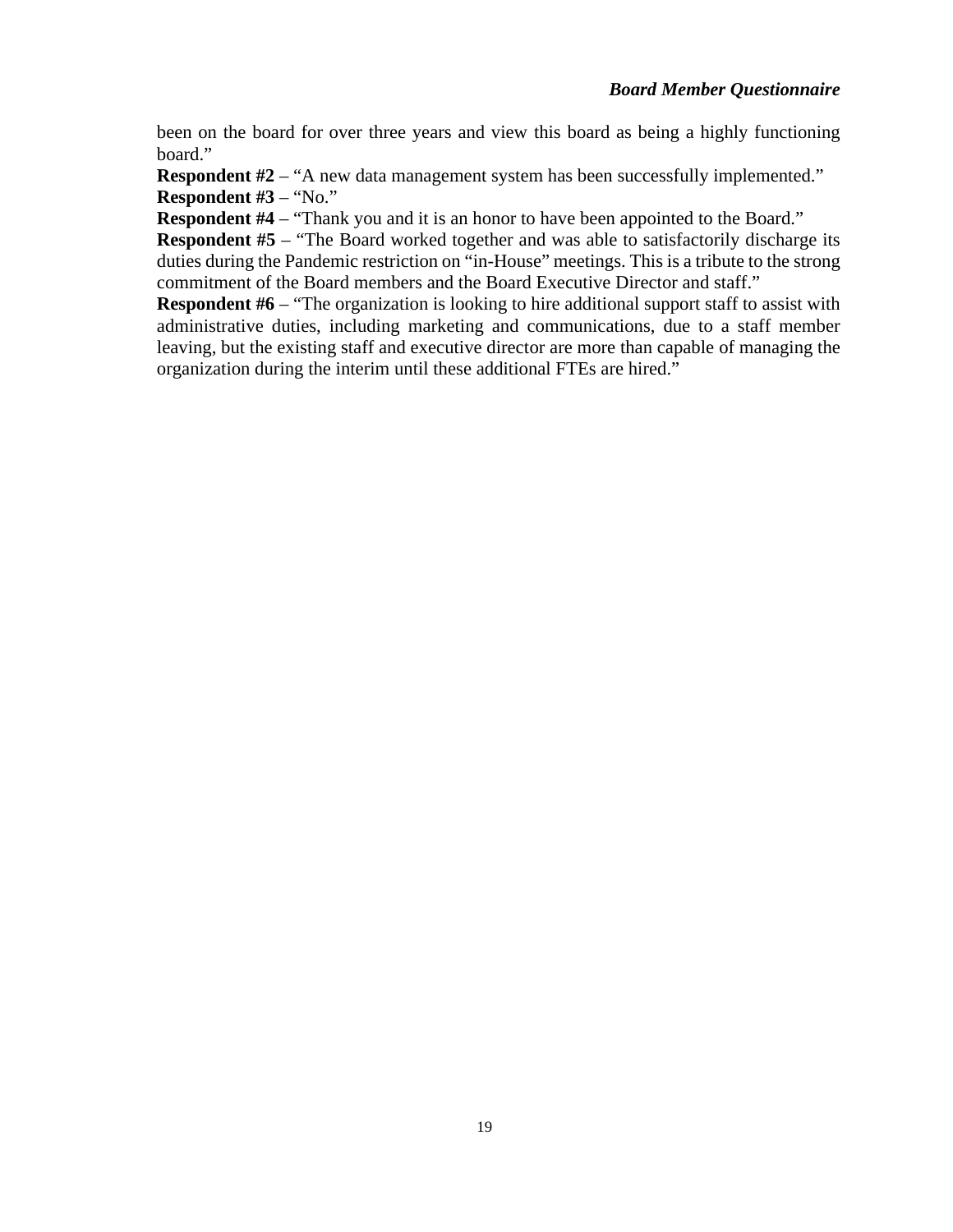been on the board for over three years and view this board as being a highly functioning board."

**Respondent #2** – "A new data management system has been successfully implemented."

**Respondent #3** – "No."

**Respondent #4** – "Thank you and it is an honor to have been appointed to the Board."

**Respondent #5** – "The Board worked together and was able to satisfactorily discharge its duties during the Pandemic restriction on "in-House" meetings. This is a tribute to the strong commitment of the Board members and the Board Executive Director and staff."

**Respondent #6** – "The organization is looking to hire additional support staff to assist with administrative duties, including marketing and communications, due to a staff member leaving, but the existing staff and executive director are more than capable of managing the organization during the interim until these additional FTEs are hired."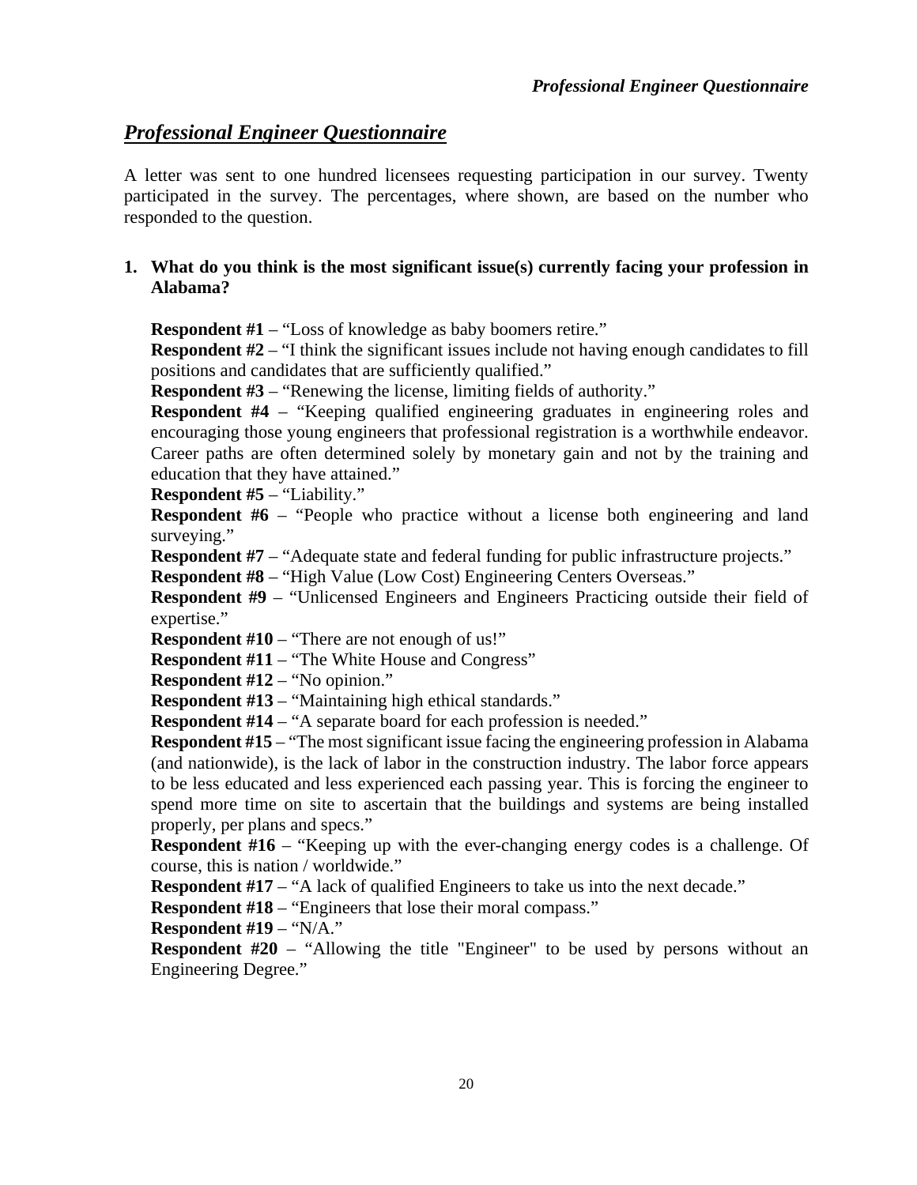## ***Professional Engineer Questionnaire***

A letter was sent to one hundred licensees requesting participation in our survey. Twenty participated in the survey. The percentages, where shown, are based on the number who responded to the question.

**1. What do you think is the most significant issue(s) currently facing your profession in Alabama?**

**Respondent #1** – "Loss of knowledge as baby boomers retire."
**Respondent #2** – "I think the significant issues include not having enough candidates to fill positions and candidates that are sufficiently qualified."
**Respondent #3** – "Renewing the license, limiting fields of authority."
**Respondent #4** – "Keeping qualified engineering graduates in engineering roles and encouraging those young engineers that professional registration is a worthwhile endeavor. Career paths are often determined solely by monetary gain and not by the training and education that they have attained."
**Respondent #5** – "Liability."
**Respondent #6** – "People who practice without a license both engineering and land surveying."
**Respondent #7** – "Adequate state and federal funding for public infrastructure projects."
**Respondent #8** – "High Value (Low Cost) Engineering Centers Overseas."
**Respondent #9** – "Unlicensed Engineers and Engineers Practicing outside their field of expertise."
**Respondent #10** – "There are not enough of us!"
**Respondent #11** – "The White House and Congress"
**Respondent #12** – "No opinion."
**Respondent #13** – "Maintaining high ethical standards."
**Respondent #14** – "A separate board for each profession is needed."
**Respondent #15** – "The most significant issue facing the engineering profession in Alabama (and nationwide), is the lack of labor in the construction industry. The labor force appears to be less educated and less experienced each passing year. This is forcing the engineer to spend more time on site to ascertain that the buildings and systems are being installed properly, per plans and specs."
**Respondent #16** – "Keeping up with the ever-changing energy codes is a challenge. Of course, this is nation / worldwide."
**Respondent #17** – "A lack of qualified Engineers to take us into the next decade."
**Respondent #18** – "Engineers that lose their moral compass."
**Respondent #19** – "N/A."
**Respondent #20** – "Allowing the title "Engineer" to be used by persons without an Engineering Degree."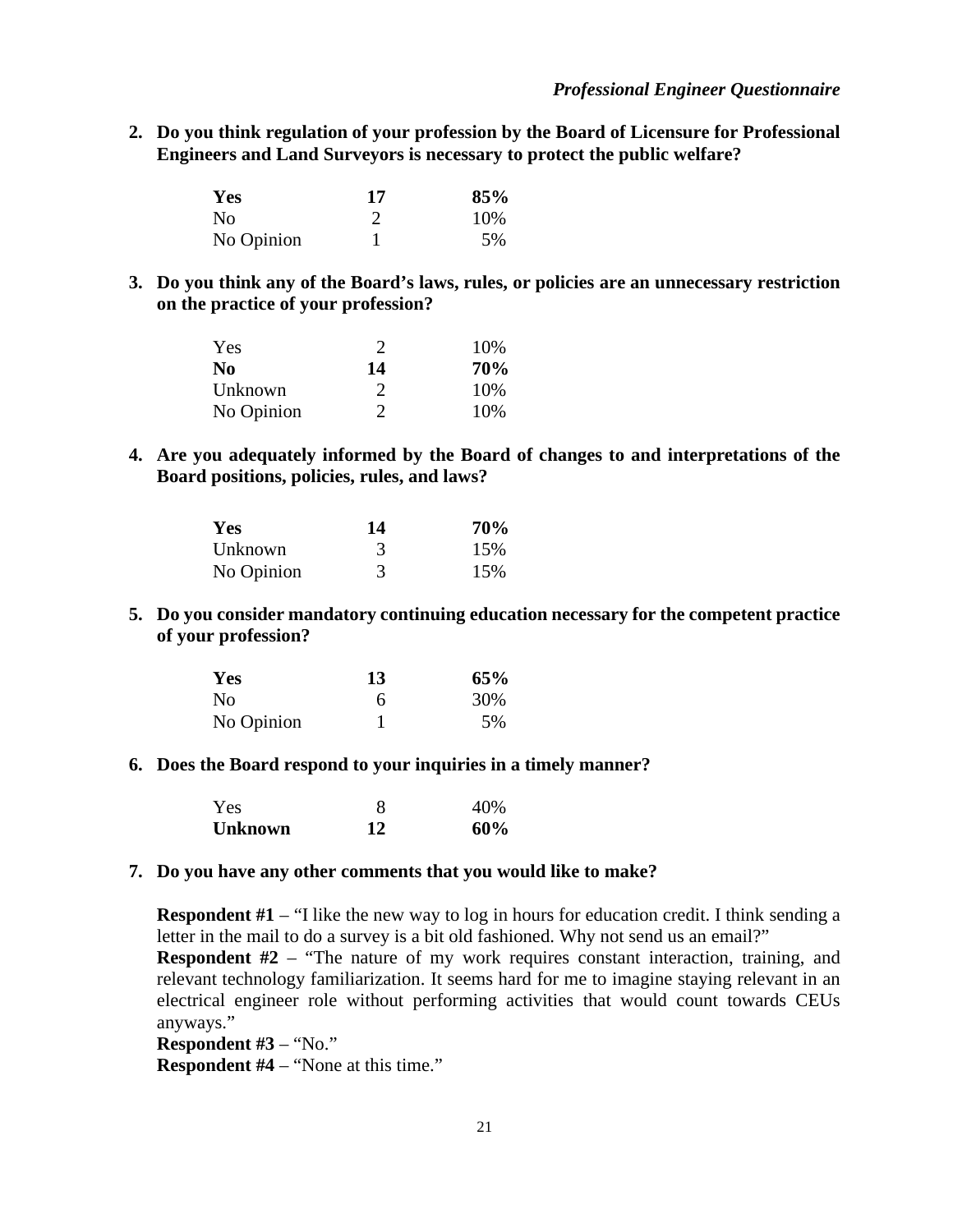**2. Do you think regulation of your profession by the Board of Licensure for Professional Engineers and Land Surveyors is necessary to protect the public welfare?**

| | | |
|---|---|---|
| **Yes** | **17** | **85%** |
| No | 2 | 10% |
| No Opinion | 1 | 5% |

**3. Do you think any of the Board's laws, rules, or policies are an unnecessary restriction on the practice of your profession?**

| | | |
|---|---|---|
| Yes | 2 | 10% |
| **No** | **14** | **70%** |
| Unknown | 2 | 10% |
| No Opinion | 2 | 10% |

**4. Are you adequately informed by the Board of changes to and interpretations of the Board positions, policies, rules, and laws?**

| | | |
|---|---|---|
| **Yes** | **14** | **70%** |
| Unknown | 3 | 15% |
| No Opinion | 3 | 15% |

**5. Do you consider mandatory continuing education necessary for the competent practice of your profession?**

| | | |
|---|---|---|
| **Yes** | **13** | **65%** |
| No | 6 | 30% |
| No Opinion | 1 | 5% |

**6. Does the Board respond to your inquiries in a timely manner?**

| | | |
|---|---|---|
| Yes | 8 | 40% |
| **Unknown** | **12** | **60%** |

**7. Do you have any other comments that you would like to make?**

**Respondent #1** – "I like the new way to log in hours for education credit. I think sending a letter in the mail to do a survey is a bit old fashioned. Why not send us an email?"
**Respondent #2** – "The nature of my work requires constant interaction, training, and relevant technology familiarization. It seems hard for me to imagine staying relevant in an electrical engineer role without performing activities that would count towards CEUs anyways."
**Respondent #3** – "No."
**Respondent #4** – "None at this time."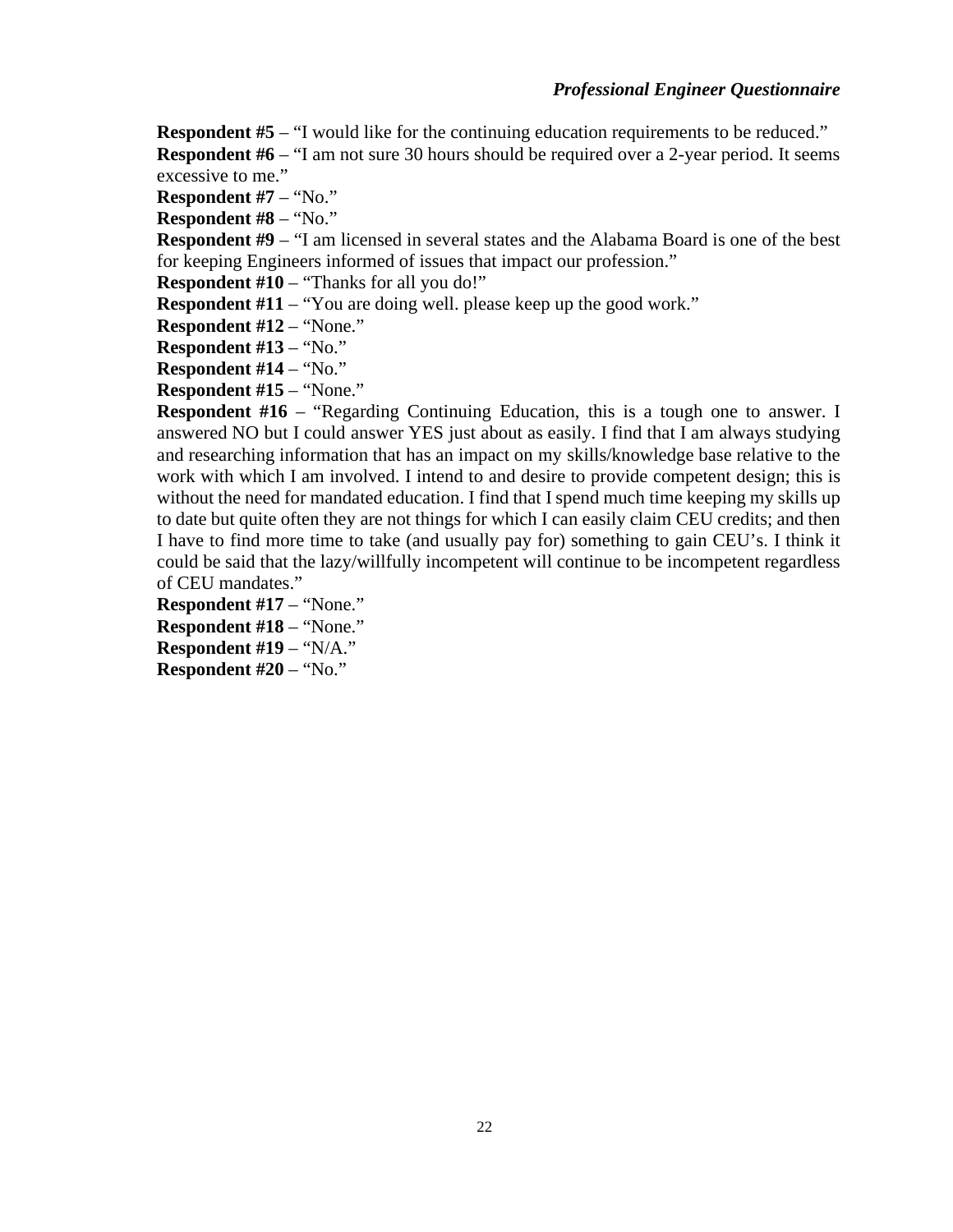**Respondent #5** – “I would like for the continuing education requirements to be reduced.”

**Respondent #6** – “I am not sure 30 hours should be required over a 2-year period. It seems excessive to me.”

**Respondent #7** – “No.”

**Respondent #8** – “No.”

**Respondent #9** – “I am licensed in several states and the Alabama Board is one of the best for keeping Engineers informed of issues that impact our profession.”

**Respondent #10** – “Thanks for all you do!”

**Respondent #11** – “You are doing well. please keep up the good work.”

**Respondent #12** – “None.”

**Respondent #13** – “No.”

**Respondent #14** – “No.”

**Respondent #15** – “None.”

**Respondent #16** – “Regarding Continuing Education, this is a tough one to answer. I answered NO but I could answer YES just about as easily. I find that I am always studying and researching information that has an impact on my skills/knowledge base relative to the work with which I am involved. I intend to and desire to provide competent design; this is without the need for mandated education. I find that I spend much time keeping my skills up to date but quite often they are not things for which I can easily claim CEU credits; and then I have to find more time to take (and usually pay for) something to gain CEU’s. I think it could be said that the lazy/willfully incompetent will continue to be incompetent regardless of CEU mandates.”

**Respondent #17** – “None.”

**Respondent #18** – “None.”

**Respondent #19** – “N/A.”

**Respondent #20** – “No.”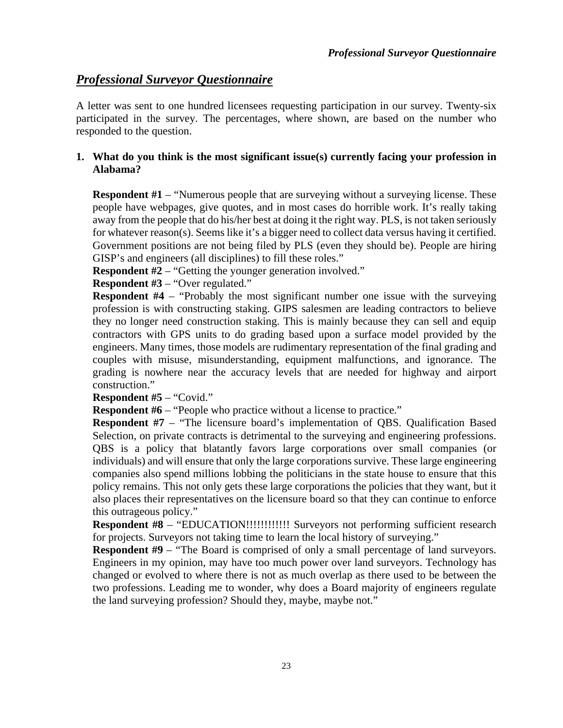## ***Professional Surveyor Questionnaire***

A letter was sent to one hundred licensees requesting participation in our survey. Twenty-six participated in the survey. The percentages, where shown, are based on the number who responded to the question.

**1. What do you think is the most significant issue(s) currently facing your profession in Alabama?**

**Respondent #1** – "Numerous people that are surveying without a surveying license. These people have webpages, give quotes, and in most cases do horrible work. It's really taking away from the people that do his/her best at doing it the right way. PLS, is not taken seriously for whatever reason(s). Seems like it's a bigger need to collect data versus having it certified. Government positions are not being filed by PLS (even they should be). People are hiring GISP's and engineers (all disciplines) to fill these roles."

**Respondent #2** – "Getting the younger generation involved."

**Respondent #3** – "Over regulated."

**Respondent #4** – "Probably the most significant number one issue with the surveying profession is with constructing staking. GIPS salesmen are leading contractors to believe they no longer need construction staking. This is mainly because they can sell and equip contractors with GPS units to do grading based upon a surface model provided by the engineers. Many times, those models are rudimentary representation of the final grading and couples with misuse, misunderstanding, equipment malfunctions, and ignorance. The grading is nowhere near the accuracy levels that are needed for highway and airport construction."

**Respondent #5** – "Covid."

**Respondent #6** – "People who practice without a license to practice."

**Respondent #7** – "The licensure board's implementation of QBS. Qualification Based Selection, on private contracts is detrimental to the surveying and engineering professions. QBS is a policy that blatantly favors large corporations over small companies (or individuals) and will ensure that only the large corporations survive. These large engineering companies also spend millions lobbing the politicians in the state house to ensure that this policy remains. This not only gets these large corporations the policies that they want, but it also places their representatives on the licensure board so that they can continue to enforce this outrageous policy."

**Respondent #8** – "EDUCATION!!!!!!!!!!!! Surveyors not performing sufficient research for projects. Surveyors not taking time to learn the local history of surveying."

**Respondent #9** – "The Board is comprised of only a small percentage of land surveyors. Engineers in my opinion, may have too much power over land surveyors. Technology has changed or evolved to where there is not as much overlap as there used to be between the two professions. Leading me to wonder, why does a Board majority of engineers regulate the land surveying profession? Should they, maybe, maybe not."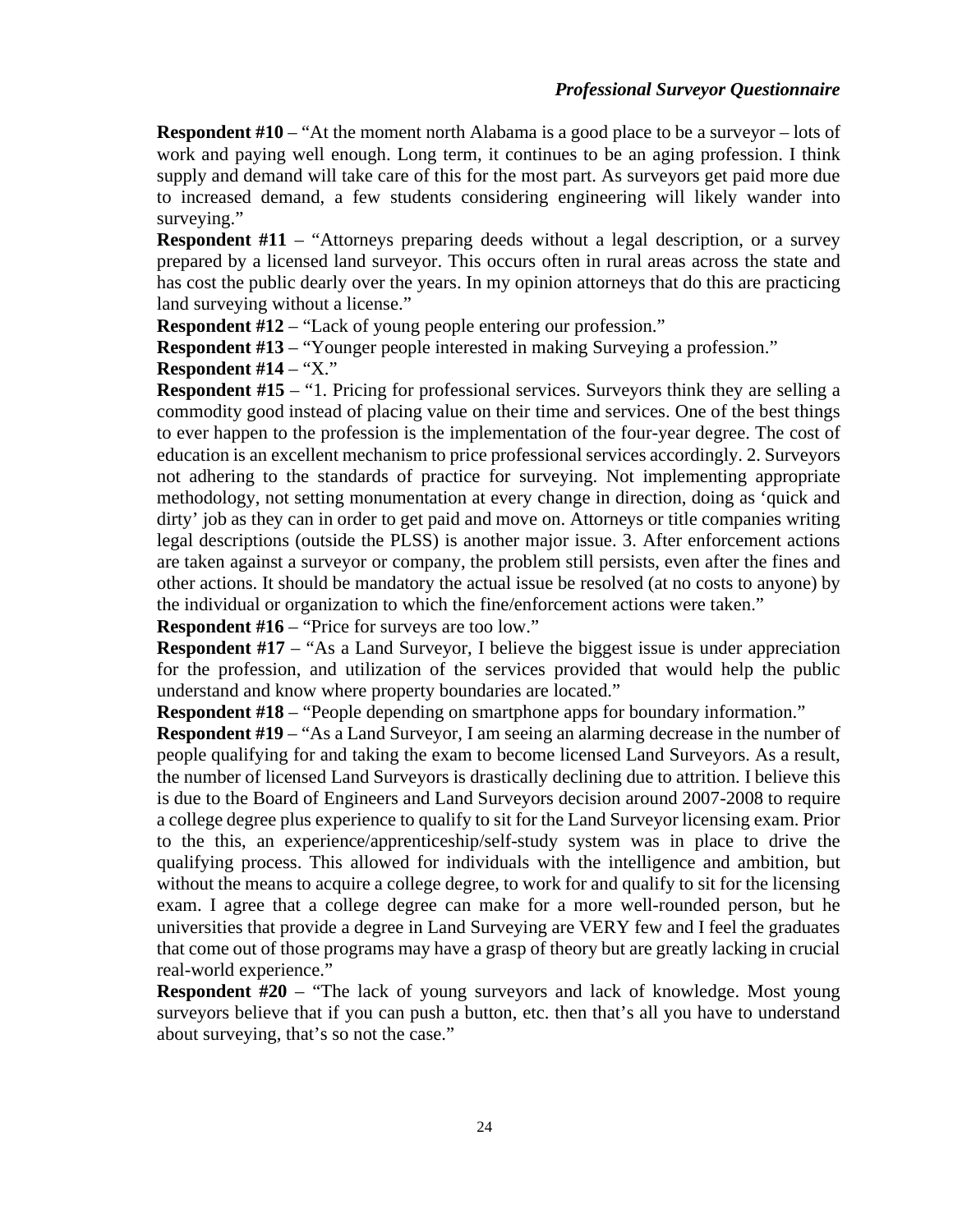**Respondent #10** – "At the moment north Alabama is a good place to be a surveyor – lots of work and paying well enough. Long term, it continues to be an aging profession. I think supply and demand will take care of this for the most part. As surveyors get paid more due to increased demand, a few students considering engineering will likely wander into surveying."

**Respondent #11** – "Attorneys preparing deeds without a legal description, or a survey prepared by a licensed land surveyor. This occurs often in rural areas across the state and has cost the public dearly over the years. In my opinion attorneys that do this are practicing land surveying without a license."

**Respondent #12** – "Lack of young people entering our profession."

**Respondent #13** – "Younger people interested in making Surveying a profession."

**Respondent #14** – "X."

**Respondent #15** – "1. Pricing for professional services. Surveyors think they are selling a commodity good instead of placing value on their time and services. One of the best things to ever happen to the profession is the implementation of the four-year degree. The cost of education is an excellent mechanism to price professional services accordingly. 2. Surveyors not adhering to the standards of practice for surveying. Not implementing appropriate methodology, not setting monumentation at every change in direction, doing as 'quick and dirty' job as they can in order to get paid and move on. Attorneys or title companies writing legal descriptions (outside the PLSS) is another major issue. 3. After enforcement actions are taken against a surveyor or company, the problem still persists, even after the fines and other actions. It should be mandatory the actual issue be resolved (at no costs to anyone) by the individual or organization to which the fine/enforcement actions were taken."

**Respondent #16** – "Price for surveys are too low."

**Respondent #17** – "As a Land Surveyor, I believe the biggest issue is under appreciation for the profession, and utilization of the services provided that would help the public understand and know where property boundaries are located."

**Respondent #18** – "People depending on smartphone apps for boundary information."

**Respondent #19** – "As a Land Surveyor, I am seeing an alarming decrease in the number of people qualifying for and taking the exam to become licensed Land Surveyors. As a result, the number of licensed Land Surveyors is drastically declining due to attrition. I believe this is due to the Board of Engineers and Land Surveyors decision around 2007-2008 to require a college degree plus experience to qualify to sit for the Land Surveyor licensing exam. Prior to the this, an experience/apprenticeship/self-study system was in place to drive the qualifying process. This allowed for individuals with the intelligence and ambition, but without the means to acquire a college degree, to work for and qualify to sit for the licensing exam. I agree that a college degree can make for a more well-rounded person, but he universities that provide a degree in Land Surveying are VERY few and I feel the graduates that come out of those programs may have a grasp of theory but are greatly lacking in crucial real-world experience."

**Respondent #20** – "The lack of young surveyors and lack of knowledge. Most young surveyors believe that if you can push a button, etc. then that's all you have to understand about surveying, that's so not the case."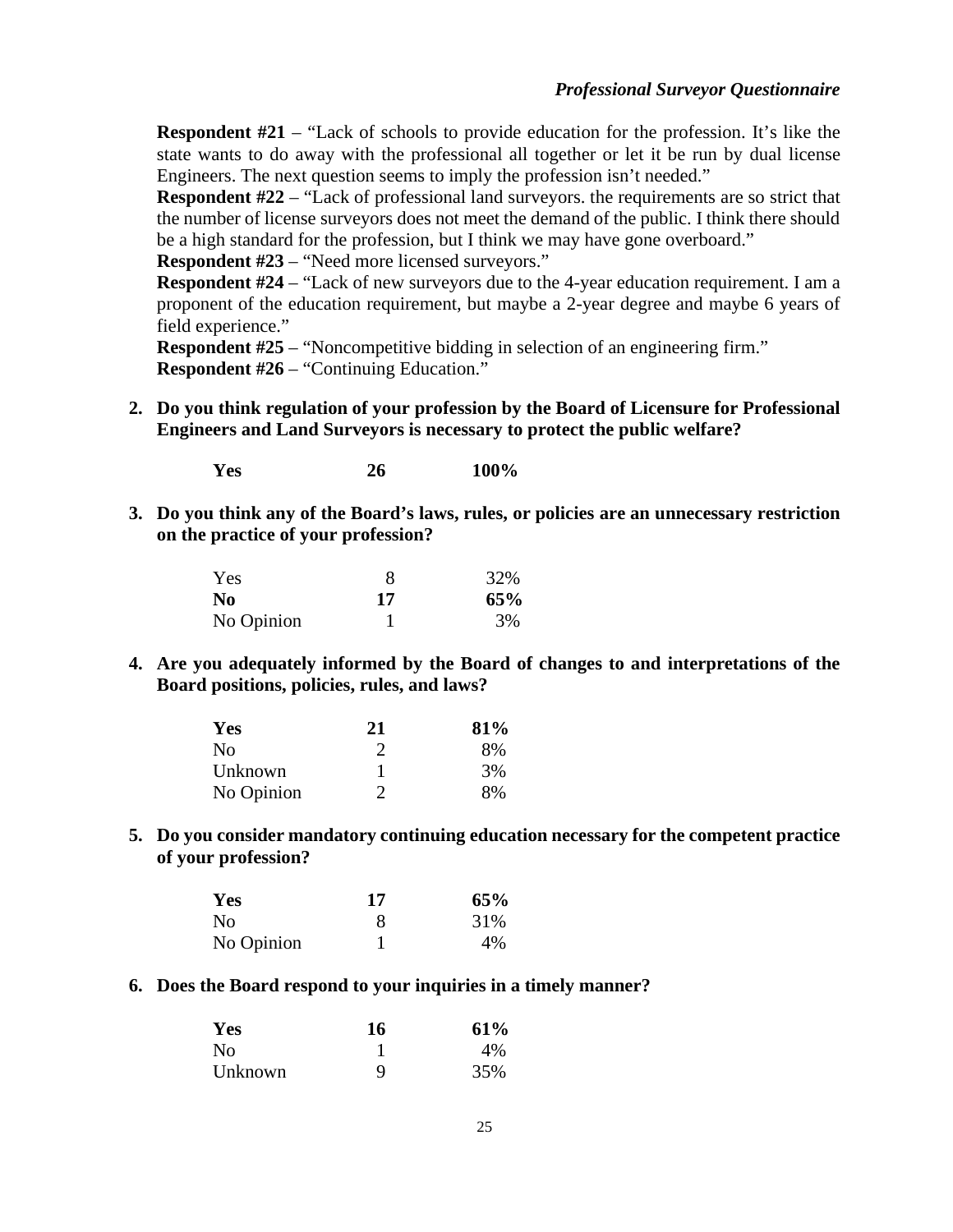**Respondent #21** – "Lack of schools to provide education for the profession. It's like the state wants to do away with the professional all together or let it be run by dual license Engineers. The next question seems to imply the profession isn't needed."

**Respondent #22** – "Lack of professional land surveyors. the requirements are so strict that the number of license surveyors does not meet the demand of the public. I think there should be a high standard for the profession, but I think we may have gone overboard."

**Respondent #23** – "Need more licensed surveyors."

**Respondent #24** – "Lack of new surveyors due to the 4-year education requirement. I am a proponent of the education requirement, but maybe a 2-year degree and maybe 6 years of field experience."

**Respondent #25** – "Noncompetitive bidding in selection of an engineering firm."

**Respondent #26** – "Continuing Education."

2. **Do you think regulation of your profession by the Board of Licensure for Professional Engineers and Land Surveyors is necessary to protect the public welfare?**

| | | |
|---|---|---|
| **Yes** | **26** | **100%** |

3. **Do you think any of the Board's laws, rules, or policies are an unnecessary restriction on the practice of your profession?**

| | | |
|---|---|---|
| Yes | 8 | 32% |
| **No** | **17** | **65%** |
| No Opinion | 1 | 3% |

4. **Are you adequately informed by the Board of changes to and interpretations of the Board positions, policies, rules, and laws?**

| | | |
|---|---|---|
| **Yes** | **21** | **81%** |
| No | 2 | 8% |
| Unknown | 1 | 3% |
| No Opinion | 2 | 8% |

5. **Do you consider mandatory continuing education necessary for the competent practice of your profession?**

| | | |
|---|---|---|
| **Yes** | **17** | **65%** |
| No | 8 | 31% |
| No Opinion | 1 | 4% |

6. **Does the Board respond to your inquiries in a timely manner?**

| | | |
|---|---|---|
| **Yes** | **16** | **61%** |
| No | 1 | 4% |
| Unknown | 9 | 35% |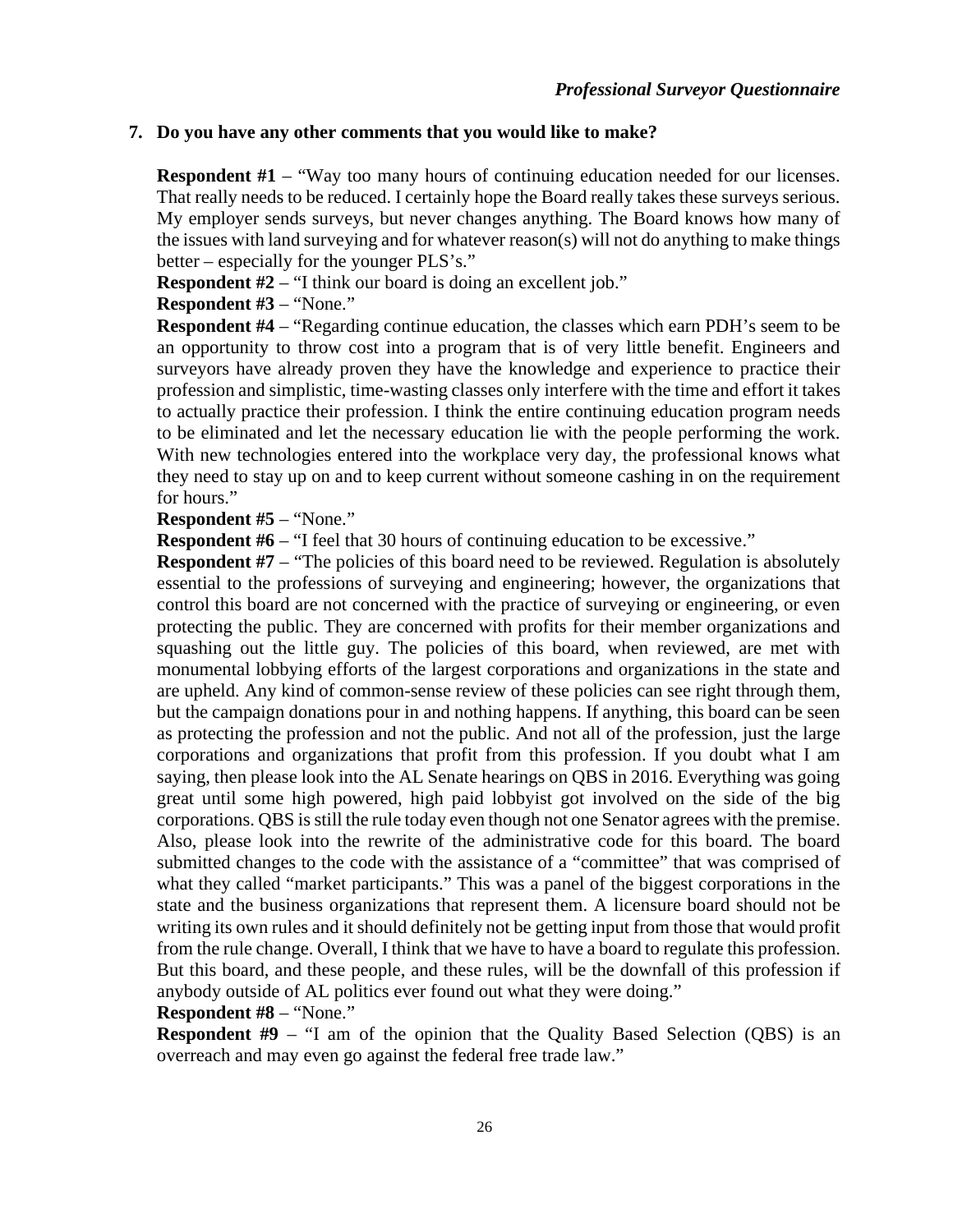**7. Do you have any other comments that you would like to make?**

**Respondent #1** – "Way too many hours of continuing education needed for our licenses. That really needs to be reduced. I certainly hope the Board really takes these surveys serious. My employer sends surveys, but never changes anything. The Board knows how many of the issues with land surveying and for whatever reason(s) will not do anything to make things better – especially for the younger PLS's."

**Respondent #2** – "I think our board is doing an excellent job."

**Respondent #3** – "None."

**Respondent #4** – "Regarding continue education, the classes which earn PDH's seem to be an opportunity to throw cost into a program that is of very little benefit. Engineers and surveyors have already proven they have the knowledge and experience to practice their profession and simplistic, time-wasting classes only interfere with the time and effort it takes to actually practice their profession. I think the entire continuing education program needs to be eliminated and let the necessary education lie with the people performing the work. With new technologies entered into the workplace very day, the professional knows what they need to stay up on and to keep current without someone cashing in on the requirement for hours."

**Respondent #5** – "None."

**Respondent #6** – "I feel that 30 hours of continuing education to be excessive."

**Respondent #7** – "The policies of this board need to be reviewed. Regulation is absolutely essential to the professions of surveying and engineering; however, the organizations that control this board are not concerned with the practice of surveying or engineering, or even protecting the public. They are concerned with profits for their member organizations and squashing out the little guy. The policies of this board, when reviewed, are met with monumental lobbying efforts of the largest corporations and organizations in the state and are upheld. Any kind of common-sense review of these policies can see right through them, but the campaign donations pour in and nothing happens. If anything, this board can be seen as protecting the profession and not the public. And not all of the profession, just the large corporations and organizations that profit from this profession. If you doubt what I am saying, then please look into the AL Senate hearings on QBS in 2016. Everything was going great until some high powered, high paid lobbyist got involved on the side of the big corporations. QBS is still the rule today even though not one Senator agrees with the premise. Also, please look into the rewrite of the administrative code for this board. The board submitted changes to the code with the assistance of a "committee" that was comprised of what they called "market participants." This was a panel of the biggest corporations in the state and the business organizations that represent them. A licensure board should not be writing its own rules and it should definitely not be getting input from those that would profit from the rule change. Overall, I think that we have to have a board to regulate this profession. But this board, and these people, and these rules, will be the downfall of this profession if anybody outside of AL politics ever found out what they were doing."

**Respondent #8** – "None."

**Respondent #9** – "I am of the opinion that the Quality Based Selection (QBS) is an overreach and may even go against the federal free trade law."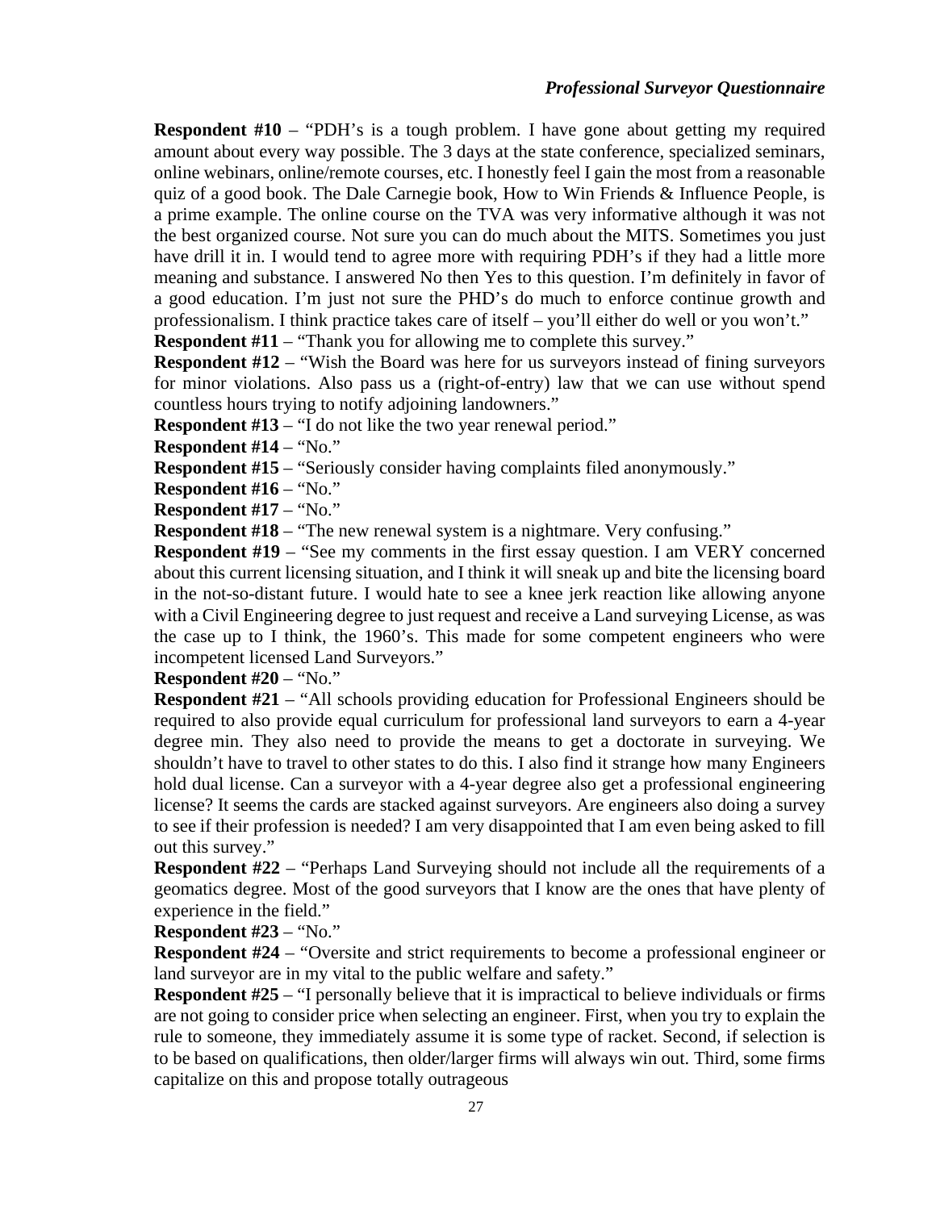**Respondent #10** – "PDH's is a tough problem. I have gone about getting my required amount about every way possible. The 3 days at the state conference, specialized seminars, online webinars, online/remote courses, etc. I honestly feel I gain the most from a reasonable quiz of a good book. The Dale Carnegie book, How to Win Friends & Influence People, is a prime example. The online course on the TVA was very informative although it was not the best organized course. Not sure you can do much about the MITS. Sometimes you just have drill it in. I would tend to agree more with requiring PDH's if they had a little more meaning and substance. I answered No then Yes to this question. I'm definitely in favor of a good education. I'm just not sure the PHD's do much to enforce continue growth and professionalism. I think practice takes care of itself – you'll either do well or you won't."

**Respondent #11** – "Thank you for allowing me to complete this survey."

**Respondent #12** – "Wish the Board was here for us surveyors instead of fining surveyors for minor violations. Also pass us a (right-of-entry) law that we can use without spend countless hours trying to notify adjoining landowners."

**Respondent #13** – "I do not like the two year renewal period."

**Respondent #14** – "No."

**Respondent #15** – "Seriously consider having complaints filed anonymously."

**Respondent #16** – "No."

**Respondent #17** – "No."

**Respondent #18** – "The new renewal system is a nightmare. Very confusing."

**Respondent #19** – "See my comments in the first essay question. I am VERY concerned about this current licensing situation, and I think it will sneak up and bite the licensing board in the not-so-distant future. I would hate to see a knee jerk reaction like allowing anyone with a Civil Engineering degree to just request and receive a Land surveying License, as was the case up to I think, the 1960's. This made for some competent engineers who were incompetent licensed Land Surveyors."

**Respondent #20** – "No."

**Respondent #21** – "All schools providing education for Professional Engineers should be required to also provide equal curriculum for professional land surveyors to earn a 4-year degree min. They also need to provide the means to get a doctorate in surveying. We shouldn't have to travel to other states to do this. I also find it strange how many Engineers hold dual license. Can a surveyor with a 4-year degree also get a professional engineering license? It seems the cards are stacked against surveyors. Are engineers also doing a survey to see if their profession is needed? I am very disappointed that I am even being asked to fill out this survey."

**Respondent #22** – "Perhaps Land Surveying should not include all the requirements of a geomatics degree. Most of the good surveyors that I know are the ones that have plenty of experience in the field."

**Respondent #23** – "No."

**Respondent #24** – "Oversite and strict requirements to become a professional engineer or land surveyor are in my vital to the public welfare and safety."

**Respondent #25** – "I personally believe that it is impractical to believe individuals or firms are not going to consider price when selecting an engineer. First, when you try to explain the rule to someone, they immediately assume it is some type of racket. Second, if selection is to be based on qualifications, then older/larger firms will always win out. Third, some firms capitalize on this and propose totally outrageous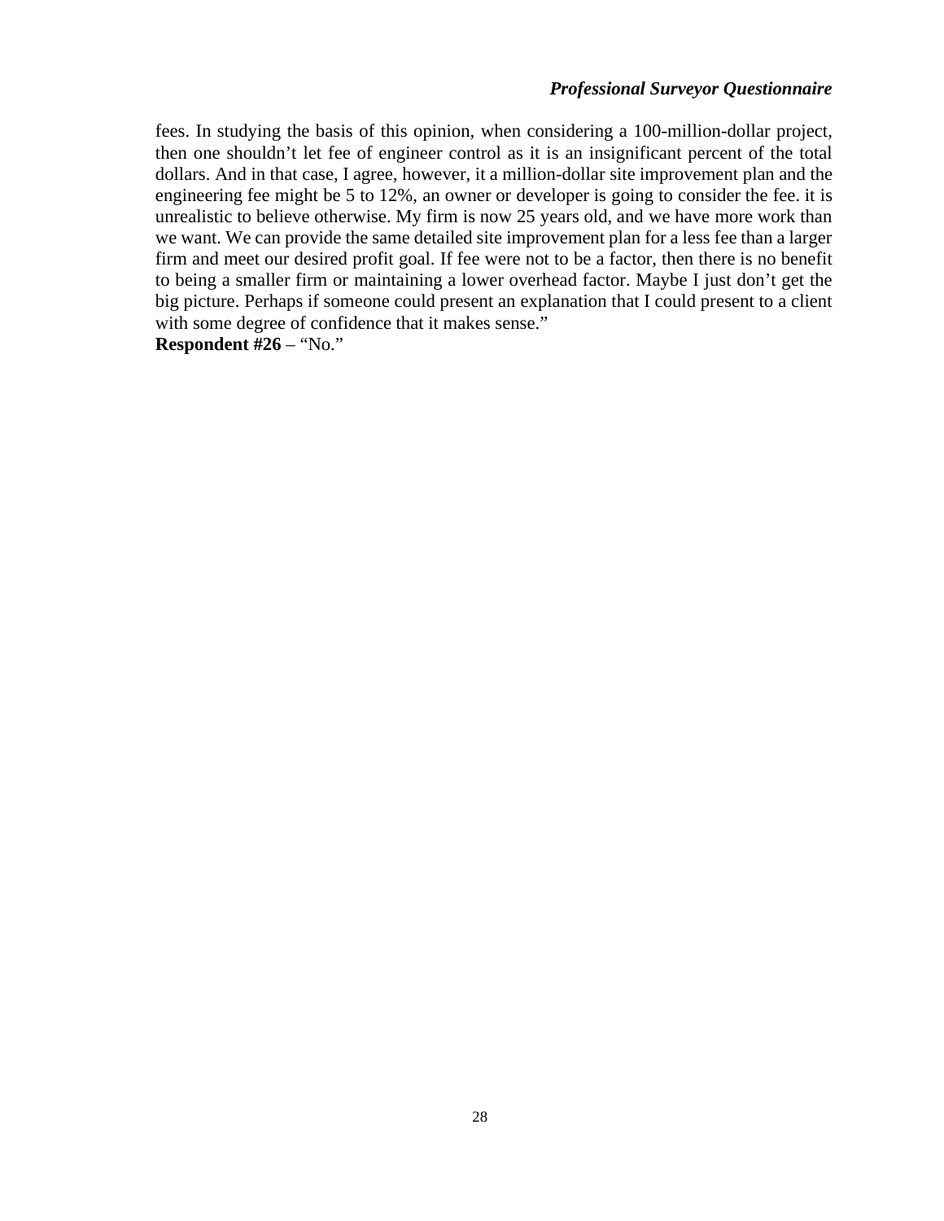fees. In studying the basis of this opinion, when considering a 100-million-dollar project, then one shouldn't let fee of engineer control as it is an insignificant percent of the total dollars. And in that case, I agree, however, it a million-dollar site improvement plan and the engineering fee might be 5 to 12%, an owner or developer is going to consider the fee. it is unrealistic to believe otherwise. My firm is now 25 years old, and we have more work than we want. We can provide the same detailed site improvement plan for a less fee than a larger firm and meet our desired profit goal. If fee were not to be a factor, then there is no benefit to being a smaller firm or maintaining a lower overhead factor. Maybe I just don't get the big picture. Perhaps if someone could present an explanation that I could present to a client with some degree of confidence that it makes sense."

**Respondent #26** – "No."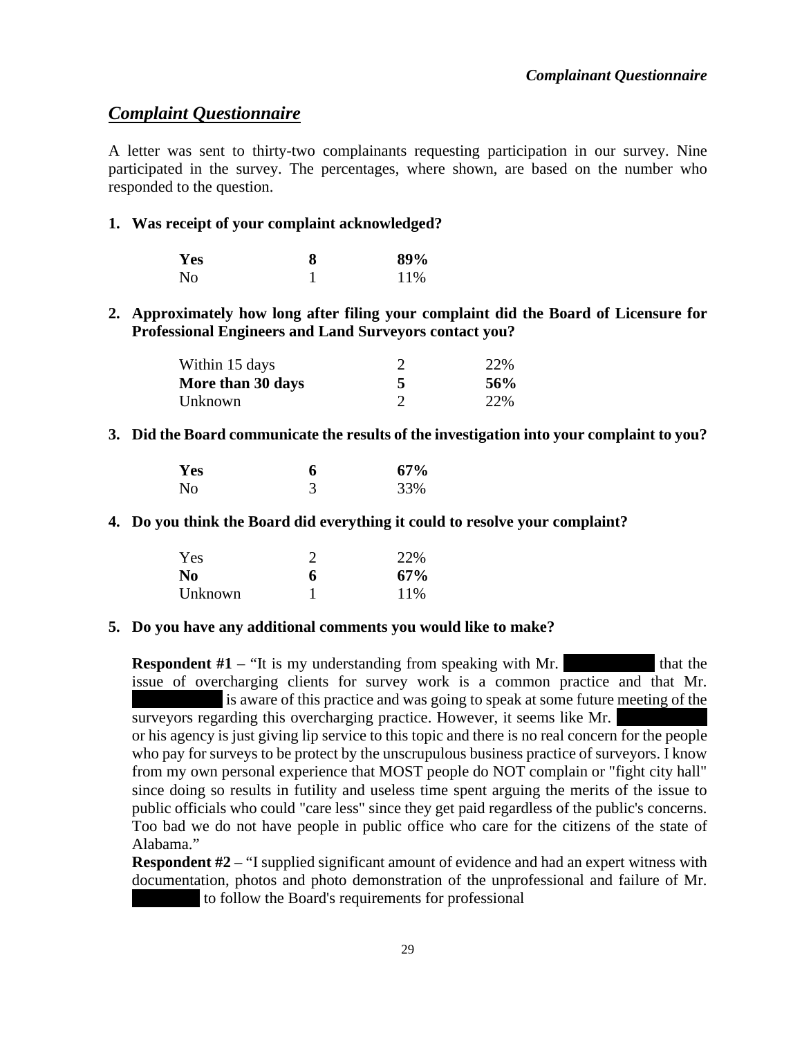## *Complaint Questionnaire*

A letter was sent to thirty-two complainants requesting participation in our survey. Nine participated in the survey. The percentages, where shown, are based on the number who responded to the question.

**1. Was receipt of your complaint acknowledged?**

| | | |
|---|---|---|
| **Yes** | **8** | **89%** |
| No | 1 | 11% |

**2. Approximately how long after filing your complaint did the Board of Licensure for Professional Engineers and Land Surveyors contact you?**

| | | |
|---|---|---|
| Within 15 days | 2 | 22% |
| **More than 30 days** | **5** | **56%** |
| Unknown | 2 | 22% |

**3. Did the Board communicate the results of the investigation into your complaint to you?**

| | | |
|---|---|---|
| **Yes** | **6** | **67%** |
| No | 3 | 33% |

**4. Do you think the Board did everything it could to resolve your complaint?**

| | | |
|---|---|---|
| Yes | 2 | 22% |
| **No** | **6** | **67%** |
| Unknown | 1 | 11% |

**5. Do you have any additional comments you would like to make?**

**Respondent #1** – "It is my understanding from speaking with Mr. ██████ that the issue of overcharging clients for survey work is a common practice and that Mr. ██████ is aware of this practice and was going to speak at some future meeting of the surveyors regarding this overcharging practice. However, it seems like Mr. ██████ or his agency is just giving lip service to this topic and there is no real concern for the people who pay for surveys to be protect by the unscrupulous business practice of surveyors. I know from my own personal experience that MOST people do NOT complain or "fight city hall" since doing so results in futility and useless time spent arguing the merits of the issue to public officials who could "care less" since they get paid regardless of the public's concerns. Too bad we do not have people in public office who care for the citizens of the state of Alabama."

**Respondent #2** – "I supplied significant amount of evidence and had an expert witness with documentation, photos and photo demonstration of the unprofessional and failure of Mr. ██████ to follow the Board's requirements for professional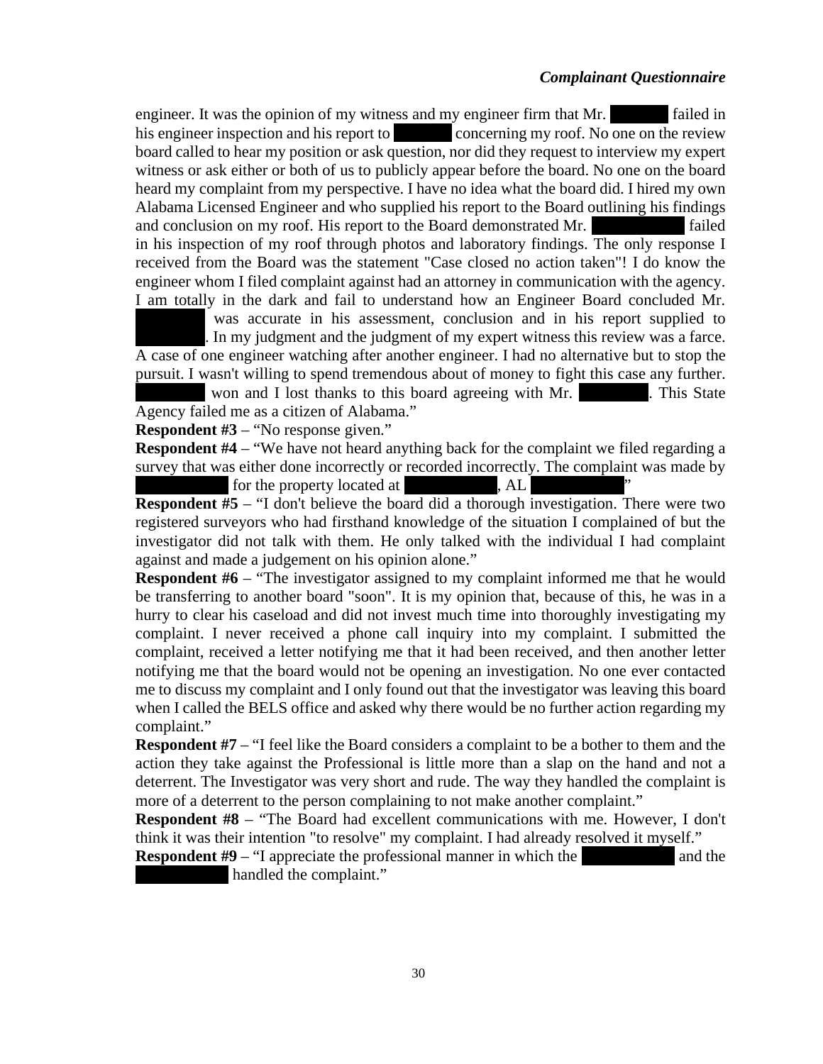engineer. It was the opinion of my witness and my engineer firm that Mr. ██████ failed in his engineer inspection and his report to ██████ concerning my roof. No one on the review board called to hear my position or ask question, nor did they request to interview my expert witness or ask either or both of us to publicly appear before the board. No one on the board heard my complaint from my perspective. I have no idea what the board did. I hired my own Alabama Licensed Engineer and who supplied his report to the Board outlining his findings and conclusion on my roof. His report to the Board demonstrated Mr. ██████ failed in his inspection of my roof through photos and laboratory findings. The only response I received from the Board was the statement "Case closed no action taken"! I do know the engineer whom I filed complaint against had an attorney in communication with the agency. I am totally in the dark and fail to understand how an Engineer Board concluded Mr. ██████ was accurate in his assessment, conclusion and in his report supplied to ██████. In my judgment and the judgment of my expert witness this review was a farce. A case of one engineer watching after another engineer. I had no alternative but to stop the pursuit. I wasn't willing to spend tremendous about of money to fight this case any further. ██████ won and I lost thanks to this board agreeing with Mr. ██████. This State Agency failed me as a citizen of Alabama."

**Respondent #3** – "No response given."

**Respondent #4** – "We have not heard anything back for the complaint we filed regarding a survey that was either done incorrectly or recorded incorrectly. The complaint was made by ██████ for the property located at ██████, AL ██████"

**Respondent #5** – "I don't believe the board did a thorough investigation. There were two registered surveyors who had firsthand knowledge of the situation I complained of but the investigator did not talk with them. He only talked with the individual I had complaint against and made a judgement on his opinion alone."

**Respondent #6** – "The investigator assigned to my complaint informed me that he would be transferring to another board "soon". It is my opinion that, because of this, he was in a hurry to clear his caseload and did not invest much time into thoroughly investigating my complaint. I never received a phone call inquiry into my complaint. I submitted the complaint, received a letter notifying me that it had been received, and then another letter notifying me that the board would not be opening an investigation. No one ever contacted me to discuss my complaint and I only found out that the investigator was leaving this board when I called the BELS office and asked why there would be no further action regarding my complaint."

**Respondent #7** – "I feel like the Board considers a complaint to be a bother to them and the action they take against the Professional is little more than a slap on the hand and not a deterrent. The Investigator was very short and rude. The way they handled the complaint is more of a deterrent to the person complaining to not make another complaint."

**Respondent #8** – "The Board had excellent communications with me. However, I don't think it was their intention "to resolve" my complaint. I had already resolved it myself."

**Respondent #9** – "I appreciate the professional manner in which the ██████ and the ██████ handled the complaint."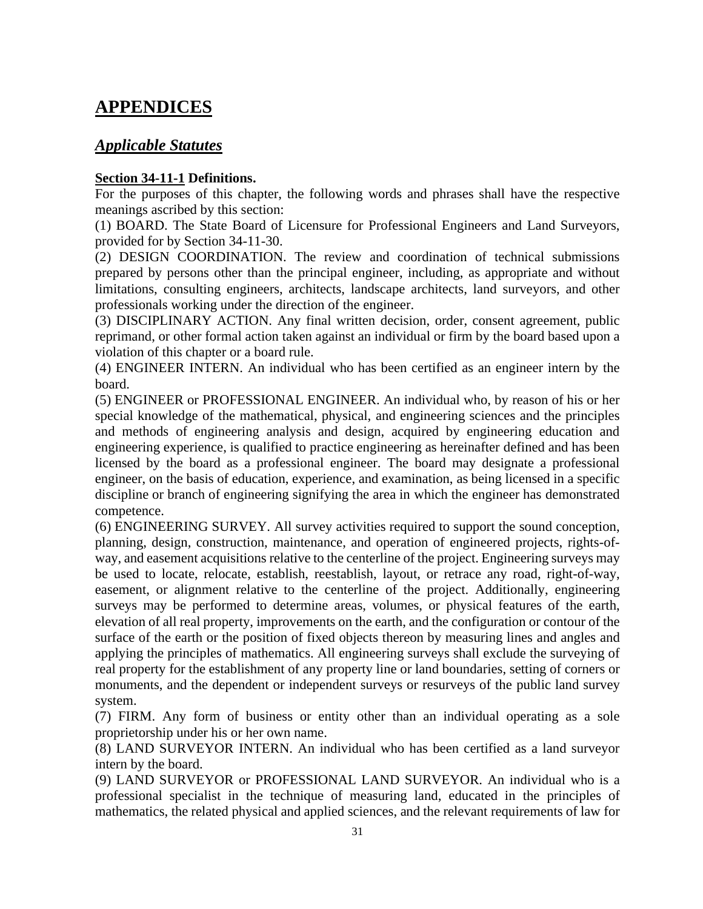# APPENDICES

## *Applicable Statutes*

**Section 34-11-1 Definitions.**

For the purposes of this chapter, the following words and phrases shall have the respective meanings ascribed by this section:

(1) BOARD. The State Board of Licensure for Professional Engineers and Land Surveyors, provided for by Section 34-11-30.

(2) DESIGN COORDINATION. The review and coordination of technical submissions prepared by persons other than the principal engineer, including, as appropriate and without limitations, consulting engineers, architects, landscape architects, land surveyors, and other professionals working under the direction of the engineer.

(3) DISCIPLINARY ACTION. Any final written decision, order, consent agreement, public reprimand, or other formal action taken against an individual or firm by the board based upon a violation of this chapter or a board rule.

(4) ENGINEER INTERN. An individual who has been certified as an engineer intern by the board.

(5) ENGINEER or PROFESSIONAL ENGINEER. An individual who, by reason of his or her special knowledge of the mathematical, physical, and engineering sciences and the principles and methods of engineering analysis and design, acquired by engineering education and engineering experience, is qualified to practice engineering as hereinafter defined and has been licensed by the board as a professional engineer. The board may designate a professional engineer, on the basis of education, experience, and examination, as being licensed in a specific discipline or branch of engineering signifying the area in which the engineer has demonstrated competence.

(6) ENGINEERING SURVEY. All survey activities required to support the sound conception, planning, design, construction, maintenance, and operation of engineered projects, rights-of-way, and easement acquisitions relative to the centerline of the project. Engineering surveys may be used to locate, relocate, establish, reestablish, layout, or retrace any road, right-of-way, easement, or alignment relative to the centerline of the project. Additionally, engineering surveys may be performed to determine areas, volumes, or physical features of the earth, elevation of all real property, improvements on the earth, and the configuration or contour of the surface of the earth or the position of fixed objects thereon by measuring lines and angles and applying the principles of mathematics. All engineering surveys shall exclude the surveying of real property for the establishment of any property line or land boundaries, setting of corners or monuments, and the dependent or independent surveys or resurveys of the public land survey system.

(7) FIRM. Any form of business or entity other than an individual operating as a sole proprietorship under his or her own name.

(8) LAND SURVEYOR INTERN. An individual who has been certified as a land surveyor intern by the board.

(9) LAND SURVEYOR or PROFESSIONAL LAND SURVEYOR. An individual who is a professional specialist in the technique of measuring land, educated in the principles of mathematics, the related physical and applied sciences, and the relevant requirements of law for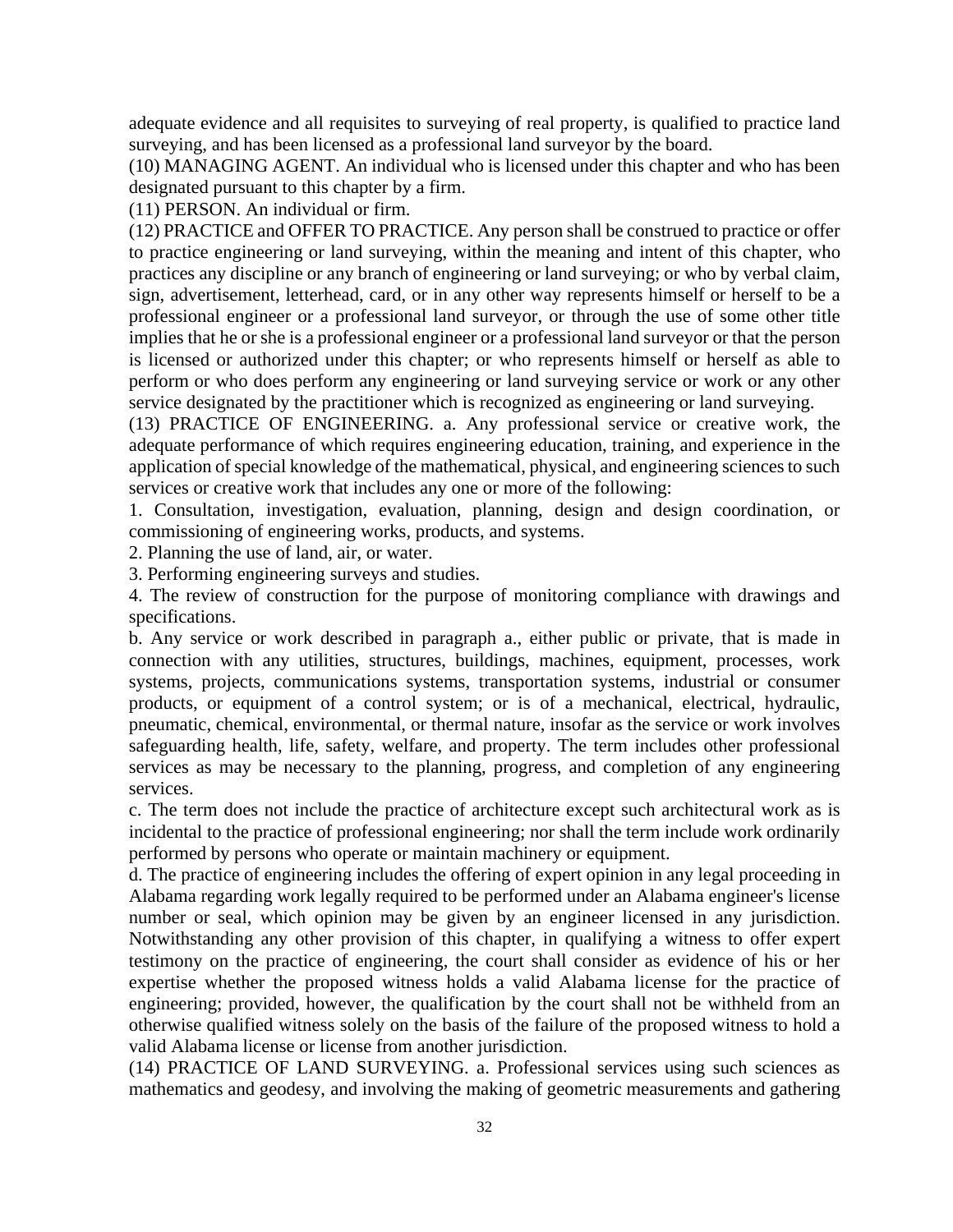adequate evidence and all requisites to surveying of real property, is qualified to practice land surveying, and has been licensed as a professional land surveyor by the board.

(10) MANAGING AGENT. An individual who is licensed under this chapter and who has been designated pursuant to this chapter by a firm.

(11) PERSON. An individual or firm.

(12) PRACTICE and OFFER TO PRACTICE. Any person shall be construed to practice or offer to practice engineering or land surveying, within the meaning and intent of this chapter, who practices any discipline or any branch of engineering or land surveying; or who by verbal claim, sign, advertisement, letterhead, card, or in any other way represents himself or herself to be a professional engineer or a professional land surveyor, or through the use of some other title implies that he or she is a professional engineer or a professional land surveyor or that the person is licensed or authorized under this chapter; or who represents himself or herself as able to perform or who does perform any engineering or land surveying service or work or any other service designated by the practitioner which is recognized as engineering or land surveying.

(13) PRACTICE OF ENGINEERING. a. Any professional service or creative work, the adequate performance of which requires engineering education, training, and experience in the application of special knowledge of the mathematical, physical, and engineering sciences to such services or creative work that includes any one or more of the following:

1. Consultation, investigation, evaluation, planning, design and design coordination, or commissioning of engineering works, products, and systems.
2. Planning the use of land, air, or water.
3. Performing engineering surveys and studies.
4. The review of construction for the purpose of monitoring compliance with drawings and specifications.

b. Any service or work described in paragraph a., either public or private, that is made in connection with any utilities, structures, buildings, machines, equipment, processes, work systems, projects, communications systems, transportation systems, industrial or consumer products, or equipment of a control system; or is of a mechanical, electrical, hydraulic, pneumatic, chemical, environmental, or thermal nature, insofar as the service or work involves safeguarding health, life, safety, welfare, and property. The term includes other professional services as may be necessary to the planning, progress, and completion of any engineering services.

c. The term does not include the practice of architecture except such architectural work as is incidental to the practice of professional engineering; nor shall the term include work ordinarily performed by persons who operate or maintain machinery or equipment.

d. The practice of engineering includes the offering of expert opinion in any legal proceeding in Alabama regarding work legally required to be performed under an Alabama engineer's license number or seal, which opinion may be given by an engineer licensed in any jurisdiction. Notwithstanding any other provision of this chapter, in qualifying a witness to offer expert testimony on the practice of engineering, the court shall consider as evidence of his or her expertise whether the proposed witness holds a valid Alabama license for the practice of engineering; provided, however, the qualification by the court shall not be withheld from an otherwise qualified witness solely on the basis of the failure of the proposed witness to hold a valid Alabama license or license from another jurisdiction.

(14) PRACTICE OF LAND SURVEYING. a. Professional services using such sciences as mathematics and geodesy, and involving the making of geometric measurements and gathering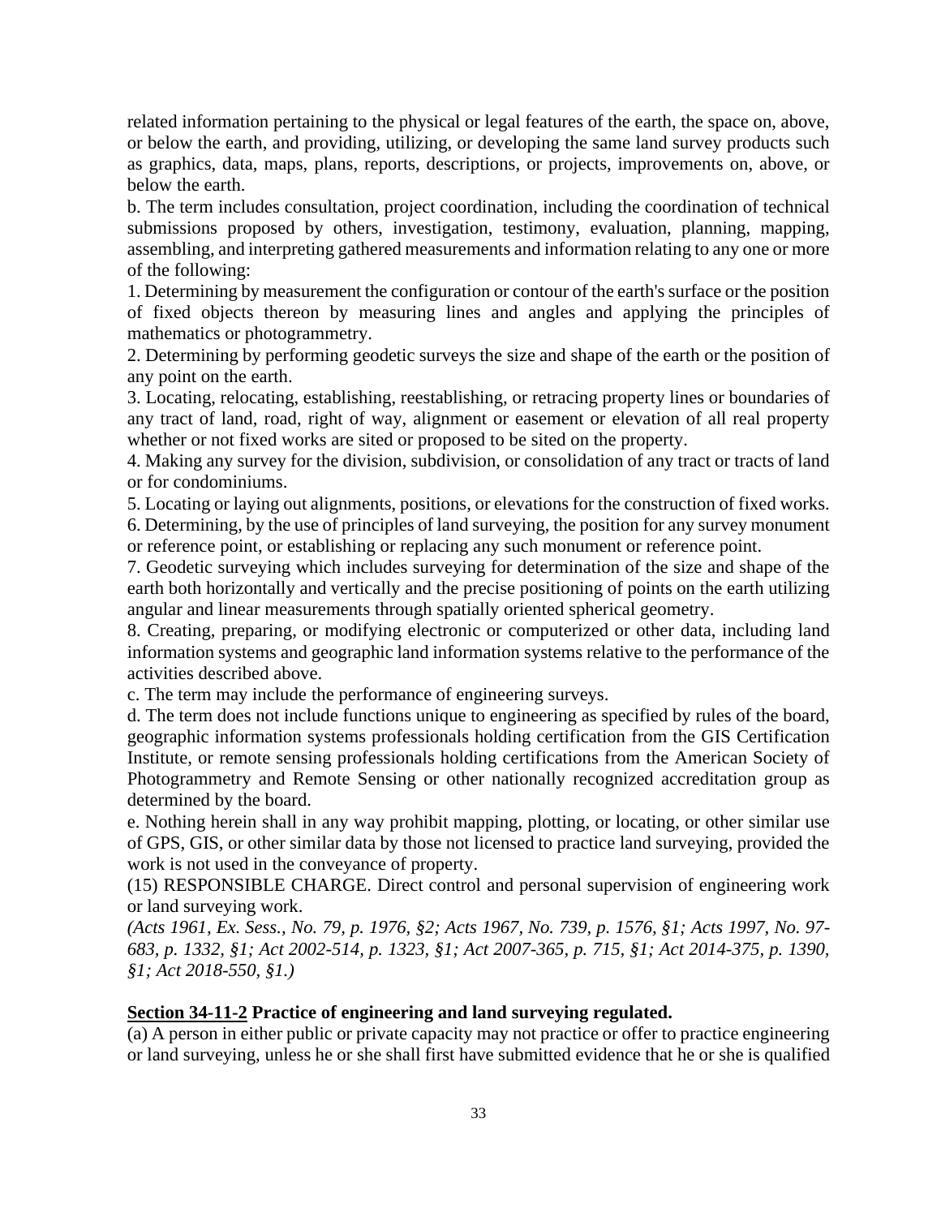related information pertaining to the physical or legal features of the earth, the space on, above, or below the earth, and providing, utilizing, or developing the same land survey products such as graphics, data, maps, plans, reports, descriptions, or projects, improvements on, above, or below the earth.

b. The term includes consultation, project coordination, including the coordination of technical submissions proposed by others, investigation, testimony, evaluation, planning, mapping, assembling, and interpreting gathered measurements and information relating to any one or more of the following:

1. Determining by measurement the configuration or contour of the earth's surface or the position of fixed objects thereon by measuring lines and angles and applying the principles of mathematics or photogrammetry.

2. Determining by performing geodetic surveys the size and shape of the earth or the position of any point on the earth.

3. Locating, relocating, establishing, reestablishing, or retracing property lines or boundaries of any tract of land, road, right of way, alignment or easement or elevation of all real property whether or not fixed works are sited or proposed to be sited on the property.

4. Making any survey for the division, subdivision, or consolidation of any tract or tracts of land or for condominiums.

5. Locating or laying out alignments, positions, or elevations for the construction of fixed works.

6. Determining, by the use of principles of land surveying, the position for any survey monument or reference point, or establishing or replacing any such monument or reference point.

7. Geodetic surveying which includes surveying for determination of the size and shape of the earth both horizontally and vertically and the precise positioning of points on the earth utilizing angular and linear measurements through spatially oriented spherical geometry.

8. Creating, preparing, or modifying electronic or computerized or other data, including land information systems and geographic land information systems relative to the performance of the activities described above.

c. The term may include the performance of engineering surveys.

d. The term does not include functions unique to engineering as specified by rules of the board, geographic information systems professionals holding certification from the GIS Certification Institute, or remote sensing professionals holding certifications from the American Society of Photogrammetry and Remote Sensing or other nationally recognized accreditation group as determined by the board.

e. Nothing herein shall in any way prohibit mapping, plotting, or locating, or other similar use of GPS, GIS, or other similar data by those not licensed to practice land surveying, provided the work is not used in the conveyance of property.

(15) RESPONSIBLE CHARGE. Direct control and personal supervision of engineering work or land surveying work.

*(Acts 1961, Ex. Sess., No. 79, p. 1976, §2; Acts 1967, No. 739, p. 1576, §1; Acts 1997, No. 97-683, p. 1332, §1; Act 2002-514, p. 1323, §1; Act 2007-365, p. 715, §1; Act 2014-375, p. 1390, §1; Act 2018-550, §1.)*

**Section 34-11-2 Practice of engineering and land surveying regulated.**

(a) A person in either public or private capacity may not practice or offer to practice engineering or land surveying, unless he or she shall first have submitted evidence that he or she is qualified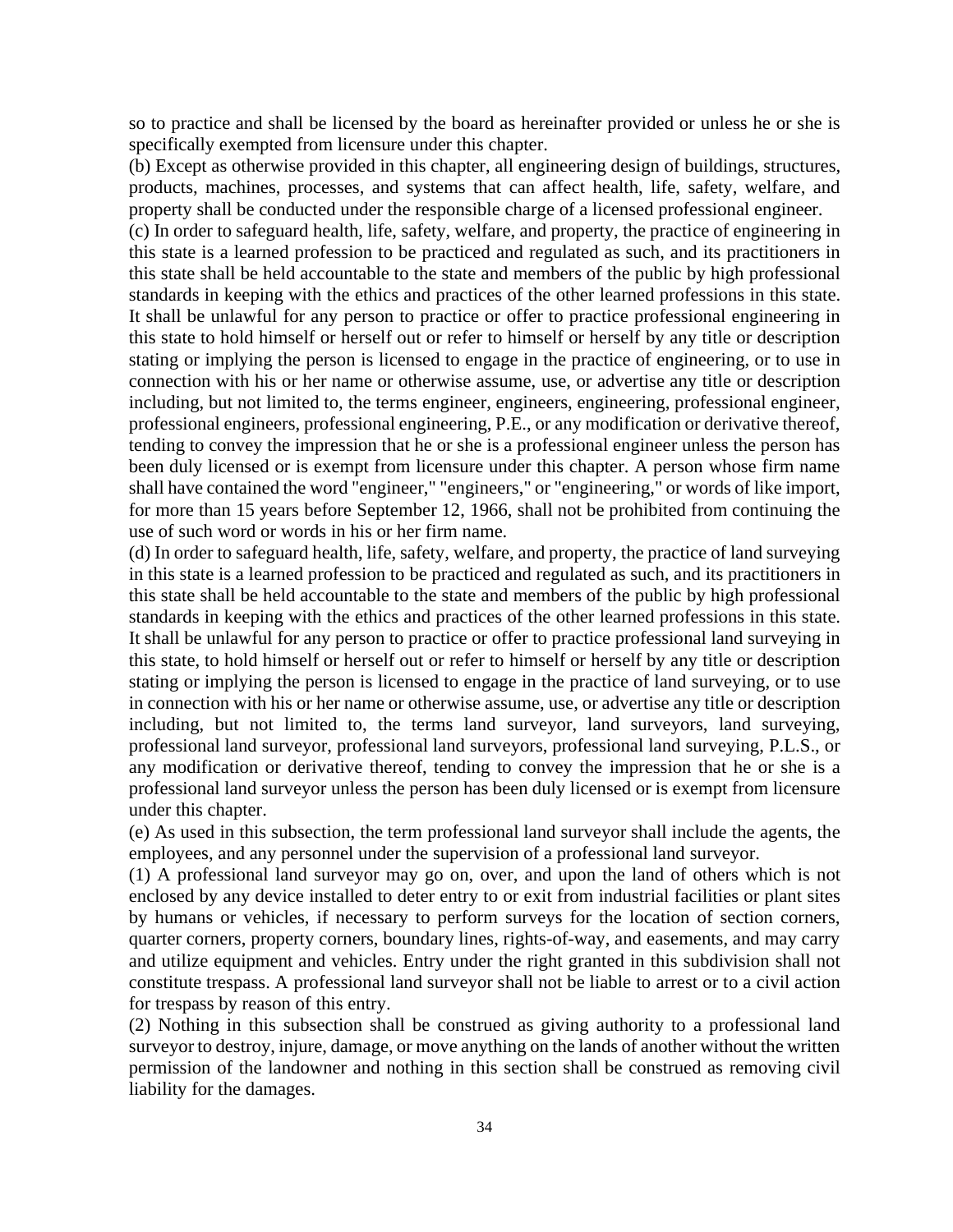so to practice and shall be licensed by the board as hereinafter provided or unless he or she is specifically exempted from licensure under this chapter.

(b) Except as otherwise provided in this chapter, all engineering design of buildings, structures, products, machines, processes, and systems that can affect health, life, safety, welfare, and property shall be conducted under the responsible charge of a licensed professional engineer.

(c) In order to safeguard health, life, safety, welfare, and property, the practice of engineering in this state is a learned profession to be practiced and regulated as such, and its practitioners in this state shall be held accountable to the state and members of the public by high professional standards in keeping with the ethics and practices of the other learned professions in this state. It shall be unlawful for any person to practice or offer to practice professional engineering in this state to hold himself or herself out or refer to himself or herself by any title or description stating or implying the person is licensed to engage in the practice of engineering, or to use in connection with his or her name or otherwise assume, use, or advertise any title or description including, but not limited to, the terms engineer, engineers, engineering, professional engineer, professional engineers, professional engineering, P.E., or any modification or derivative thereof, tending to convey the impression that he or she is a professional engineer unless the person has been duly licensed or is exempt from licensure under this chapter. A person whose firm name shall have contained the word "engineer," "engineers," or "engineering," or words of like import, for more than 15 years before September 12, 1966, shall not be prohibited from continuing the use of such word or words in his or her firm name.

(d) In order to safeguard health, life, safety, welfare, and property, the practice of land surveying in this state is a learned profession to be practiced and regulated as such, and its practitioners in this state shall be held accountable to the state and members of the public by high professional standards in keeping with the ethics and practices of the other learned professions in this state. It shall be unlawful for any person to practice or offer to practice professional land surveying in this state, to hold himself or herself out or refer to himself or herself by any title or description stating or implying the person is licensed to engage in the practice of land surveying, or to use in connection with his or her name or otherwise assume, use, or advertise any title or description including, but not limited to, the terms land surveyor, land surveyors, land surveying, professional land surveyor, professional land surveyors, professional land surveying, P.L.S., or any modification or derivative thereof, tending to convey the impression that he or she is a professional land surveyor unless the person has been duly licensed or is exempt from licensure under this chapter.

(e) As used in this subsection, the term professional land surveyor shall include the agents, the employees, and any personnel under the supervision of a professional land surveyor.

(1) A professional land surveyor may go on, over, and upon the land of others which is not enclosed by any device installed to deter entry to or exit from industrial facilities or plant sites by humans or vehicles, if necessary to perform surveys for the location of section corners, quarter corners, property corners, boundary lines, rights-of-way, and easements, and may carry and utilize equipment and vehicles. Entry under the right granted in this subdivision shall not constitute trespass. A professional land surveyor shall not be liable to arrest or to a civil action for trespass by reason of this entry.

(2) Nothing in this subsection shall be construed as giving authority to a professional land surveyor to destroy, injure, damage, or move anything on the lands of another without the written permission of the landowner and nothing in this section shall be construed as removing civil liability for the damages.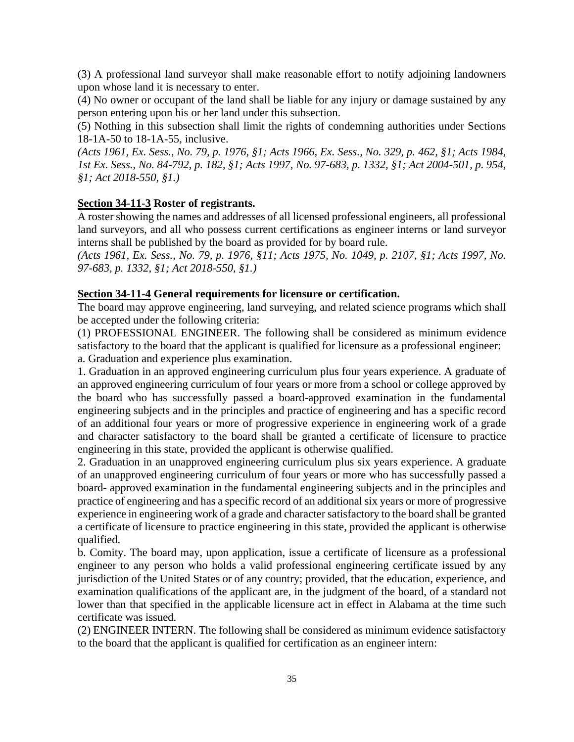(3) A professional land surveyor shall make reasonable effort to notify adjoining landowners upon whose land it is necessary to enter.

(4) No owner or occupant of the land shall be liable for any injury or damage sustained by any person entering upon his or her land under this subsection.

(5) Nothing in this subsection shall limit the rights of condemning authorities under Sections 18-1A-50 to 18-1A-55, inclusive.

*(Acts 1961, Ex. Sess., No. 79, p. 1976, §1; Acts 1966, Ex. Sess., No. 329, p. 462, §1; Acts 1984, 1st Ex. Sess., No. 84-792, p. 182, §1; Acts 1997, No. 97-683, p. 1332, §1; Act 2004-501, p. 954, §1; Act 2018-550, §1.)*

**Section 34-11-3 Roster of registrants.**

A roster showing the names and addresses of all licensed professional engineers, all professional land surveyors, and all who possess current certifications as engineer interns or land surveyor interns shall be published by the board as provided for by board rule.

*(Acts 1961, Ex. Sess., No. 79, p. 1976, §11; Acts 1975, No. 1049, p. 2107, §1; Acts 1997, No. 97-683, p. 1332, §1; Act 2018-550, §1.)*

**Section 34-11-4 General requirements for licensure or certification.**

The board may approve engineering, land surveying, and related science programs which shall be accepted under the following criteria:

(1) PROFESSIONAL ENGINEER. The following shall be considered as minimum evidence satisfactory to the board that the applicant is qualified for licensure as a professional engineer:

a. Graduation and experience plus examination.

1. Graduation in an approved engineering curriculum plus four years experience. A graduate of an approved engineering curriculum of four years or more from a school or college approved by the board who has successfully passed a board-approved examination in the fundamental engineering subjects and in the principles and practice of engineering and has a specific record of an additional four years or more of progressive experience in engineering work of a grade and character satisfactory to the board shall be granted a certificate of licensure to practice engineering in this state, provided the applicant is otherwise qualified.

2. Graduation in an unapproved engineering curriculum plus six years experience. A graduate of an unapproved engineering curriculum of four years or more who has successfully passed a board- approved examination in the fundamental engineering subjects and in the principles and practice of engineering and has a specific record of an additional six years or more of progressive experience in engineering work of a grade and character satisfactory to the board shall be granted a certificate of licensure to practice engineering in this state, provided the applicant is otherwise qualified.

b. Comity. The board may, upon application, issue a certificate of licensure as a professional engineer to any person who holds a valid professional engineering certificate issued by any jurisdiction of the United States or of any country; provided, that the education, experience, and examination qualifications of the applicant are, in the judgment of the board, of a standard not lower than that specified in the applicable licensure act in effect in Alabama at the time such certificate was issued.

(2) ENGINEER INTERN. The following shall be considered as minimum evidence satisfactory to the board that the applicant is qualified for certification as an engineer intern: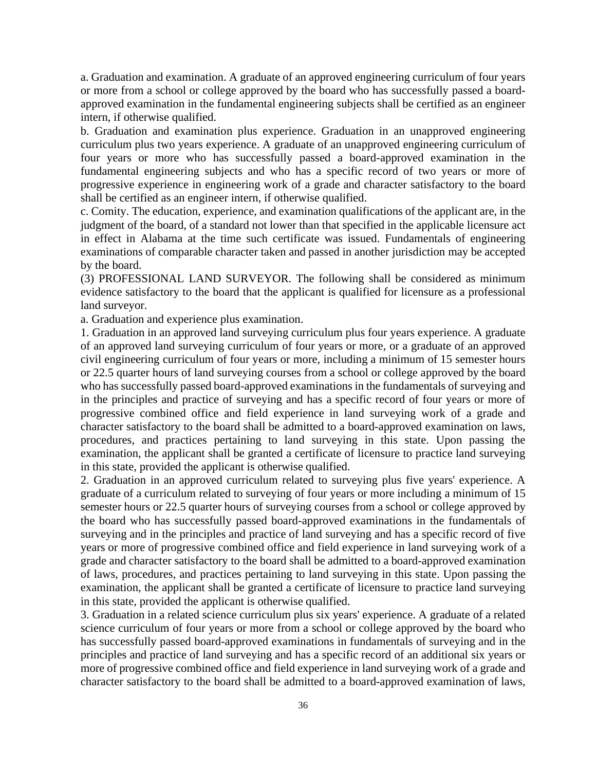a. Graduation and examination. A graduate of an approved engineering curriculum of four years or more from a school or college approved by the board who has successfully passed a board-approved examination in the fundamental engineering subjects shall be certified as an engineer intern, if otherwise qualified.

b. Graduation and examination plus experience. Graduation in an unapproved engineering curriculum plus two years experience. A graduate of an unapproved engineering curriculum of four years or more who has successfully passed a board-approved examination in the fundamental engineering subjects and who has a specific record of two years or more of progressive experience in engineering work of a grade and character satisfactory to the board shall be certified as an engineer intern, if otherwise qualified.

c. Comity. The education, experience, and examination qualifications of the applicant are, in the judgment of the board, of a standard not lower than that specified in the applicable licensure act in effect in Alabama at the time such certificate was issued. Fundamentals of engineering examinations of comparable character taken and passed in another jurisdiction may be accepted by the board.

(3) PROFESSIONAL LAND SURVEYOR. The following shall be considered as minimum evidence satisfactory to the board that the applicant is qualified for licensure as a professional land surveyor.

a. Graduation and experience plus examination.

1. Graduation in an approved land surveying curriculum plus four years experience. A graduate of an approved land surveying curriculum of four years or more, or a graduate of an approved civil engineering curriculum of four years or more, including a minimum of 15 semester hours or 22.5 quarter hours of land surveying courses from a school or college approved by the board who has successfully passed board-approved examinations in the fundamentals of surveying and in the principles and practice of surveying and has a specific record of four years or more of progressive combined office and field experience in land surveying work of a grade and character satisfactory to the board shall be admitted to a board-approved examination on laws, procedures, and practices pertaining to land surveying in this state. Upon passing the examination, the applicant shall be granted a certificate of licensure to practice land surveying in this state, provided the applicant is otherwise qualified.

2. Graduation in an approved curriculum related to surveying plus five years' experience. A graduate of a curriculum related to surveying of four years or more including a minimum of 15 semester hours or 22.5 quarter hours of surveying courses from a school or college approved by the board who has successfully passed board-approved examinations in the fundamentals of surveying and in the principles and practice of land surveying and has a specific record of five years or more of progressive combined office and field experience in land surveying work of a grade and character satisfactory to the board shall be admitted to a board-approved examination of laws, procedures, and practices pertaining to land surveying in this state. Upon passing the examination, the applicant shall be granted a certificate of licensure to practice land surveying in this state, provided the applicant is otherwise qualified.

3. Graduation in a related science curriculum plus six years' experience. A graduate of a related science curriculum of four years or more from a school or college approved by the board who has successfully passed board-approved examinations in fundamentals of surveying and in the principles and practice of land surveying and has a specific record of an additional six years or more of progressive combined office and field experience in land surveying work of a grade and character satisfactory to the board shall be admitted to a board-approved examination of laws,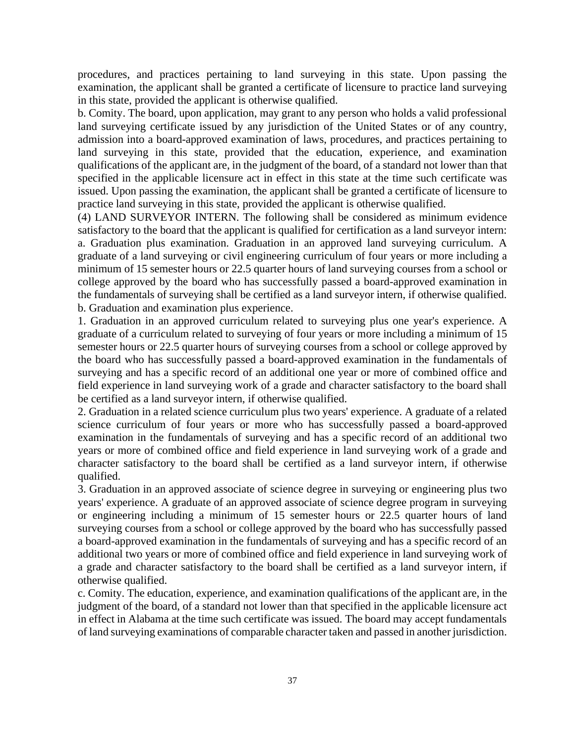procedures, and practices pertaining to land surveying in this state. Upon passing the examination, the applicant shall be granted a certificate of licensure to practice land surveying in this state, provided the applicant is otherwise qualified.

b. Comity. The board, upon application, may grant to any person who holds a valid professional land surveying certificate issued by any jurisdiction of the United States or of any country, admission into a board-approved examination of laws, procedures, and practices pertaining to land surveying in this state, provided that the education, experience, and examination qualifications of the applicant are, in the judgment of the board, of a standard not lower than that specified in the applicable licensure act in effect in this state at the time such certificate was issued. Upon passing the examination, the applicant shall be granted a certificate of licensure to practice land surveying in this state, provided the applicant is otherwise qualified.

(4) LAND SURVEYOR INTERN. The following shall be considered as minimum evidence satisfactory to the board that the applicant is qualified for certification as a land surveyor intern:

a. Graduation plus examination. Graduation in an approved land surveying curriculum. A graduate of a land surveying or civil engineering curriculum of four years or more including a minimum of 15 semester hours or 22.5 quarter hours of land surveying courses from a school or college approved by the board who has successfully passed a board-approved examination in the fundamentals of surveying shall be certified as a land surveyor intern, if otherwise qualified.

b. Graduation and examination plus experience.

1. Graduation in an approved curriculum related to surveying plus one year's experience. A graduate of a curriculum related to surveying of four years or more including a minimum of 15 semester hours or 22.5 quarter hours of surveying courses from a school or college approved by the board who has successfully passed a board-approved examination in the fundamentals of surveying and has a specific record of an additional one year or more of combined office and field experience in land surveying work of a grade and character satisfactory to the board shall be certified as a land surveyor intern, if otherwise qualified.

2. Graduation in a related science curriculum plus two years' experience. A graduate of a related science curriculum of four years or more who has successfully passed a board-approved examination in the fundamentals of surveying and has a specific record of an additional two years or more of combined office and field experience in land surveying work of a grade and character satisfactory to the board shall be certified as a land surveyor intern, if otherwise qualified.

3. Graduation in an approved associate of science degree in surveying or engineering plus two years' experience. A graduate of an approved associate of science degree program in surveying or engineering including a minimum of 15 semester hours or 22.5 quarter hours of land surveying courses from a school or college approved by the board who has successfully passed a board-approved examination in the fundamentals of surveying and has a specific record of an additional two years or more of combined office and field experience in land surveying work of a grade and character satisfactory to the board shall be certified as a land surveyor intern, if otherwise qualified.

c. Comity. The education, experience, and examination qualifications of the applicant are, in the judgment of the board, of a standard not lower than that specified in the applicable licensure act in effect in Alabama at the time such certificate was issued. The board may accept fundamentals of land surveying examinations of comparable character taken and passed in another jurisdiction.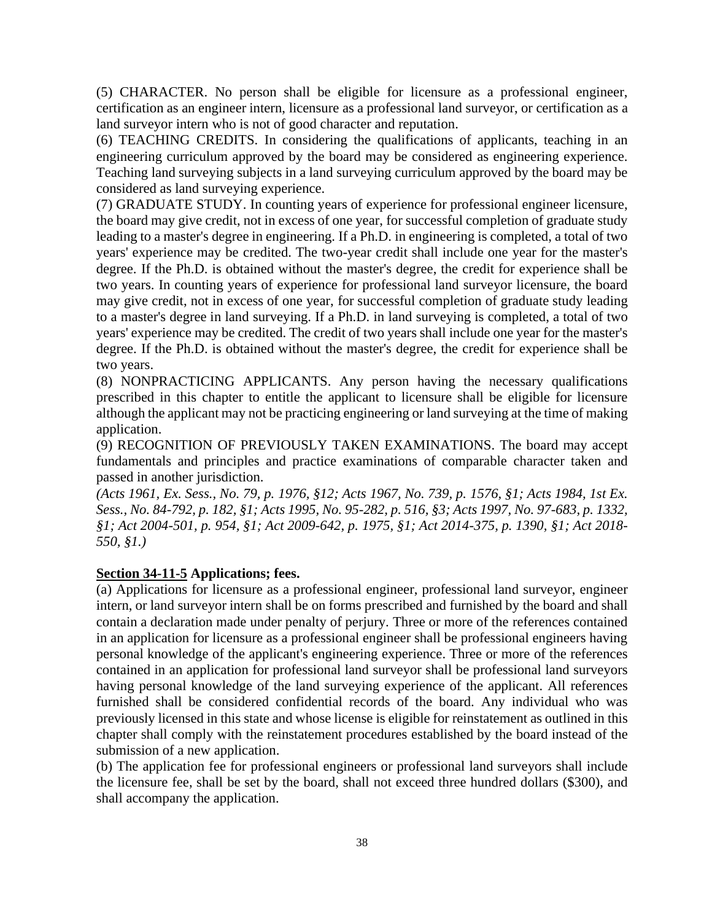(5) CHARACTER. No person shall be eligible for licensure as a professional engineer, certification as an engineer intern, licensure as a professional land surveyor, or certification as a land surveyor intern who is not of good character and reputation.

(6) TEACHING CREDITS. In considering the qualifications of applicants, teaching in an engineering curriculum approved by the board may be considered as engineering experience. Teaching land surveying subjects in a land surveying curriculum approved by the board may be considered as land surveying experience.

(7) GRADUATE STUDY. In counting years of experience for professional engineer licensure, the board may give credit, not in excess of one year, for successful completion of graduate study leading to a master's degree in engineering. If a Ph.D. in engineering is completed, a total of two years' experience may be credited. The two-year credit shall include one year for the master's degree. If the Ph.D. is obtained without the master's degree, the credit for experience shall be two years. In counting years of experience for professional land surveyor licensure, the board may give credit, not in excess of one year, for successful completion of graduate study leading to a master's degree in land surveying. If a Ph.D. in land surveying is completed, a total of two years' experience may be credited. The credit of two years shall include one year for the master's degree. If the Ph.D. is obtained without the master's degree, the credit for experience shall be two years.

(8) NONPRACTICING APPLICANTS. Any person having the necessary qualifications prescribed in this chapter to entitle the applicant to licensure shall be eligible for licensure although the applicant may not be practicing engineering or land surveying at the time of making application.

(9) RECOGNITION OF PREVIOUSLY TAKEN EXAMINATIONS. The board may accept fundamentals and principles and practice examinations of comparable character taken and passed in another jurisdiction.

*(Acts 1961, Ex. Sess., No. 79, p. 1976, §12; Acts 1967, No. 739, p. 1576, §1; Acts 1984, 1st Ex. Sess., No. 84-792, p. 182, §1; Acts 1995, No. 95-282, p. 516, §3; Acts 1997, No. 97-683, p. 1332, §1; Act 2004-501, p. 954, §1; Act 2009-642, p. 1975, §1; Act 2014-375, p. 1390, §1; Act 2018-550, §1.)*

**Section 34-11-5 Applications; fees.**

(a) Applications for licensure as a professional engineer, professional land surveyor, engineer intern, or land surveyor intern shall be on forms prescribed and furnished by the board and shall contain a declaration made under penalty of perjury. Three or more of the references contained in an application for licensure as a professional engineer shall be professional engineers having personal knowledge of the applicant's engineering experience. Three or more of the references contained in an application for professional land surveyor shall be professional land surveyors having personal knowledge of the land surveying experience of the applicant. All references furnished shall be considered confidential records of the board. Any individual who was previously licensed in this state and whose license is eligible for reinstatement as outlined in this chapter shall comply with the reinstatement procedures established by the board instead of the submission of a new application.

(b) The application fee for professional engineers or professional land surveyors shall include the licensure fee, shall be set by the board, shall not exceed three hundred dollars ($300), and shall accompany the application.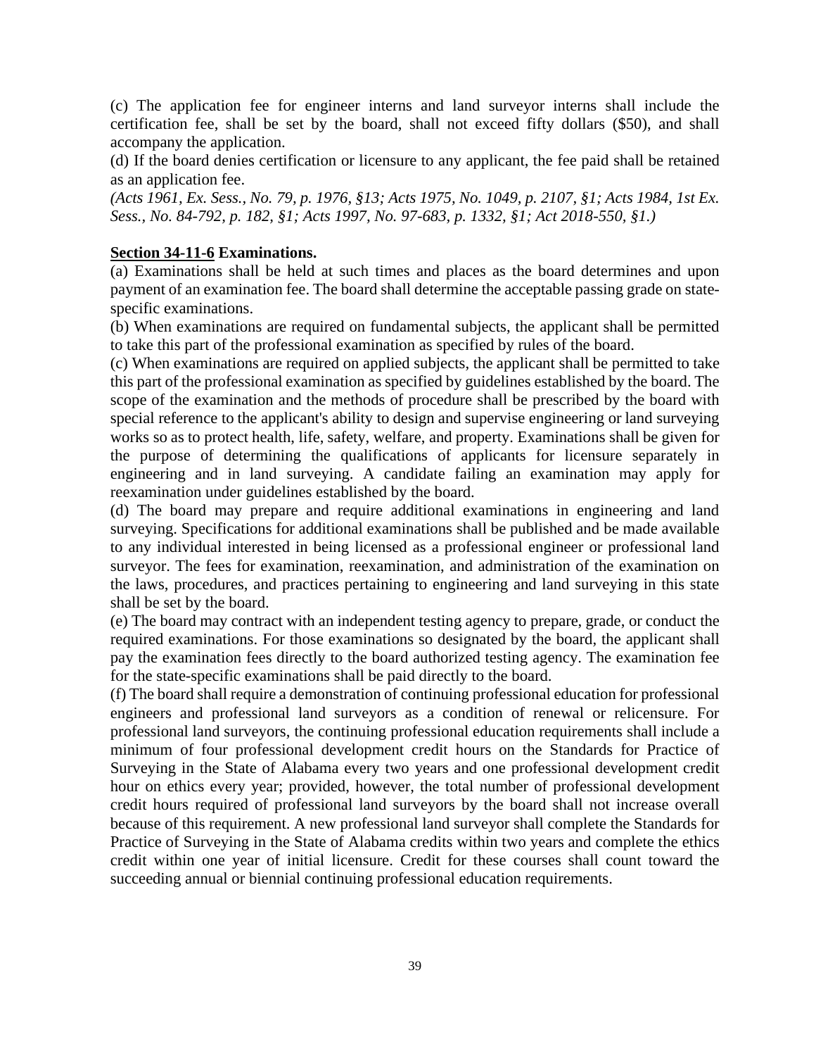(c) The application fee for engineer interns and land surveyor interns shall include the certification fee, shall be set by the board, shall not exceed fifty dollars ($50), and shall accompany the application.

(d) If the board denies certification or licensure to any applicant, the fee paid shall be retained as an application fee.

*(Acts 1961, Ex. Sess., No. 79, p. 1976, §13; Acts 1975, No. 1049, p. 2107, §1; Acts 1984, 1st Ex. Sess., No. 84-792, p. 182, §1; Acts 1997, No. 97-683, p. 1332, §1; Act 2018-550, §1.)*

**Section 34-11-6 Examinations.**

(a) Examinations shall be held at such times and places as the board determines and upon payment of an examination fee. The board shall determine the acceptable passing grade on state-specific examinations.

(b) When examinations are required on fundamental subjects, the applicant shall be permitted to take this part of the professional examination as specified by rules of the board.

(c) When examinations are required on applied subjects, the applicant shall be permitted to take this part of the professional examination as specified by guidelines established by the board. The scope of the examination and the methods of procedure shall be prescribed by the board with special reference to the applicant's ability to design and supervise engineering or land surveying works so as to protect health, life, safety, welfare, and property. Examinations shall be given for the purpose of determining the qualifications of applicants for licensure separately in engineering and in land surveying. A candidate failing an examination may apply for reexamination under guidelines established by the board.

(d) The board may prepare and require additional examinations in engineering and land surveying. Specifications for additional examinations shall be published and be made available to any individual interested in being licensed as a professional engineer or professional land surveyor. The fees for examination, reexamination, and administration of the examination on the laws, procedures, and practices pertaining to engineering and land surveying in this state shall be set by the board.

(e) The board may contract with an independent testing agency to prepare, grade, or conduct the required examinations. For those examinations so designated by the board, the applicant shall pay the examination fees directly to the board authorized testing agency. The examination fee for the state-specific examinations shall be paid directly to the board.

(f) The board shall require a demonstration of continuing professional education for professional engineers and professional land surveyors as a condition of renewal or relicensure. For professional land surveyors, the continuing professional education requirements shall include a minimum of four professional development credit hours on the Standards for Practice of Surveying in the State of Alabama every two years and one professional development credit hour on ethics every year; provided, however, the total number of professional development credit hours required of professional land surveyors by the board shall not increase overall because of this requirement. A new professional land surveyor shall complete the Standards for Practice of Surveying in the State of Alabama credits within two years and complete the ethics credit within one year of initial licensure. Credit for these courses shall count toward the succeeding annual or biennial continuing professional education requirements.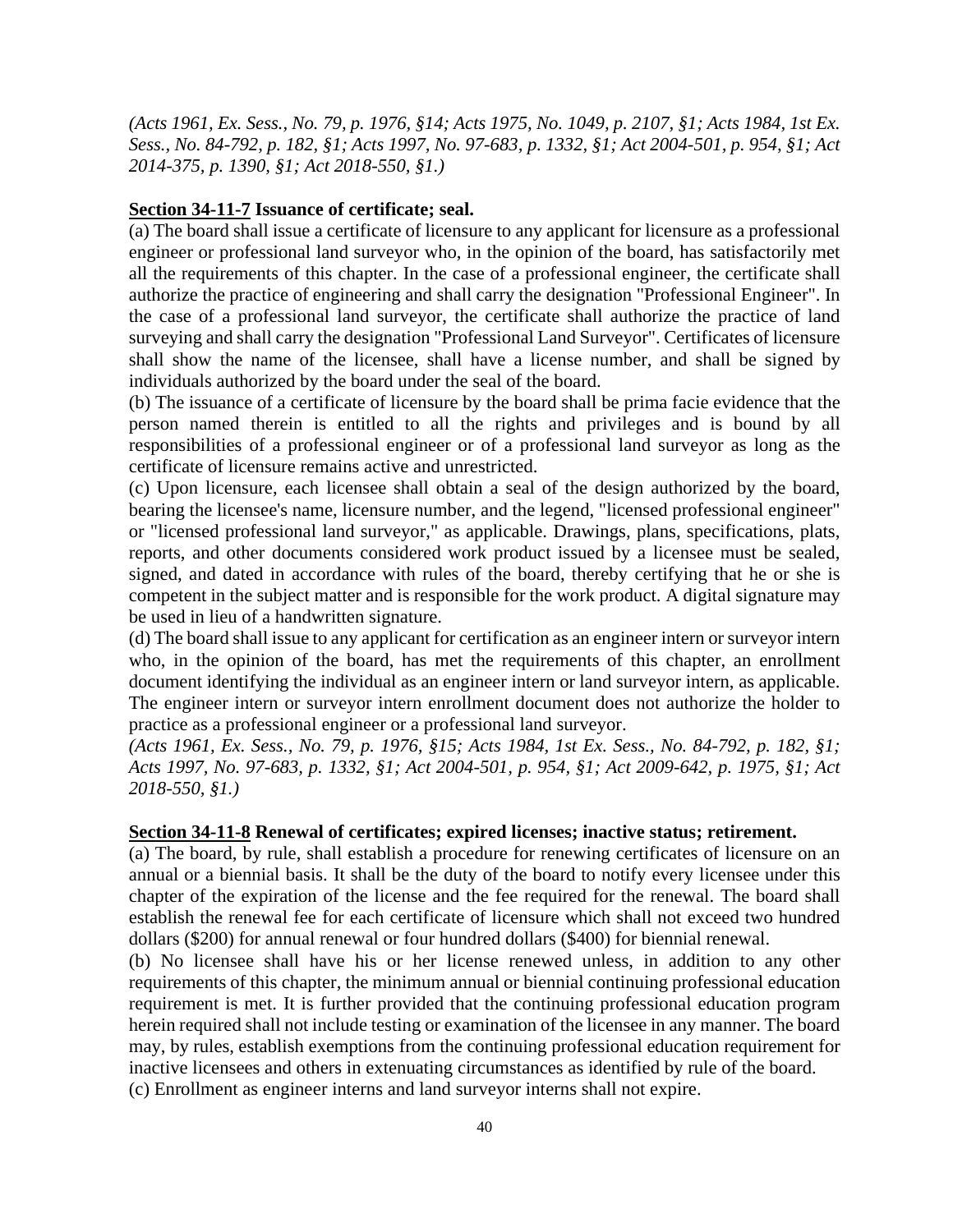*(Acts 1961, Ex. Sess., No. 79, p. 1976, §14; Acts 1975, No. 1049, p. 2107, §1; Acts 1984, 1st Ex. Sess., No. 84-792, p. 182, §1; Acts 1997, No. 97-683, p. 1332, §1; Act 2004-501, p. 954, §1; Act 2014-375, p. 1390, §1; Act 2018-550, §1.)*

**Section 34-11-7 Issuance of certificate; seal.**

(a) The board shall issue a certificate of licensure to any applicant for licensure as a professional engineer or professional land surveyor who, in the opinion of the board, has satisfactorily met all the requirements of this chapter. In the case of a professional engineer, the certificate shall authorize the practice of engineering and shall carry the designation "Professional Engineer". In the case of a professional land surveyor, the certificate shall authorize the practice of land surveying and shall carry the designation "Professional Land Surveyor". Certificates of licensure shall show the name of the licensee, shall have a license number, and shall be signed by individuals authorized by the board under the seal of the board.

(b) The issuance of a certificate of licensure by the board shall be prima facie evidence that the person named therein is entitled to all the rights and privileges and is bound by all responsibilities of a professional engineer or of a professional land surveyor as long as the certificate of licensure remains active and unrestricted.

(c) Upon licensure, each licensee shall obtain a seal of the design authorized by the board, bearing the licensee's name, licensure number, and the legend, "licensed professional engineer" or "licensed professional land surveyor," as applicable. Drawings, plans, specifications, plats, reports, and other documents considered work product issued by a licensee must be sealed, signed, and dated in accordance with rules of the board, thereby certifying that he or she is competent in the subject matter and is responsible for the work product. A digital signature may be used in lieu of a handwritten signature.

(d) The board shall issue to any applicant for certification as an engineer intern or surveyor intern who, in the opinion of the board, has met the requirements of this chapter, an enrollment document identifying the individual as an engineer intern or land surveyor intern, as applicable. The engineer intern or surveyor intern enrollment document does not authorize the holder to practice as a professional engineer or a professional land surveyor.

*(Acts 1961, Ex. Sess., No. 79, p. 1976, §15; Acts 1984, 1st Ex. Sess., No. 84-792, p. 182, §1; Acts 1997, No. 97-683, p. 1332, §1; Act 2004-501, p. 954, §1; Act 2009-642, p. 1975, §1; Act 2018-550, §1.)*

**Section 34-11-8 Renewal of certificates; expired licenses; inactive status; retirement.**

(a) The board, by rule, shall establish a procedure for renewing certificates of licensure on an annual or a biennial basis. It shall be the duty of the board to notify every licensee under this chapter of the expiration of the license and the fee required for the renewal. The board shall establish the renewal fee for each certificate of licensure which shall not exceed two hundred dollars ($200) for annual renewal or four hundred dollars ($400) for biennial renewal.

(b) No licensee shall have his or her license renewed unless, in addition to any other requirements of this chapter, the minimum annual or biennial continuing professional education requirement is met. It is further provided that the continuing professional education program herein required shall not include testing or examination of the licensee in any manner. The board may, by rules, establish exemptions from the continuing professional education requirement for inactive licensees and others in extenuating circumstances as identified by rule of the board.

(c) Enrollment as engineer interns and land surveyor interns shall not expire.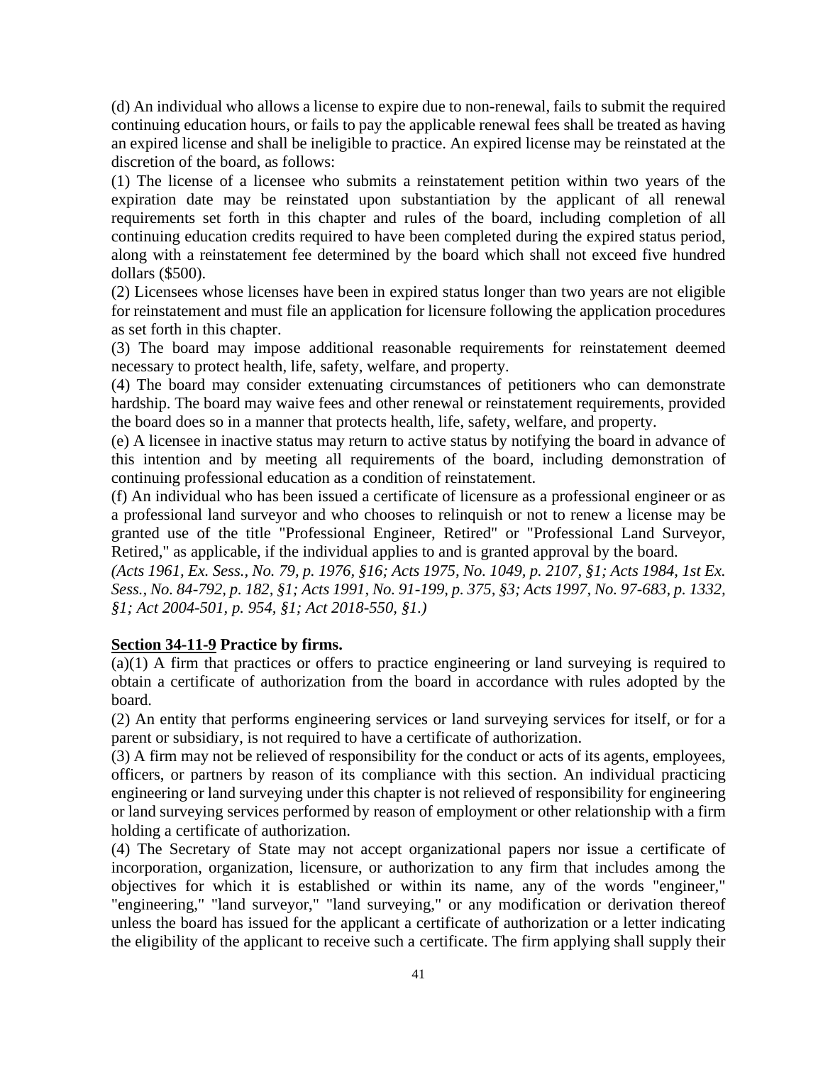(d) An individual who allows a license to expire due to non-renewal, fails to submit the required continuing education hours, or fails to pay the applicable renewal fees shall be treated as having an expired license and shall be ineligible to practice. An expired license may be reinstated at the discretion of the board, as follows:

(1) The license of a licensee who submits a reinstatement petition within two years of the expiration date may be reinstated upon substantiation by the applicant of all renewal requirements set forth in this chapter and rules of the board, including completion of all continuing education credits required to have been completed during the expired status period, along with a reinstatement fee determined by the board which shall not exceed five hundred dollars ($500).

(2) Licensees whose licenses have been in expired status longer than two years are not eligible for reinstatement and must file an application for licensure following the application procedures as set forth in this chapter.

(3) The board may impose additional reasonable requirements for reinstatement deemed necessary to protect health, life, safety, welfare, and property.

(4) The board may consider extenuating circumstances of petitioners who can demonstrate hardship. The board may waive fees and other renewal or reinstatement requirements, provided the board does so in a manner that protects health, life, safety, welfare, and property.

(e) A licensee in inactive status may return to active status by notifying the board in advance of this intention and by meeting all requirements of the board, including demonstration of continuing professional education as a condition of reinstatement.

(f) An individual who has been issued a certificate of licensure as a professional engineer or as a professional land surveyor and who chooses to relinquish or not to renew a license may be granted use of the title "Professional Engineer, Retired" or "Professional Land Surveyor, Retired," as applicable, if the individual applies to and is granted approval by the board.

*(Acts 1961, Ex. Sess., No. 79, p. 1976, §16; Acts 1975, No. 1049, p. 2107, §1; Acts 1984, 1st Ex. Sess., No. 84-792, p. 182, §1; Acts 1991, No. 91-199, p. 375, §3; Acts 1997, No. 97-683, p. 1332, §1; Act 2004-501, p. 954, §1; Act 2018-550, §1.)*

**<u>Section 34-11-9</u> Practice by firms.**

(a)(1) A firm that practices or offers to practice engineering or land surveying is required to obtain a certificate of authorization from the board in accordance with rules adopted by the board.

(2) An entity that performs engineering services or land surveying services for itself, or for a parent or subsidiary, is not required to have a certificate of authorization.

(3) A firm may not be relieved of responsibility for the conduct or acts of its agents, employees, officers, or partners by reason of its compliance with this section. An individual practicing engineering or land surveying under this chapter is not relieved of responsibility for engineering or land surveying services performed by reason of employment or other relationship with a firm holding a certificate of authorization.

(4) The Secretary of State may not accept organizational papers nor issue a certificate of incorporation, organization, licensure, or authorization to any firm that includes among the objectives for which it is established or within its name, any of the words "engineer," "engineering," "land surveyor," "land surveying," or any modification or derivation thereof unless the board has issued for the applicant a certificate of authorization or a letter indicating the eligibility of the applicant to receive such a certificate. The firm applying shall supply their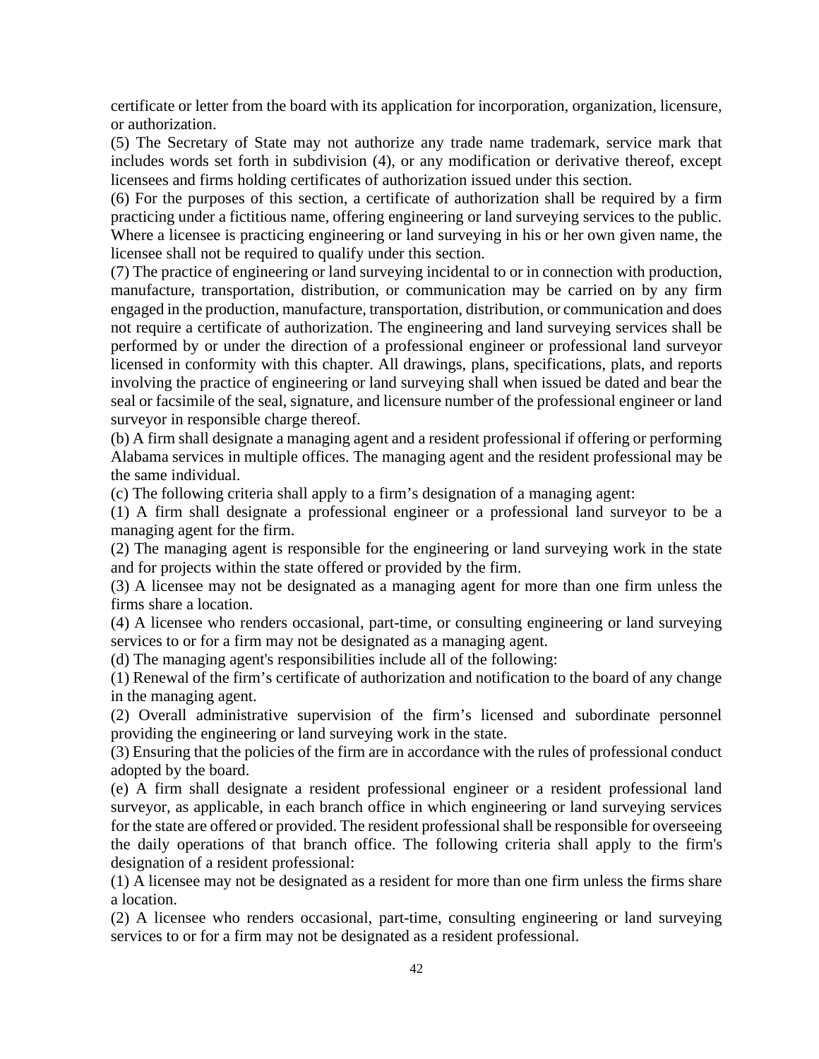certificate or letter from the board with its application for incorporation, organization, licensure, or authorization.

(5) The Secretary of State may not authorize any trade name trademark, service mark that includes words set forth in subdivision (4), or any modification or derivative thereof, except licensees and firms holding certificates of authorization issued under this section.

(6) For the purposes of this section, a certificate of authorization shall be required by a firm practicing under a fictitious name, offering engineering or land surveying services to the public. Where a licensee is practicing engineering or land surveying in his or her own given name, the licensee shall not be required to qualify under this section.

(7) The practice of engineering or land surveying incidental to or in connection with production, manufacture, transportation, distribution, or communication may be carried on by any firm engaged in the production, manufacture, transportation, distribution, or communication and does not require a certificate of authorization. The engineering and land surveying services shall be performed by or under the direction of a professional engineer or professional land surveyor licensed in conformity with this chapter. All drawings, plans, specifications, plats, and reports involving the practice of engineering or land surveying shall when issued be dated and bear the seal or facsimile of the seal, signature, and licensure number of the professional engineer or land surveyor in responsible charge thereof.

(b) A firm shall designate a managing agent and a resident professional if offering or performing Alabama services in multiple offices. The managing agent and the resident professional may be the same individual.

(c) The following criteria shall apply to a firm's designation of a managing agent:

(1) A firm shall designate a professional engineer or a professional land surveyor to be a managing agent for the firm.

(2) The managing agent is responsible for the engineering or land surveying work in the state and for projects within the state offered or provided by the firm.

(3) A licensee may not be designated as a managing agent for more than one firm unless the firms share a location.

(4) A licensee who renders occasional, part-time, or consulting engineering or land surveying services to or for a firm may not be designated as a managing agent.

(d) The managing agent's responsibilities include all of the following:

(1) Renewal of the firm's certificate of authorization and notification to the board of any change in the managing agent.

(2) Overall administrative supervision of the firm's licensed and subordinate personnel providing the engineering or land surveying work in the state.

(3) Ensuring that the policies of the firm are in accordance with the rules of professional conduct adopted by the board.

(e) A firm shall designate a resident professional engineer or a resident professional land surveyor, as applicable, in each branch office in which engineering or land surveying services for the state are offered or provided. The resident professional shall be responsible for overseeing the daily operations of that branch office. The following criteria shall apply to the firm's designation of a resident professional:

(1) A licensee may not be designated as a resident for more than one firm unless the firms share a location.

(2) A licensee who renders occasional, part-time, consulting engineering or land surveying services to or for a firm may not be designated as a resident professional.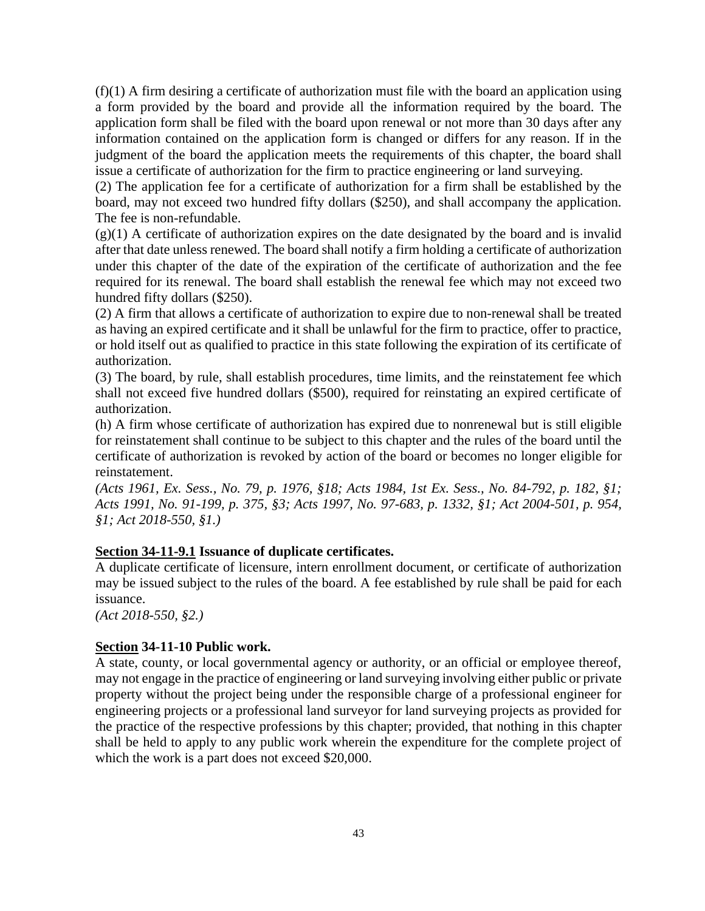(f)(1) A firm desiring a certificate of authorization must file with the board an application using a form provided by the board and provide all the information required by the board. The application form shall be filed with the board upon renewal or not more than 30 days after any information contained on the application form is changed or differs for any reason. If in the judgment of the board the application meets the requirements of this chapter, the board shall issue a certificate of authorization for the firm to practice engineering or land surveying.

(2) The application fee for a certificate of authorization for a firm shall be established by the board, may not exceed two hundred fifty dollars ($250), and shall accompany the application. The fee is non-refundable.

(g)(1) A certificate of authorization expires on the date designated by the board and is invalid after that date unless renewed. The board shall notify a firm holding a certificate of authorization under this chapter of the date of the expiration of the certificate of authorization and the fee required for its renewal. The board shall establish the renewal fee which may not exceed two hundred fifty dollars ($250).

(2) A firm that allows a certificate of authorization to expire due to non-renewal shall be treated as having an expired certificate and it shall be unlawful for the firm to practice, offer to practice, or hold itself out as qualified to practice in this state following the expiration of its certificate of authorization.

(3) The board, by rule, shall establish procedures, time limits, and the reinstatement fee which shall not exceed five hundred dollars ($500), required for reinstating an expired certificate of authorization.

(h) A firm whose certificate of authorization has expired due to nonrenewal but is still eligible for reinstatement shall continue to be subject to this chapter and the rules of the board until the certificate of authorization is revoked by action of the board or becomes no longer eligible for reinstatement.

*(Acts 1961, Ex. Sess., No. 79, p. 1976, §18; Acts 1984, 1st Ex. Sess., No. 84-792, p. 182, §1; Acts 1991, No. 91-199, p. 375, §3; Acts 1997, No. 97-683, p. 1332, §1; Act 2004-501, p. 954, §1; Act 2018-550, §1.)*

**Section 34-11-9.1 Issuance of duplicate certificates.**

A duplicate certificate of licensure, intern enrollment document, or certificate of authorization may be issued subject to the rules of the board. A fee established by rule shall be paid for each issuance.

*(Act 2018-550, §2.)*

**Section 34-11-10 Public work.**

A state, county, or local governmental agency or authority, or an official or employee thereof, may not engage in the practice of engineering or land surveying involving either public or private property without the project being under the responsible charge of a professional engineer for engineering projects or a professional land surveyor for land surveying projects as provided for the practice of the respective professions by this chapter; provided, that nothing in this chapter shall be held to apply to any public work wherein the expenditure for the complete project of which the work is a part does not exceed $20,000.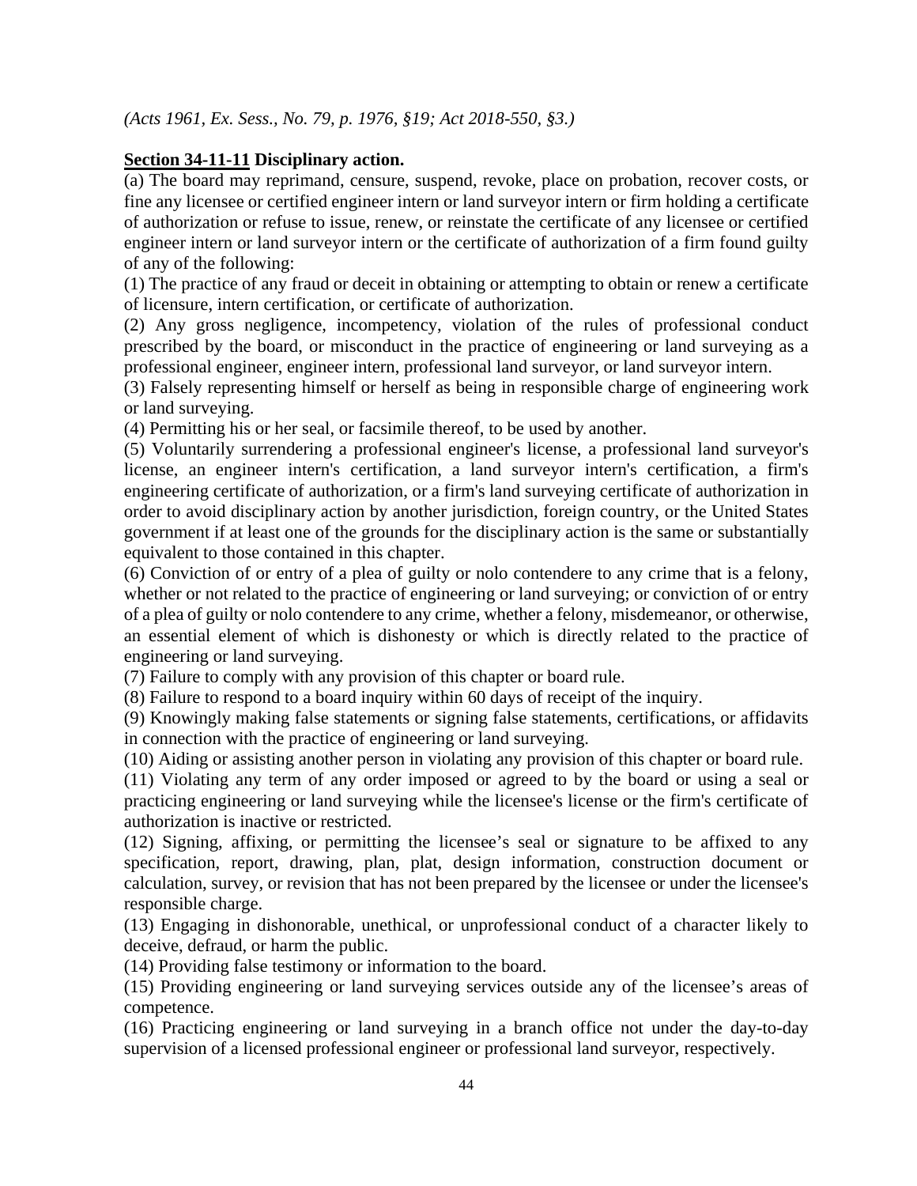*(Acts 1961, Ex. Sess., No. 79, p. 1976, §19; Act 2018-550, §3.)*

**Section 34-11-11 Disciplinary action.**

(a) The board may reprimand, censure, suspend, revoke, place on probation, recover costs, or fine any licensee or certified engineer intern or land surveyor intern or firm holding a certificate of authorization or refuse to issue, renew, or reinstate the certificate of any licensee or certified engineer intern or land surveyor intern or the certificate of authorization of a firm found guilty of any of the following:

(1) The practice of any fraud or deceit in obtaining or attempting to obtain or renew a certificate of licensure, intern certification, or certificate of authorization.

(2) Any gross negligence, incompetency, violation of the rules of professional conduct prescribed by the board, or misconduct in the practice of engineering or land surveying as a professional engineer, engineer intern, professional land surveyor, or land surveyor intern.

(3) Falsely representing himself or herself as being in responsible charge of engineering work or land surveying.

(4) Permitting his or her seal, or facsimile thereof, to be used by another.

(5) Voluntarily surrendering a professional engineer's license, a professional land surveyor's license, an engineer intern's certification, a land surveyor intern's certification, a firm's engineering certificate of authorization, or a firm's land surveying certificate of authorization in order to avoid disciplinary action by another jurisdiction, foreign country, or the United States government if at least one of the grounds for the disciplinary action is the same or substantially equivalent to those contained in this chapter.

(6) Conviction of or entry of a plea of guilty or nolo contendere to any crime that is a felony, whether or not related to the practice of engineering or land surveying; or conviction of or entry of a plea of guilty or nolo contendere to any crime, whether a felony, misdemeanor, or otherwise, an essential element of which is dishonesty or which is directly related to the practice of engineering or land surveying.

(7) Failure to comply with any provision of this chapter or board rule.

(8) Failure to respond to a board inquiry within 60 days of receipt of the inquiry.

(9) Knowingly making false statements or signing false statements, certifications, or affidavits in connection with the practice of engineering or land surveying.

(10) Aiding or assisting another person in violating any provision of this chapter or board rule.

(11) Violating any term of any order imposed or agreed to by the board or using a seal or practicing engineering or land surveying while the licensee's license or the firm's certificate of authorization is inactive or restricted.

(12) Signing, affixing, or permitting the licensee's seal or signature to be affixed to any specification, report, drawing, plan, plat, design information, construction document or calculation, survey, or revision that has not been prepared by the licensee or under the licensee's responsible charge.

(13) Engaging in dishonorable, unethical, or unprofessional conduct of a character likely to deceive, defraud, or harm the public.

(14) Providing false testimony or information to the board.

(15) Providing engineering or land surveying services outside any of the licensee's areas of competence.

(16) Practicing engineering or land surveying in a branch office not under the day-to-day supervision of a licensed professional engineer or professional land surveyor, respectively.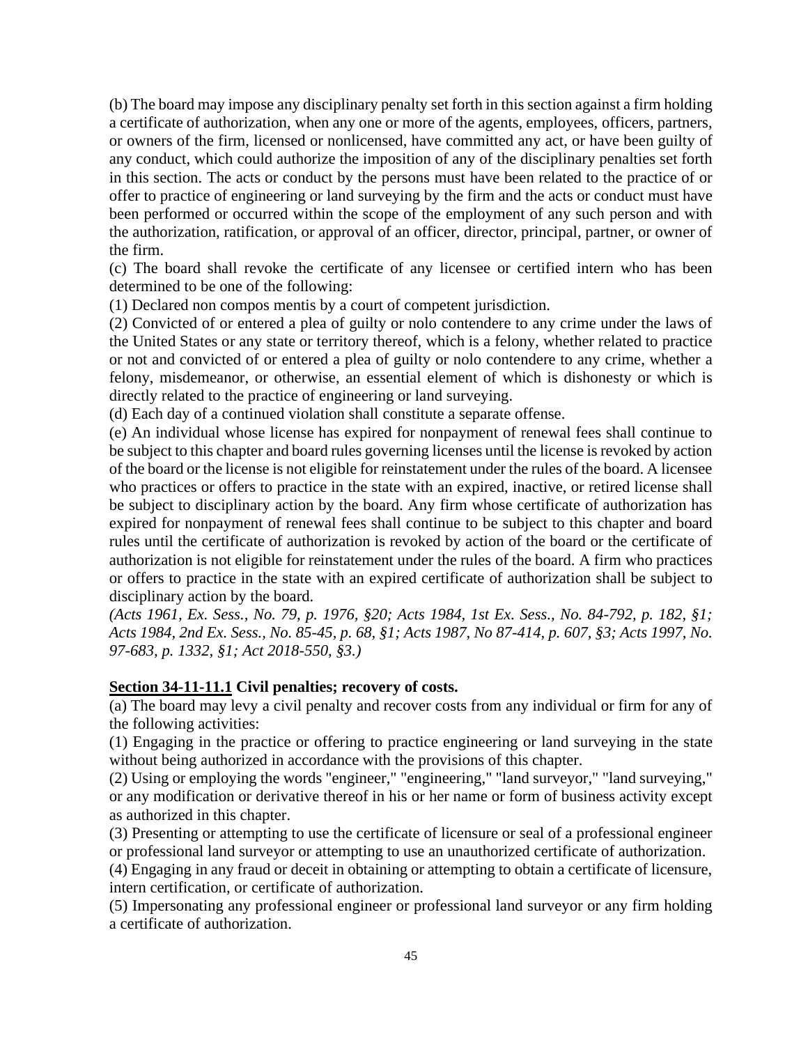(b) The board may impose any disciplinary penalty set forth in this section against a firm holding a certificate of authorization, when any one or more of the agents, employees, officers, partners, or owners of the firm, licensed or nonlicensed, have committed any act, or have been guilty of any conduct, which could authorize the imposition of any of the disciplinary penalties set forth in this section. The acts or conduct by the persons must have been related to the practice of or offer to practice of engineering or land surveying by the firm and the acts or conduct must have been performed or occurred within the scope of the employment of any such person and with the authorization, ratification, or approval of an officer, director, principal, partner, or owner of the firm.

(c) The board shall revoke the certificate of any licensee or certified intern who has been determined to be one of the following:

(1) Declared non compos mentis by a court of competent jurisdiction.

(2) Convicted of or entered a plea of guilty or nolo contendere to any crime under the laws of the United States or any state or territory thereof, which is a felony, whether related to practice or not and convicted of or entered a plea of guilty or nolo contendere to any crime, whether a felony, misdemeanor, or otherwise, an essential element of which is dishonesty or which is directly related to the practice of engineering or land surveying.

(d) Each day of a continued violation shall constitute a separate offense.

(e) An individual whose license has expired for nonpayment of renewal fees shall continue to be subject to this chapter and board rules governing licenses until the license is revoked by action of the board or the license is not eligible for reinstatement under the rules of the board. A licensee who practices or offers to practice in the state with an expired, inactive, or retired license shall be subject to disciplinary action by the board. Any firm whose certificate of authorization has expired for nonpayment of renewal fees shall continue to be subject to this chapter and board rules until the certificate of authorization is revoked by action of the board or the certificate of authorization is not eligible for reinstatement under the rules of the board. A firm who practices or offers to practice in the state with an expired certificate of authorization shall be subject to disciplinary action by the board.

*(Acts 1961, Ex. Sess., No. 79, p. 1976, §20; Acts 1984, 1st Ex. Sess., No. 84-792, p. 182, §1; Acts 1984, 2nd Ex. Sess., No. 85-45, p. 68, §1; Acts 1987, No 87-414, p. 607, §3; Acts 1997, No. 97-683, p. 1332, §1; Act 2018-550, §3.)*

**Section 34-11-11.1 Civil penalties; recovery of costs.**

(a) The board may levy a civil penalty and recover costs from any individual or firm for any of the following activities:

(1) Engaging in the practice or offering to practice engineering or land surveying in the state without being authorized in accordance with the provisions of this chapter.

(2) Using or employing the words "engineer," "engineering," "land surveyor," "land surveying," or any modification or derivative thereof in his or her name or form of business activity except as authorized in this chapter.

(3) Presenting or attempting to use the certificate of licensure or seal of a professional engineer or professional land surveyor or attempting to use an unauthorized certificate of authorization.

(4) Engaging in any fraud or deceit in obtaining or attempting to obtain a certificate of licensure, intern certification, or certificate of authorization.

(5) Impersonating any professional engineer or professional land surveyor or any firm holding a certificate of authorization.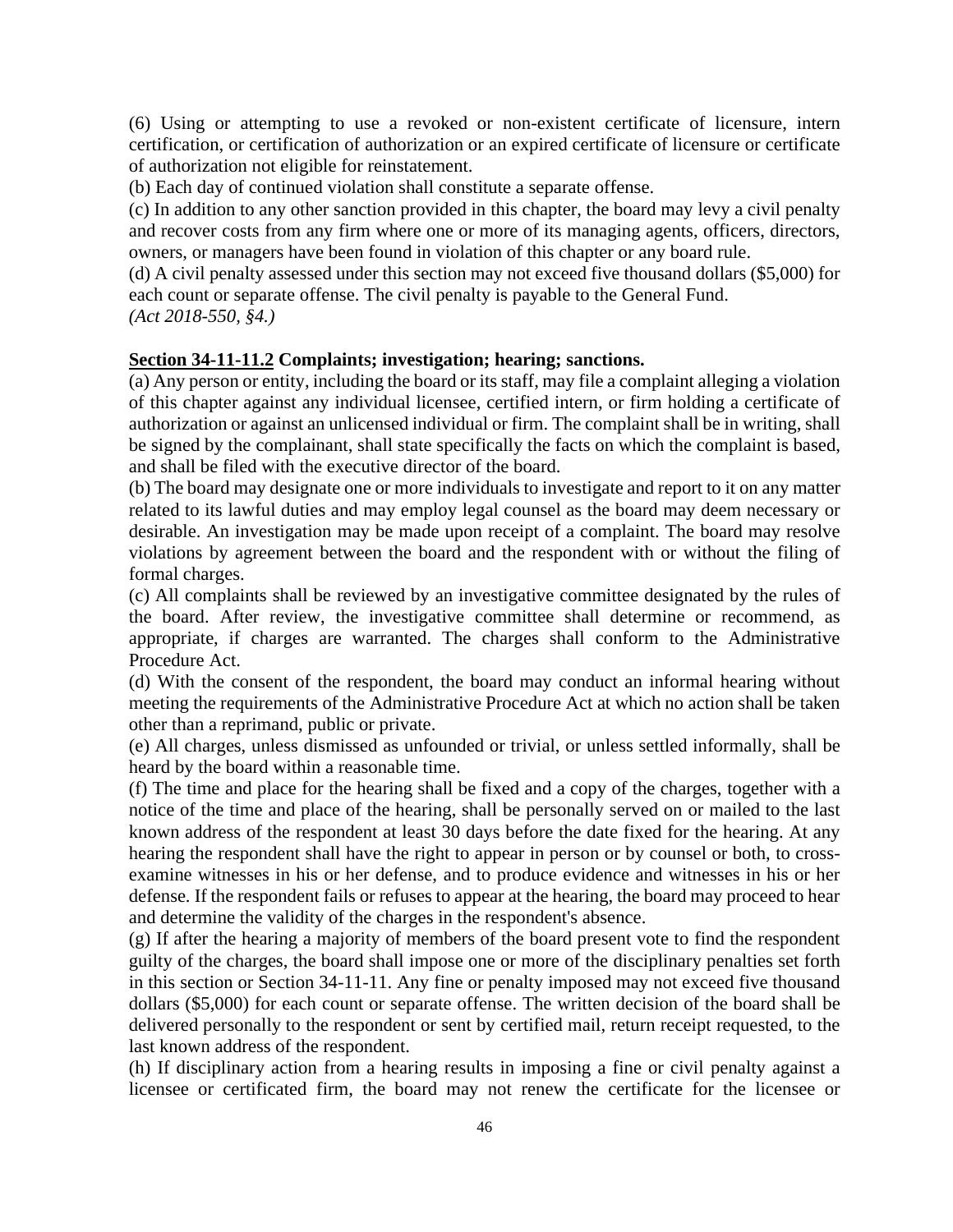(6) Using or attempting to use a revoked or non-existent certificate of licensure, intern certification, or certification of authorization or an expired certificate of licensure or certificate of authorization not eligible for reinstatement.

(b) Each day of continued violation shall constitute a separate offense.

(c) In addition to any other sanction provided in this chapter, the board may levy a civil penalty and recover costs from any firm where one or more of its managing agents, officers, directors, owners, or managers have been found in violation of this chapter or any board rule.

(d) A civil penalty assessed under this section may not exceed five thousand dollars ($5,000) for each count or separate offense. The civil penalty is payable to the General Fund.

*(Act 2018-550, §4.)*

**Section 34-11-11.2 Complaints; investigation; hearing; sanctions.**

(a) Any person or entity, including the board or its staff, may file a complaint alleging a violation of this chapter against any individual licensee, certified intern, or firm holding a certificate of authorization or against an unlicensed individual or firm. The complaint shall be in writing, shall be signed by the complainant, shall state specifically the facts on which the complaint is based, and shall be filed with the executive director of the board.

(b) The board may designate one or more individuals to investigate and report to it on any matter related to its lawful duties and may employ legal counsel as the board may deem necessary or desirable. An investigation may be made upon receipt of a complaint. The board may resolve violations by agreement between the board and the respondent with or without the filing of formal charges.

(c) All complaints shall be reviewed by an investigative committee designated by the rules of the board. After review, the investigative committee shall determine or recommend, as appropriate, if charges are warranted. The charges shall conform to the Administrative Procedure Act.

(d) With the consent of the respondent, the board may conduct an informal hearing without meeting the requirements of the Administrative Procedure Act at which no action shall be taken other than a reprimand, public or private.

(e) All charges, unless dismissed as unfounded or trivial, or unless settled informally, shall be heard by the board within a reasonable time.

(f) The time and place for the hearing shall be fixed and a copy of the charges, together with a notice of the time and place of the hearing, shall be personally served on or mailed to the last known address of the respondent at least 30 days before the date fixed for the hearing. At any hearing the respondent shall have the right to appear in person or by counsel or both, to cross-examine witnesses in his or her defense, and to produce evidence and witnesses in his or her defense. If the respondent fails or refuses to appear at the hearing, the board may proceed to hear and determine the validity of the charges in the respondent's absence.

(g) If after the hearing a majority of members of the board present vote to find the respondent guilty of the charges, the board shall impose one or more of the disciplinary penalties set forth in this section or Section 34-11-11. Any fine or penalty imposed may not exceed five thousand dollars ($5,000) for each count or separate offense. The written decision of the board shall be delivered personally to the respondent or sent by certified mail, return receipt requested, to the last known address of the respondent.

(h) If disciplinary action from a hearing results in imposing a fine or civil penalty against a licensee or certificated firm, the board may not renew the certificate for the licensee or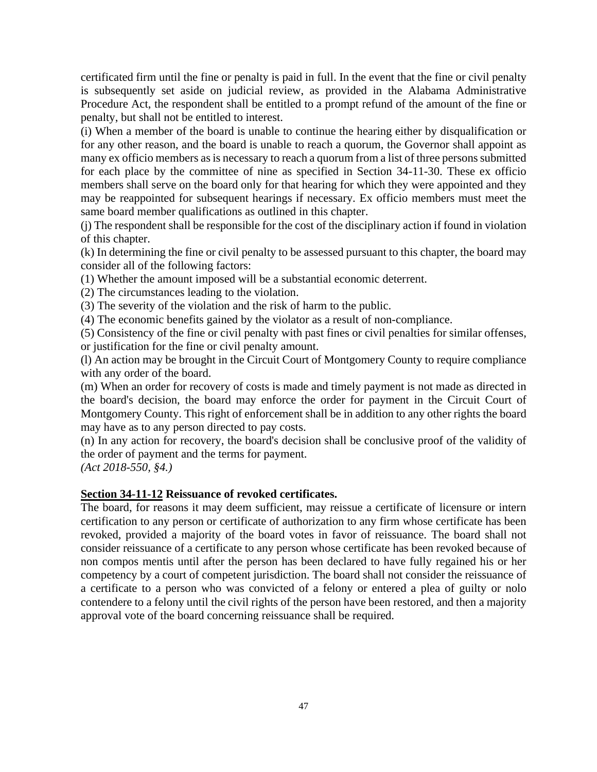certificated firm until the fine or penalty is paid in full. In the event that the fine or civil penalty is subsequently set aside on judicial review, as provided in the Alabama Administrative Procedure Act, the respondent shall be entitled to a prompt refund of the amount of the fine or penalty, but shall not be entitled to interest.

(i) When a member of the board is unable to continue the hearing either by disqualification or for any other reason, and the board is unable to reach a quorum, the Governor shall appoint as many ex officio members as is necessary to reach a quorum from a list of three persons submitted for each place by the committee of nine as specified in Section 34-11-30. These ex officio members shall serve on the board only for that hearing for which they were appointed and they may be reappointed for subsequent hearings if necessary. Ex officio members must meet the same board member qualifications as outlined in this chapter.

(j) The respondent shall be responsible for the cost of the disciplinary action if found in violation of this chapter.

(k) In determining the fine or civil penalty to be assessed pursuant to this chapter, the board may consider all of the following factors:

(1) Whether the amount imposed will be a substantial economic deterrent.

(2) The circumstances leading to the violation.

(3) The severity of the violation and the risk of harm to the public.

(4) The economic benefits gained by the violator as a result of non-compliance.

(5) Consistency of the fine or civil penalty with past fines or civil penalties for similar offenses, or justification for the fine or civil penalty amount.

(l) An action may be brought in the Circuit Court of Montgomery County to require compliance with any order of the board.

(m) When an order for recovery of costs is made and timely payment is not made as directed in the board's decision, the board may enforce the order for payment in the Circuit Court of Montgomery County. This right of enforcement shall be in addition to any other rights the board may have as to any person directed to pay costs.

(n) In any action for recovery, the board's decision shall be conclusive proof of the validity of the order of payment and the terms for payment.

*(Act 2018-550, §4.)*

**Section 34-11-12 Reissuance of revoked certificates.**

The board, for reasons it may deem sufficient, may reissue a certificate of licensure or intern certification to any person or certificate of authorization to any firm whose certificate has been revoked, provided a majority of the board votes in favor of reissuance. The board shall not consider reissuance of a certificate to any person whose certificate has been revoked because of non compos mentis until after the person has been declared to have fully regained his or her competency by a court of competent jurisdiction. The board shall not consider the reissuance of a certificate to a person who was convicted of a felony or entered a plea of guilty or nolo contendere to a felony until the civil rights of the person have been restored, and then a majority approval vote of the board concerning reissuance shall be required.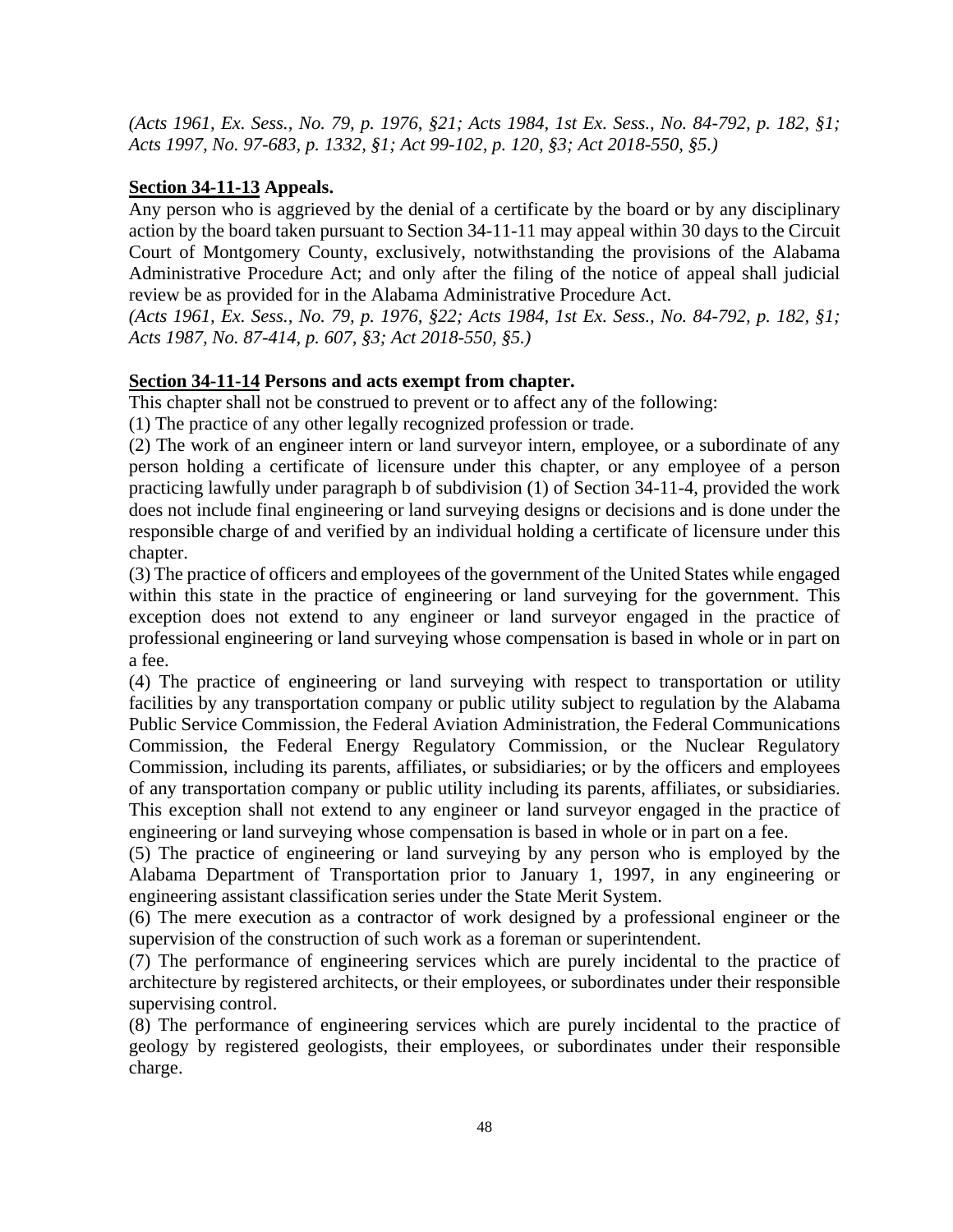*(Acts 1961, Ex. Sess., No. 79, p. 1976, §21; Acts 1984, 1st Ex. Sess., No. 84-792, p. 182, §1; Acts 1997, No. 97-683, p. 1332, §1; Act 99-102, p. 120, §3; Act 2018-550, §5.)*

**Section 34-11-13 Appeals.**

Any person who is aggrieved by the denial of a certificate by the board or by any disciplinary action by the board taken pursuant to Section 34-11-11 may appeal within 30 days to the Circuit Court of Montgomery County, exclusively, notwithstanding the provisions of the Alabama Administrative Procedure Act; and only after the filing of the notice of appeal shall judicial review be as provided for in the Alabama Administrative Procedure Act.

*(Acts 1961, Ex. Sess., No. 79, p. 1976, §22; Acts 1984, 1st Ex. Sess., No. 84-792, p. 182, §1; Acts 1987, No. 87-414, p. 607, §3; Act 2018-550, §5.)*

**Section 34-11-14 Persons and acts exempt from chapter.**

This chapter shall not be construed to prevent or to affect any of the following:

(1) The practice of any other legally recognized profession or trade.

(2) The work of an engineer intern or land surveyor intern, employee, or a subordinate of any person holding a certificate of licensure under this chapter, or any employee of a person practicing lawfully under paragraph b of subdivision (1) of Section 34-11-4, provided the work does not include final engineering or land surveying designs or decisions and is done under the responsible charge of and verified by an individual holding a certificate of licensure under this chapter.

(3) The practice of officers and employees of the government of the United States while engaged within this state in the practice of engineering or land surveying for the government. This exception does not extend to any engineer or land surveyor engaged in the practice of professional engineering or land surveying whose compensation is based in whole or in part on a fee.

(4) The practice of engineering or land surveying with respect to transportation or utility facilities by any transportation company or public utility subject to regulation by the Alabama Public Service Commission, the Federal Aviation Administration, the Federal Communications Commission, the Federal Energy Regulatory Commission, or the Nuclear Regulatory Commission, including its parents, affiliates, or subsidiaries; or by the officers and employees of any transportation company or public utility including its parents, affiliates, or subsidiaries. This exception shall not extend to any engineer or land surveyor engaged in the practice of engineering or land surveying whose compensation is based in whole or in part on a fee.

(5) The practice of engineering or land surveying by any person who is employed by the Alabama Department of Transportation prior to January 1, 1997, in any engineering or engineering assistant classification series under the State Merit System.

(6) The mere execution as a contractor of work designed by a professional engineer or the supervision of the construction of such work as a foreman or superintendent.

(7) The performance of engineering services which are purely incidental to the practice of architecture by registered architects, or their employees, or subordinates under their responsible supervising control.

(8) The performance of engineering services which are purely incidental to the practice of geology by registered geologists, their employees, or subordinates under their responsible charge.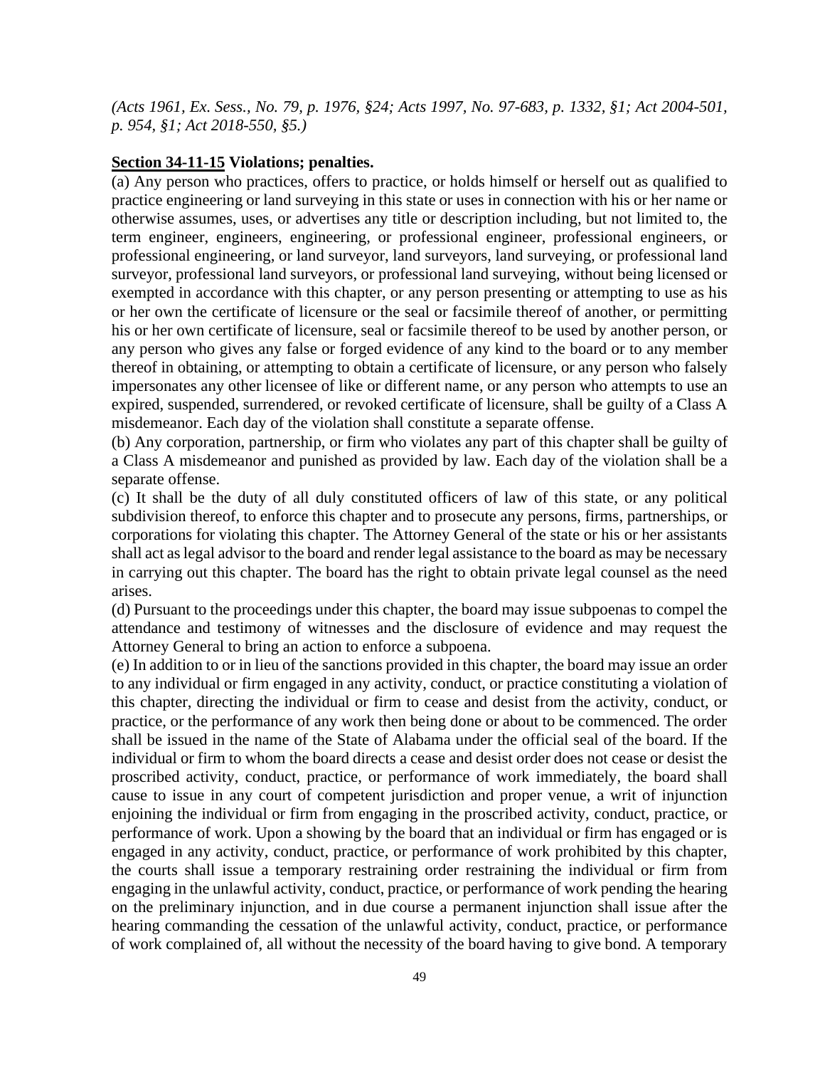*(Acts 1961, Ex. Sess., No. 79, p. 1976, §24; Acts 1997, No. 97-683, p. 1332, §1; Act 2004-501, p. 954, §1; Act 2018-550, §5.)*

**Section 34-11-15 Violations; penalties.**

(a) Any person who practices, offers to practice, or holds himself or herself out as qualified to practice engineering or land surveying in this state or uses in connection with his or her name or otherwise assumes, uses, or advertises any title or description including, but not limited to, the term engineer, engineers, engineering, or professional engineer, professional engineers, or professional engineering, or land surveyor, land surveyors, land surveying, or professional land surveyor, professional land surveyors, or professional land surveying, without being licensed or exempted in accordance with this chapter, or any person presenting or attempting to use as his or her own the certificate of licensure or the seal or facsimile thereof of another, or permitting his or her own certificate of licensure, seal or facsimile thereof to be used by another person, or any person who gives any false or forged evidence of any kind to the board or to any member thereof in obtaining, or attempting to obtain a certificate of licensure, or any person who falsely impersonates any other licensee of like or different name, or any person who attempts to use an expired, suspended, surrendered, or revoked certificate of licensure, shall be guilty of a Class A misdemeanor. Each day of the violation shall constitute a separate offense.

(b) Any corporation, partnership, or firm who violates any part of this chapter shall be guilty of a Class A misdemeanor and punished as provided by law. Each day of the violation shall be a separate offense.

(c) It shall be the duty of all duly constituted officers of law of this state, or any political subdivision thereof, to enforce this chapter and to prosecute any persons, firms, partnerships, or corporations for violating this chapter. The Attorney General of the state or his or her assistants shall act as legal advisor to the board and render legal assistance to the board as may be necessary in carrying out this chapter. The board has the right to obtain private legal counsel as the need arises.

(d) Pursuant to the proceedings under this chapter, the board may issue subpoenas to compel the attendance and testimony of witnesses and the disclosure of evidence and may request the Attorney General to bring an action to enforce a subpoena.

(e) In addition to or in lieu of the sanctions provided in this chapter, the board may issue an order to any individual or firm engaged in any activity, conduct, or practice constituting a violation of this chapter, directing the individual or firm to cease and desist from the activity, conduct, or practice, or the performance of any work then being done or about to be commenced. The order shall be issued in the name of the State of Alabama under the official seal of the board. If the individual or firm to whom the board directs a cease and desist order does not cease or desist the proscribed activity, conduct, practice, or performance of work immediately, the board shall cause to issue in any court of competent jurisdiction and proper venue, a writ of injunction enjoining the individual or firm from engaging in the proscribed activity, conduct, practice, or performance of work. Upon a showing by the board that an individual or firm has engaged or is engaged in any activity, conduct, practice, or performance of work prohibited by this chapter, the courts shall issue a temporary restraining order restraining the individual or firm from engaging in the unlawful activity, conduct, practice, or performance of work pending the hearing on the preliminary injunction, and in due course a permanent injunction shall issue after the hearing commanding the cessation of the unlawful activity, conduct, practice, or performance of work complained of, all without the necessity of the board having to give bond. A temporary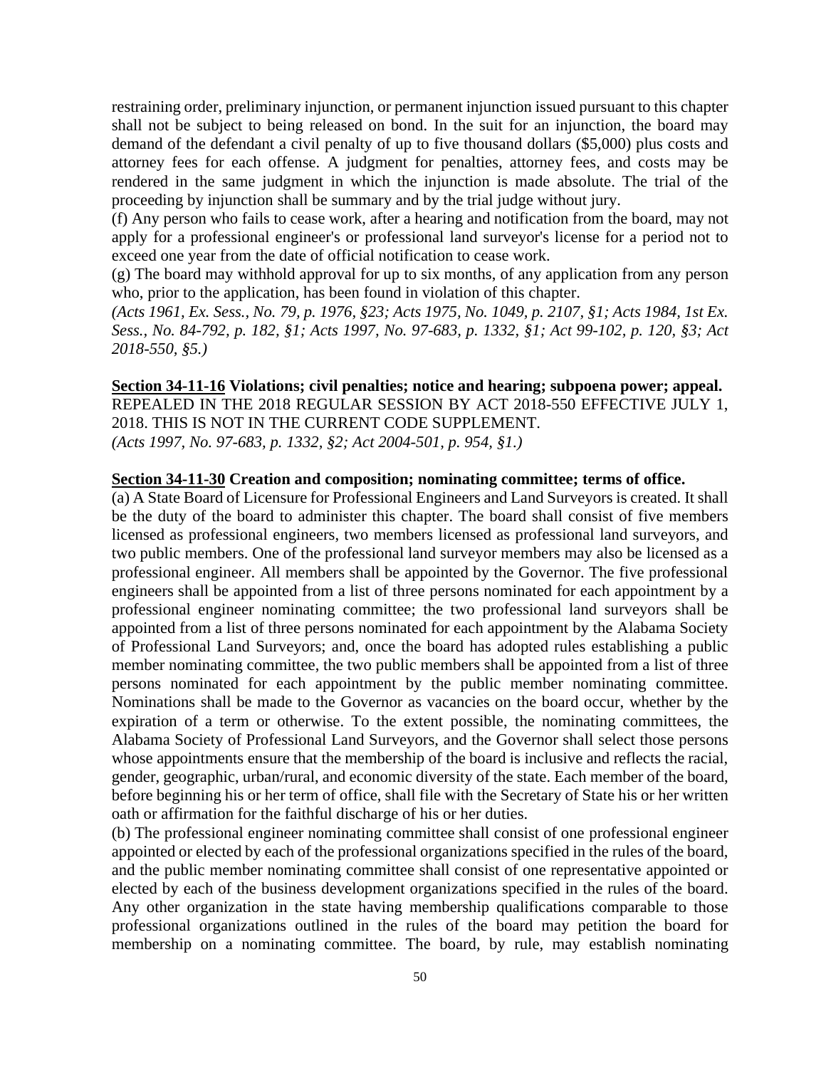restraining order, preliminary injunction, or permanent injunction issued pursuant to this chapter shall not be subject to being released on bond. In the suit for an injunction, the board may demand of the defendant a civil penalty of up to five thousand dollars ($5,000) plus costs and attorney fees for each offense. A judgment for penalties, attorney fees, and costs may be rendered in the same judgment in which the injunction is made absolute. The trial of the proceeding by injunction shall be summary and by the trial judge without jury.

(f) Any person who fails to cease work, after a hearing and notification from the board, may not apply for a professional engineer's or professional land surveyor's license for a period not to exceed one year from the date of official notification to cease work.

(g) The board may withhold approval for up to six months, of any application from any person who, prior to the application, has been found in violation of this chapter.

*(Acts 1961, Ex. Sess., No. 79, p. 1976, §23; Acts 1975, No. 1049, p. 2107, §1; Acts 1984, 1st Ex. Sess., No. 84-792, p. 182, §1; Acts 1997, No. 97-683, p. 1332, §1; Act 99-102, p. 120, §3; Act 2018-550, §5.)*

**Section 34-11-16 Violations; civil penalties; notice and hearing; subpoena power; appeal.**
REPEALED IN THE 2018 REGULAR SESSION BY ACT 2018-550 EFFECTIVE JULY 1, 2018. THIS IS NOT IN THE CURRENT CODE SUPPLEMENT.
*(Acts 1997, No. 97-683, p. 1332, §2; Act 2004-501, p. 954, §1.)*

**Section 34-11-30 Creation and composition; nominating committee; terms of office.**

(a) A State Board of Licensure for Professional Engineers and Land Surveyors is created. It shall be the duty of the board to administer this chapter. The board shall consist of five members licensed as professional engineers, two members licensed as professional land surveyors, and two public members. One of the professional land surveyor members may also be licensed as a professional engineer. All members shall be appointed by the Governor. The five professional engineers shall be appointed from a list of three persons nominated for each appointment by a professional engineer nominating committee; the two professional land surveyors shall be appointed from a list of three persons nominated for each appointment by the Alabama Society of Professional Land Surveyors; and, once the board has adopted rules establishing a public member nominating committee, the two public members shall be appointed from a list of three persons nominated for each appointment by the public member nominating committee. Nominations shall be made to the Governor as vacancies on the board occur, whether by the expiration of a term or otherwise. To the extent possible, the nominating committees, the Alabama Society of Professional Land Surveyors, and the Governor shall select those persons whose appointments ensure that the membership of the board is inclusive and reflects the racial, gender, geographic, urban/rural, and economic diversity of the state. Each member of the board, before beginning his or her term of office, shall file with the Secretary of State his or her written oath or affirmation for the faithful discharge of his or her duties.

(b) The professional engineer nominating committee shall consist of one professional engineer appointed or elected by each of the professional organizations specified in the rules of the board, and the public member nominating committee shall consist of one representative appointed or elected by each of the business development organizations specified in the rules of the board. Any other organization in the state having membership qualifications comparable to those professional organizations outlined in the rules of the board may petition the board for membership on a nominating committee. The board, by rule, may establish nominating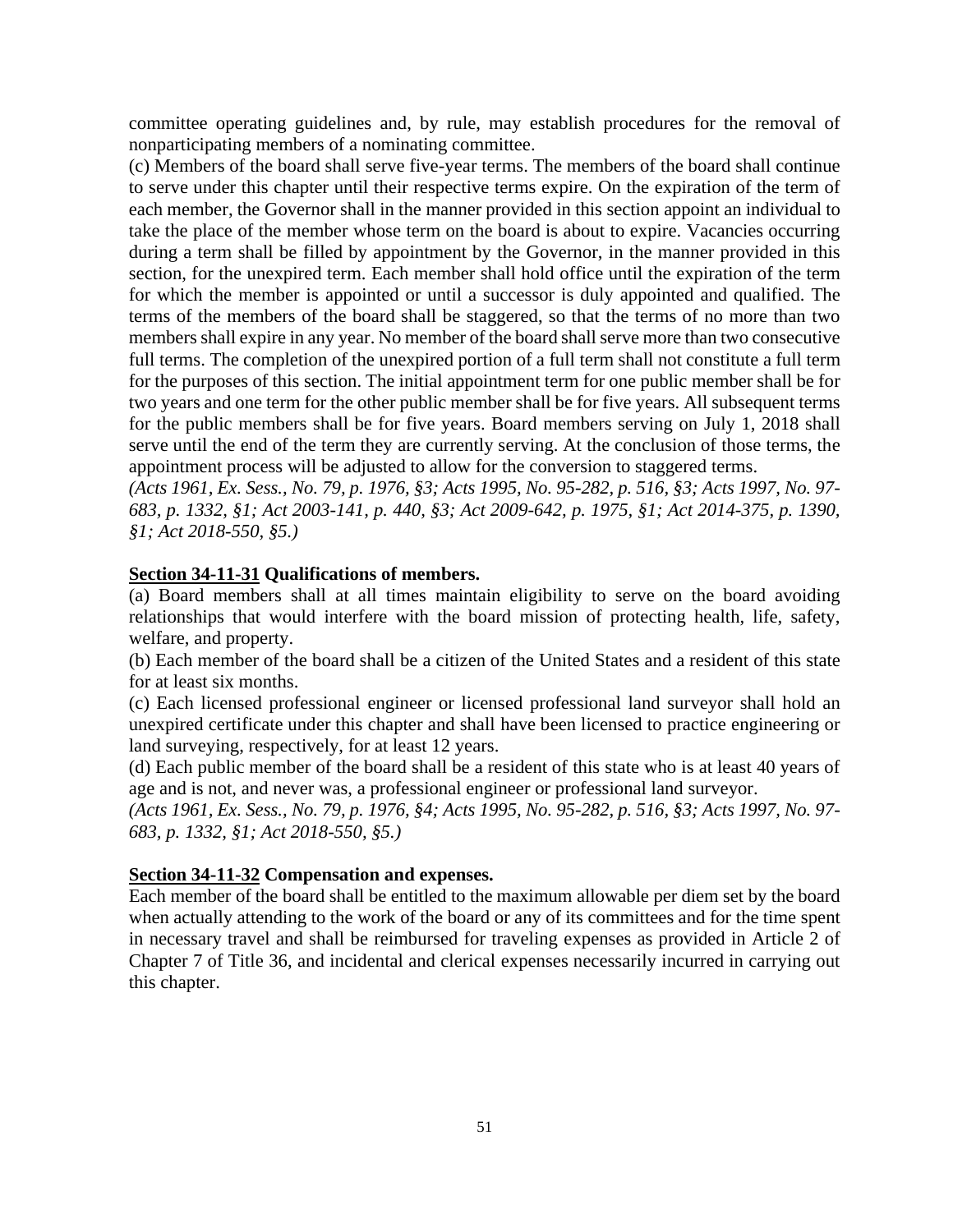committee operating guidelines and, by rule, may establish procedures for the removal of nonparticipating members of a nominating committee.

(c) Members of the board shall serve five-year terms. The members of the board shall continue to serve under this chapter until their respective terms expire. On the expiration of the term of each member, the Governor shall in the manner provided in this section appoint an individual to take the place of the member whose term on the board is about to expire. Vacancies occurring during a term shall be filled by appointment by the Governor, in the manner provided in this section, for the unexpired term. Each member shall hold office until the expiration of the term for which the member is appointed or until a successor is duly appointed and qualified. The terms of the members of the board shall be staggered, so that the terms of no more than two members shall expire in any year. No member of the board shall serve more than two consecutive full terms. The completion of the unexpired portion of a full term shall not constitute a full term for the purposes of this section. The initial appointment term for one public member shall be for two years and one term for the other public member shall be for five years. All subsequent terms for the public members shall be for five years. Board members serving on July 1, 2018 shall serve until the end of the term they are currently serving. At the conclusion of those terms, the appointment process will be adjusted to allow for the conversion to staggered terms.

*(Acts 1961, Ex. Sess., No. 79, p. 1976, §3; Acts 1995, No. 95-282, p. 516, §3; Acts 1997, No. 97-683, p. 1332, §1; Act 2003-141, p. 440, §3; Act 2009-642, p. 1975, §1; Act 2014-375, p. 1390, §1; Act 2018-550, §5.)*

### <u>Section 34-11-31</u> Qualifications of members.

(a) Board members shall at all times maintain eligibility to serve on the board avoiding relationships that would interfere with the board mission of protecting health, life, safety, welfare, and property.

(b) Each member of the board shall be a citizen of the United States and a resident of this state for at least six months.

(c) Each licensed professional engineer or licensed professional land surveyor shall hold an unexpired certificate under this chapter and shall have been licensed to practice engineering or land surveying, respectively, for at least 12 years.

(d) Each public member of the board shall be a resident of this state who is at least 40 years of age and is not, and never was, a professional engineer or professional land surveyor.

*(Acts 1961, Ex. Sess., No. 79, p. 1976, §4; Acts 1995, No. 95-282, p. 516, §3; Acts 1997, No. 97-683, p. 1332, §1; Act 2018-550, §5.)*

### <u>Section 34-11-32</u> Compensation and expenses.

Each member of the board shall be entitled to the maximum allowable per diem set by the board when actually attending to the work of the board or any of its committees and for the time spent in necessary travel and shall be reimbursed for traveling expenses as provided in Article 2 of Chapter 7 of Title 36, and incidental and clerical expenses necessarily incurred in carrying out this chapter.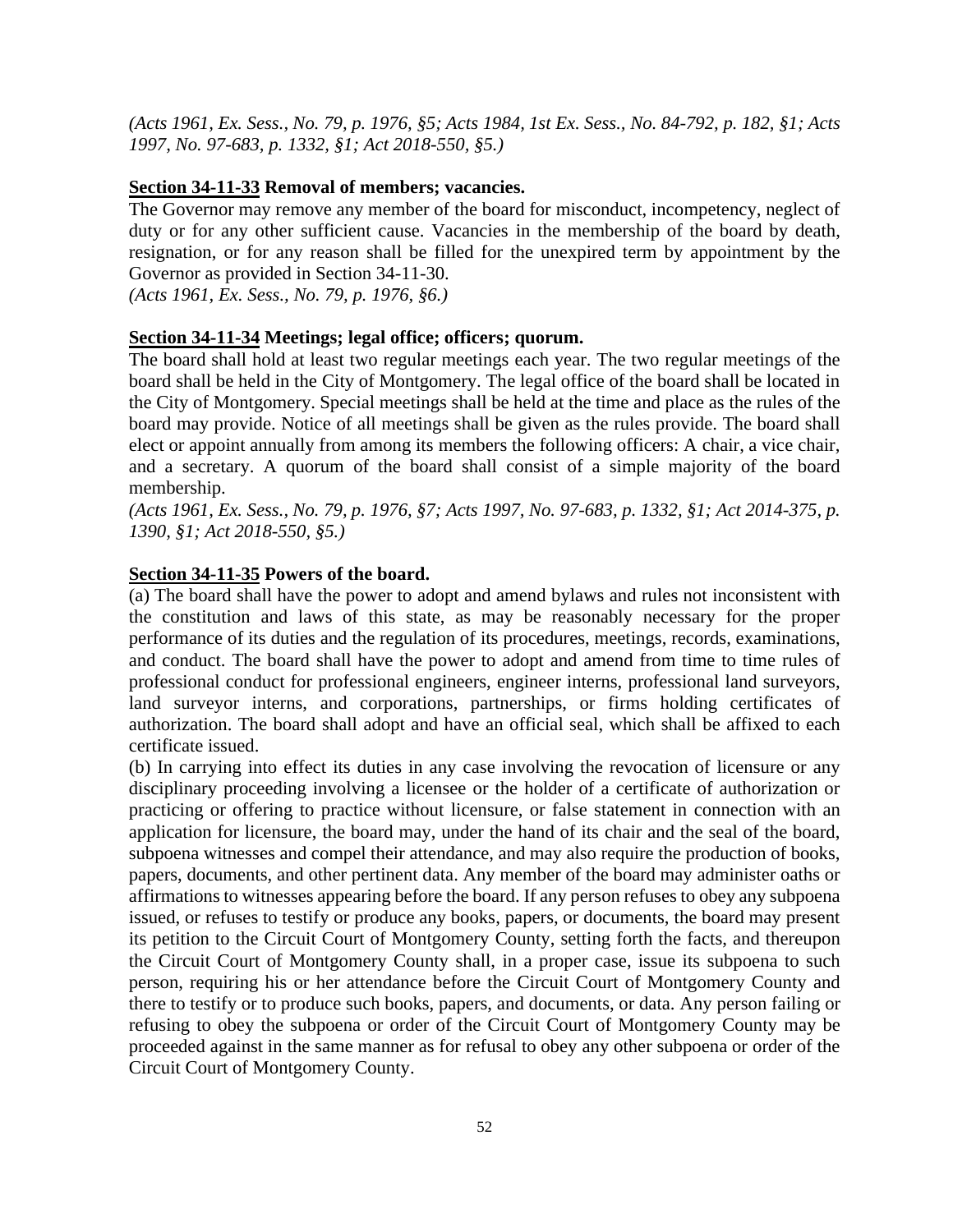*(Acts 1961, Ex. Sess., No. 79, p. 1976, §5; Acts 1984, 1st Ex. Sess., No. 84-792, p. 182, §1; Acts 1997, No. 97-683, p. 1332, §1; Act 2018-550, §5.)*

**Section 34-11-33 Removal of members; vacancies.**

The Governor may remove any member of the board for misconduct, incompetency, neglect of duty or for any other sufficient cause. Vacancies in the membership of the board by death, resignation, or for any reason shall be filled for the unexpired term by appointment by the Governor as provided in Section 34-11-30.

*(Acts 1961, Ex. Sess., No. 79, p. 1976, §6.)*

**Section 34-11-34 Meetings; legal office; officers; quorum.**

The board shall hold at least two regular meetings each year. The two regular meetings of the board shall be held in the City of Montgomery. The legal office of the board shall be located in the City of Montgomery. Special meetings shall be held at the time and place as the rules of the board may provide. Notice of all meetings shall be given as the rules provide. The board shall elect or appoint annually from among its members the following officers: A chair, a vice chair, and a secretary. A quorum of the board shall consist of a simple majority of the board membership.

*(Acts 1961, Ex. Sess., No. 79, p. 1976, §7; Acts 1997, No. 97-683, p. 1332, §1; Act 2014-375, p. 1390, §1; Act 2018-550, §5.)*

**Section 34-11-35 Powers of the board.**

(a) The board shall have the power to adopt and amend bylaws and rules not inconsistent with the constitution and laws of this state, as may be reasonably necessary for the proper performance of its duties and the regulation of its procedures, meetings, records, examinations, and conduct. The board shall have the power to adopt and amend from time to time rules of professional conduct for professional engineers, engineer interns, professional land surveyors, land surveyor interns, and corporations, partnerships, or firms holding certificates of authorization. The board shall adopt and have an official seal, which shall be affixed to each certificate issued.

(b) In carrying into effect its duties in any case involving the revocation of licensure or any disciplinary proceeding involving a licensee or the holder of a certificate of authorization or practicing or offering to practice without licensure, or false statement in connection with an application for licensure, the board may, under the hand of its chair and the seal of the board, subpoena witnesses and compel their attendance, and may also require the production of books, papers, documents, and other pertinent data. Any member of the board may administer oaths or affirmations to witnesses appearing before the board. If any person refuses to obey any subpoena issued, or refuses to testify or produce any books, papers, or documents, the board may present its petition to the Circuit Court of Montgomery County, setting forth the facts, and thereupon the Circuit Court of Montgomery County shall, in a proper case, issue its subpoena to such person, requiring his or her attendance before the Circuit Court of Montgomery County and there to testify or to produce such books, papers, and documents, or data. Any person failing or refusing to obey the subpoena or order of the Circuit Court of Montgomery County may be proceeded against in the same manner as for refusal to obey any other subpoena or order of the Circuit Court of Montgomery County.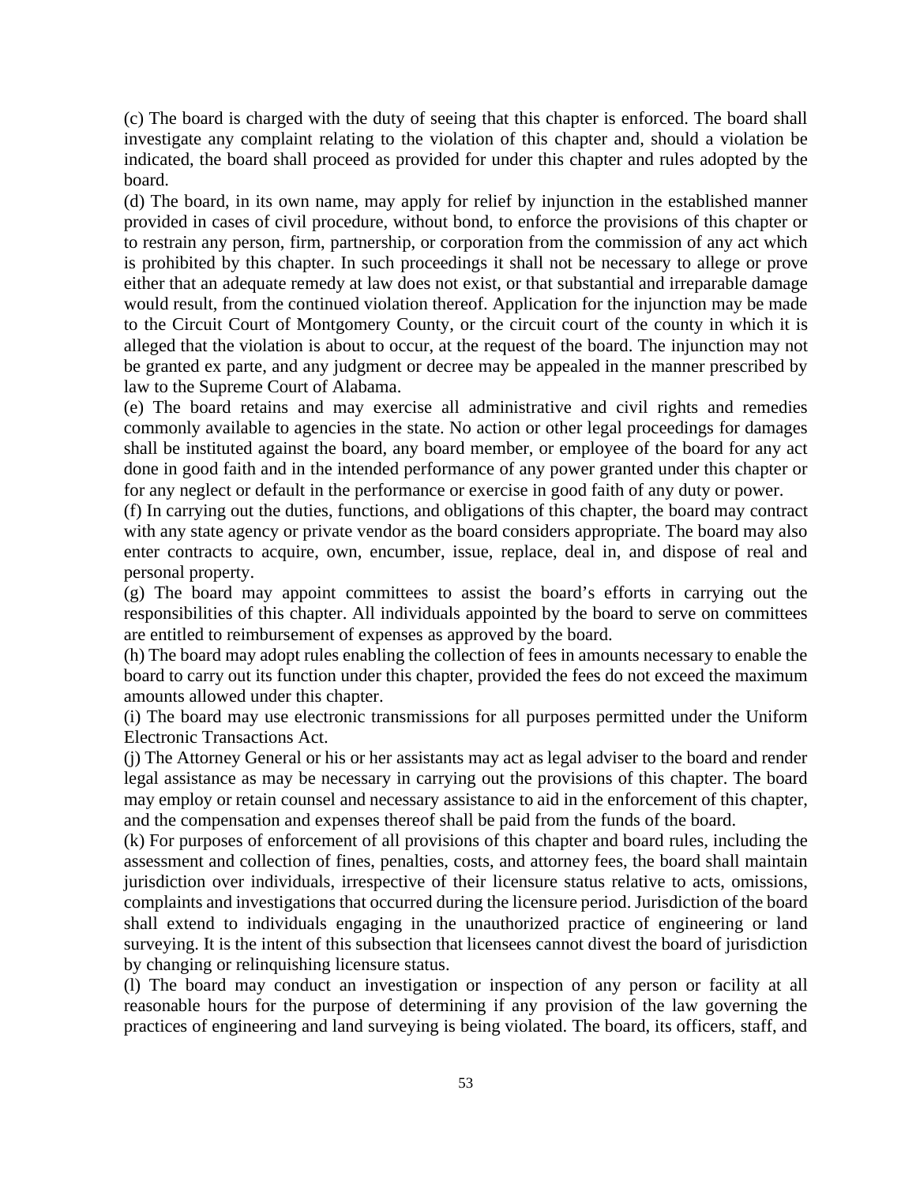(c) The board is charged with the duty of seeing that this chapter is enforced. The board shall investigate any complaint relating to the violation of this chapter and, should a violation be indicated, the board shall proceed as provided for under this chapter and rules adopted by the board.

(d) The board, in its own name, may apply for relief by injunction in the established manner provided in cases of civil procedure, without bond, to enforce the provisions of this chapter or to restrain any person, firm, partnership, or corporation from the commission of any act which is prohibited by this chapter. In such proceedings it shall not be necessary to allege or prove either that an adequate remedy at law does not exist, or that substantial and irreparable damage would result, from the continued violation thereof. Application for the injunction may be made to the Circuit Court of Montgomery County, or the circuit court of the county in which it is alleged that the violation is about to occur, at the request of the board. The injunction may not be granted ex parte, and any judgment or decree may be appealed in the manner prescribed by law to the Supreme Court of Alabama.

(e) The board retains and may exercise all administrative and civil rights and remedies commonly available to agencies in the state. No action or other legal proceedings for damages shall be instituted against the board, any board member, or employee of the board for any act done in good faith and in the intended performance of any power granted under this chapter or for any neglect or default in the performance or exercise in good faith of any duty or power.

(f) In carrying out the duties, functions, and obligations of this chapter, the board may contract with any state agency or private vendor as the board considers appropriate. The board may also enter contracts to acquire, own, encumber, issue, replace, deal in, and dispose of real and personal property.

(g) The board may appoint committees to assist the board's efforts in carrying out the responsibilities of this chapter. All individuals appointed by the board to serve on committees are entitled to reimbursement of expenses as approved by the board.

(h) The board may adopt rules enabling the collection of fees in amounts necessary to enable the board to carry out its function under this chapter, provided the fees do not exceed the maximum amounts allowed under this chapter.

(i) The board may use electronic transmissions for all purposes permitted under the Uniform Electronic Transactions Act.

(j) The Attorney General or his or her assistants may act as legal adviser to the board and render legal assistance as may be necessary in carrying out the provisions of this chapter. The board may employ or retain counsel and necessary assistance to aid in the enforcement of this chapter, and the compensation and expenses thereof shall be paid from the funds of the board.

(k) For purposes of enforcement of all provisions of this chapter and board rules, including the assessment and collection of fines, penalties, costs, and attorney fees, the board shall maintain jurisdiction over individuals, irrespective of their licensure status relative to acts, omissions, complaints and investigations that occurred during the licensure period. Jurisdiction of the board shall extend to individuals engaging in the unauthorized practice of engineering or land surveying. It is the intent of this subsection that licensees cannot divest the board of jurisdiction by changing or relinquishing licensure status.

(l) The board may conduct an investigation or inspection of any person or facility at all reasonable hours for the purpose of determining if any provision of the law governing the practices of engineering and land surveying is being violated. The board, its officers, staff, and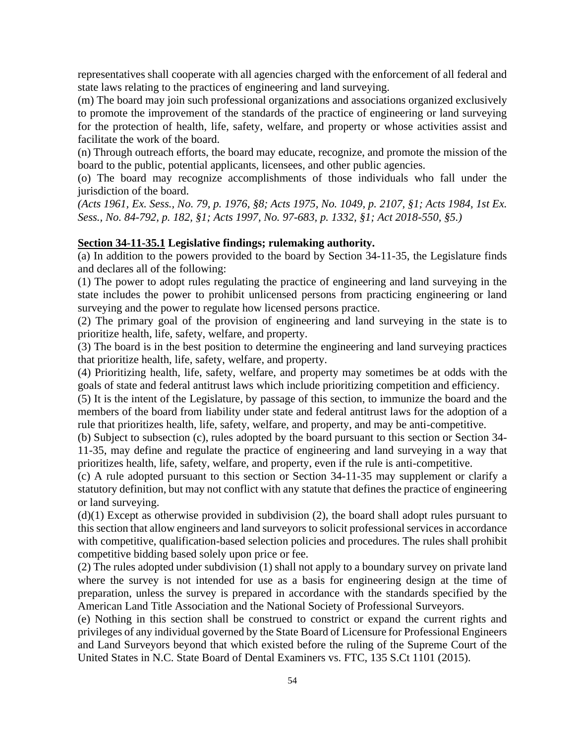representatives shall cooperate with all agencies charged with the enforcement of all federal and state laws relating to the practices of engineering and land surveying.

(m) The board may join such professional organizations and associations organized exclusively to promote the improvement of the standards of the practice of engineering or land surveying for the protection of health, life, safety, welfare, and property or whose activities assist and facilitate the work of the board.

(n) Through outreach efforts, the board may educate, recognize, and promote the mission of the board to the public, potential applicants, licensees, and other public agencies.

(o) The board may recognize accomplishments of those individuals who fall under the jurisdiction of the board.

*(Acts 1961, Ex. Sess., No. 79, p. 1976, §8; Acts 1975, No. 1049, p. 2107, §1; Acts 1984, 1st Ex. Sess., No. 84-792, p. 182, §1; Acts 1997, No. 97-683, p. 1332, §1; Act 2018-550, §5.)*

**Section 34-11-35.1 Legislative findings; rulemaking authority.**

(a) In addition to the powers provided to the board by Section 34-11-35, the Legislature finds and declares all of the following:

(1) The power to adopt rules regulating the practice of engineering and land surveying in the state includes the power to prohibit unlicensed persons from practicing engineering or land surveying and the power to regulate how licensed persons practice.

(2) The primary goal of the provision of engineering and land surveying in the state is to prioritize health, life, safety, welfare, and property.

(3) The board is in the best position to determine the engineering and land surveying practices that prioritize health, life, safety, welfare, and property.

(4) Prioritizing health, life, safety, welfare, and property may sometimes be at odds with the goals of state and federal antitrust laws which include prioritizing competition and efficiency.

(5) It is the intent of the Legislature, by passage of this section, to immunize the board and the members of the board from liability under state and federal antitrust laws for the adoption of a rule that prioritizes health, life, safety, welfare, and property, and may be anti-competitive.

(b) Subject to subsection (c), rules adopted by the board pursuant to this section or Section 34-11-35, may define and regulate the practice of engineering and land surveying in a way that prioritizes health, life, safety, welfare, and property, even if the rule is anti-competitive.

(c) A rule adopted pursuant to this section or Section 34-11-35 may supplement or clarify a statutory definition, but may not conflict with any statute that defines the practice of engineering or land surveying.

(d)(1) Except as otherwise provided in subdivision (2), the board shall adopt rules pursuant to this section that allow engineers and land surveyors to solicit professional services in accordance with competitive, qualification-based selection policies and procedures. The rules shall prohibit competitive bidding based solely upon price or fee.

(2) The rules adopted under subdivision (1) shall not apply to a boundary survey on private land where the survey is not intended for use as a basis for engineering design at the time of preparation, unless the survey is prepared in accordance with the standards specified by the American Land Title Association and the National Society of Professional Surveyors.

(e) Nothing in this section shall be construed to constrict or expand the current rights and privileges of any individual governed by the State Board of Licensure for Professional Engineers and Land Surveyors beyond that which existed before the ruling of the Supreme Court of the United States in N.C. State Board of Dental Examiners vs. FTC, 135 S.Ct 1101 (2015).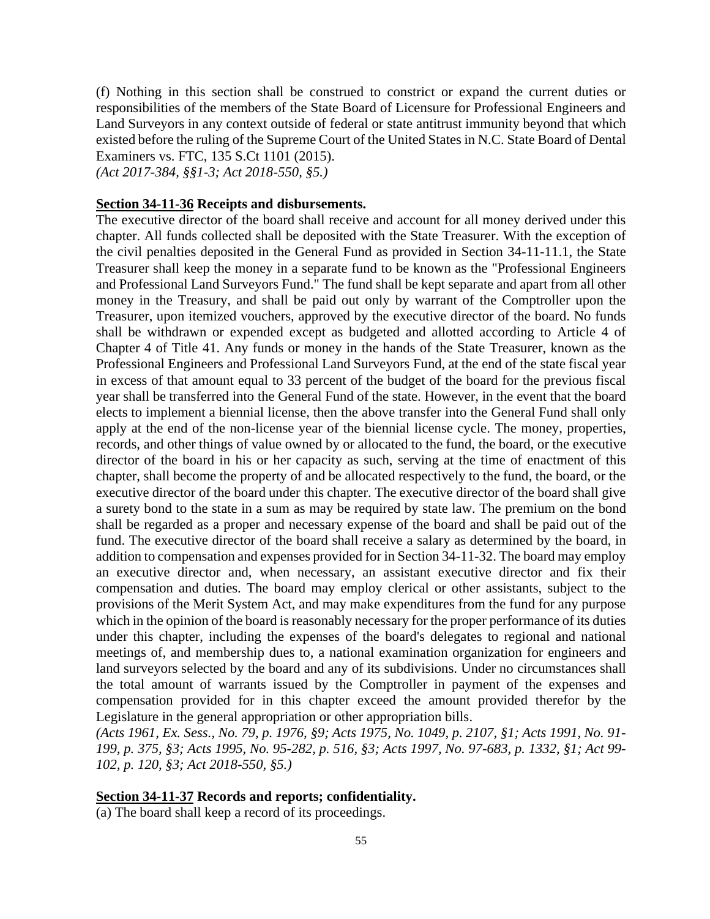(f) Nothing in this section shall be construed to constrict or expand the current duties or responsibilities of the members of the State Board of Licensure for Professional Engineers and Land Surveyors in any context outside of federal or state antitrust immunity beyond that which existed before the ruling of the Supreme Court of the United States in N.C. State Board of Dental Examiners vs. FTC, 135 S.Ct 1101 (2015).
*(Act 2017-384, §§1-3; Act 2018-550, §5.)*

**Section 34-11-36 Receipts and disbursements.**
The executive director of the board shall receive and account for all money derived under this chapter. All funds collected shall be deposited with the State Treasurer. With the exception of the civil penalties deposited in the General Fund as provided in Section 34-11-11.1, the State Treasurer shall keep the money in a separate fund to be known as the "Professional Engineers and Professional Land Surveyors Fund." The fund shall be kept separate and apart from all other money in the Treasury, and shall be paid out only by warrant of the Comptroller upon the Treasurer, upon itemized vouchers, approved by the executive director of the board. No funds shall be withdrawn or expended except as budgeted and allotted according to Article 4 of Chapter 4 of Title 41. Any funds or money in the hands of the State Treasurer, known as the Professional Engineers and Professional Land Surveyors Fund, at the end of the state fiscal year in excess of that amount equal to 33 percent of the budget of the board for the previous fiscal year shall be transferred into the General Fund of the state. However, in the event that the board elects to implement a biennial license, then the above transfer into the General Fund shall only apply at the end of the non-license year of the biennial license cycle. The money, properties, records, and other things of value owned by or allocated to the fund, the board, or the executive director of the board in his or her capacity as such, serving at the time of enactment of this chapter, shall become the property of and be allocated respectively to the fund, the board, or the executive director of the board under this chapter. The executive director of the board shall give a surety bond to the state in a sum as may be required by state law. The premium on the bond shall be regarded as a proper and necessary expense of the board and shall be paid out of the fund. The executive director of the board shall receive a salary as determined by the board, in addition to compensation and expenses provided for in Section 34-11-32. The board may employ an executive director and, when necessary, an assistant executive director and fix their compensation and duties. The board may employ clerical or other assistants, subject to the provisions of the Merit System Act, and may make expenditures from the fund for any purpose which in the opinion of the board is reasonably necessary for the proper performance of its duties under this chapter, including the expenses of the board's delegates to regional and national meetings of, and membership dues to, a national examination organization for engineers and land surveyors selected by the board and any of its subdivisions. Under no circumstances shall the total amount of warrants issued by the Comptroller in payment of the expenses and compensation provided for in this chapter exceed the amount provided therefor by the Legislature in the general appropriation or other appropriation bills.
*(Acts 1961, Ex. Sess., No. 79, p. 1976, §9; Acts 1975, No. 1049, p. 2107, §1; Acts 1991, No. 91-199, p. 375, §3; Acts 1995, No. 95-282, p. 516, §3; Acts 1997, No. 97-683, p. 1332, §1; Act 99-102, p. 120, §3; Act 2018-550, §5.)*

**Section 34-11-37 Records and reports; confidentiality.**
(a) The board shall keep a record of its proceedings.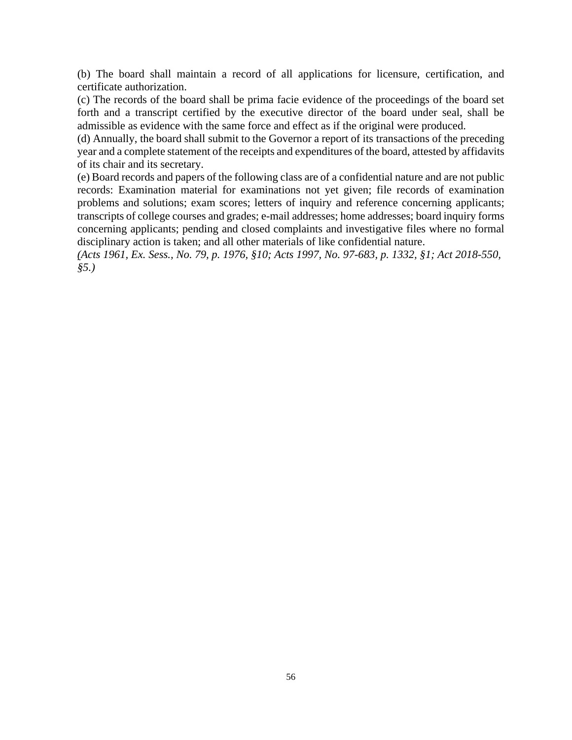(b) The board shall maintain a record of all applications for licensure, certification, and certificate authorization.

(c) The records of the board shall be prima facie evidence of the proceedings of the board set forth and a transcript certified by the executive director of the board under seal, shall be admissible as evidence with the same force and effect as if the original were produced.

(d) Annually, the board shall submit to the Governor a report of its transactions of the preceding year and a complete statement of the receipts and expenditures of the board, attested by affidavits of its chair and its secretary.

(e) Board records and papers of the following class are of a confidential nature and are not public records: Examination material for examinations not yet given; file records of examination problems and solutions; exam scores; letters of inquiry and reference concerning applicants; transcripts of college courses and grades; e-mail addresses; home addresses; board inquiry forms concerning applicants; pending and closed complaints and investigative files where no formal disciplinary action is taken; and all other materials of like confidential nature.

*(Acts 1961, Ex. Sess., No. 79, p. 1976, §10; Acts 1997, No. 97-683, p. 1332, §1; Act 2018-550, §5.)*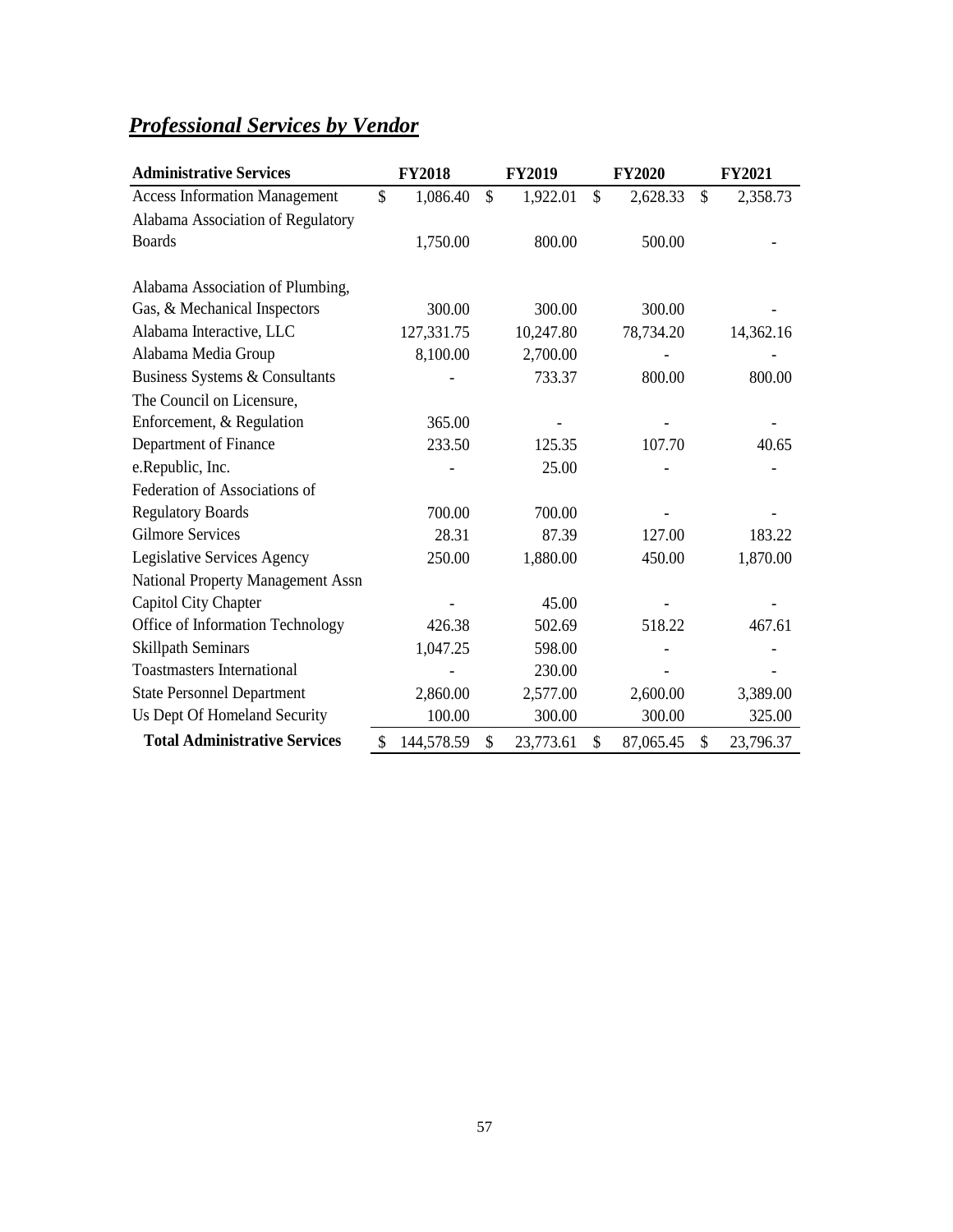## ***Professional Services by Vendor***

| Administrative Services | FY2018 | FY2019 | FY2020 | FY2021 |
|---|---|---|---|---|
| Access Information Management | $ 1,086.40 | $ 1,922.01 | $ 2,628.33 | $ 2,358.73 |
| Alabama Association of Regulatory Boards | 1,750.00 | 800.00 | 500.00 | - |
| Alabama Association of Plumbing, Gas, & Mechanical Inspectors | 300.00 | 300.00 | 300.00 | - |
| Alabama Interactive, LLC | 127,331.75 | 10,247.80 | 78,734.20 | 14,362.16 |
| Alabama Media Group | 8,100.00 | 2,700.00 | - | - |
| Business Systems & Consultants | - | 733.37 | 800.00 | 800.00 |
| The Council on Licensure, Enforcement, & Regulation | 365.00 | - | - | - |
| Department of Finance | 233.50 | 125.35 | 107.70 | 40.65 |
| e.Republic, Inc. | - | 25.00 | - | - |
| Federation of Associations of Regulatory Boards | 700.00 | 700.00 | - | - |
| Gilmore Services | 28.31 | 87.39 | 127.00 | 183.22 |
| Legislative Services Agency | 250.00 | 1,880.00 | 450.00 | 1,870.00 |
| National Property Management Assn Capitol City Chapter | - | 45.00 | - | - |
| Office of Information Technology | 426.38 | 502.69 | 518.22 | 467.61 |
| Skillpath Seminars | 1,047.25 | 598.00 | - | - |
| Toastmasters International | - | 230.00 | - | - |
| State Personnel Department | 2,860.00 | 2,577.00 | 2,600.00 | 3,389.00 |
| Us Dept Of Homeland Security | 100.00 | 300.00 | 300.00 | 325.00 |
| **Total Administrative Services** | $ 144,578.59 | $ 23,773.61 | $ 87,065.45 | $ 23,796.37 |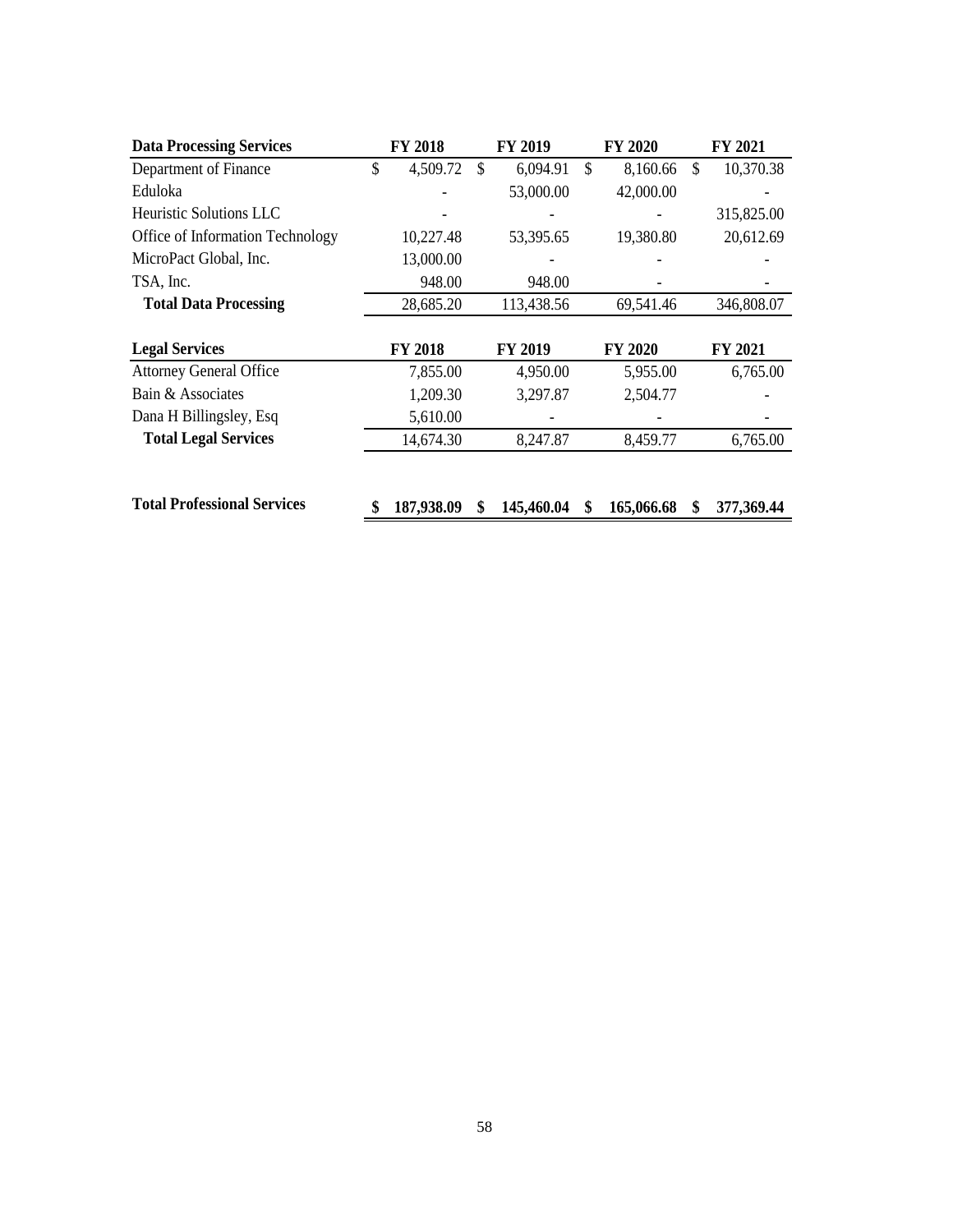| Data Processing Services | FY 2018 | FY 2019 | FY 2020 | FY 2021 |
|---|---|---|---|---|
| Department of Finance | $ 4,509.72 | $ 6,094.91 | $ 8,160.66 | $ 10,370.38 |
| Eduloka | - | 53,000.00 | 42,000.00 | - |
| Heuristic Solutions LLC | - | - | - | 315,825.00 |
| Office of Information Technology | 10,227.48 | 53,395.65 | 19,380.80 | 20,612.69 |
| MicroPact Global, Inc. | 13,000.00 | - | - | - |
| TSA, Inc. | 948.00 | 948.00 | - | - |
| **Total Data Processing** | 28,685.20 | 113,438.56 | 69,541.46 | 346,808.07 |

| Legal Services | FY 2018 | FY 2019 | FY 2020 | FY 2021 |
|---|---|---|---|---|
| Attorney General Office | 7,855.00 | 4,950.00 | 5,955.00 | 6,765.00 |
| Bain & Associates | 1,209.30 | 3,297.87 | 2,504.77 | - |
| Dana H Billingsley, Esq | 5,610.00 | - | - | - |
| **Total Legal Services** | 14,674.30 | 8,247.87 | 8,459.77 | 6,765.00 |

| | FY 2018 | FY 2019 | FY 2020 | FY 2021 |
|---|---|---|---|---|
| **Total Professional Services** | **$ 187,938.09** | **$ 145,460.04** | **$ 165,066.68** | **$ 377,369.44** |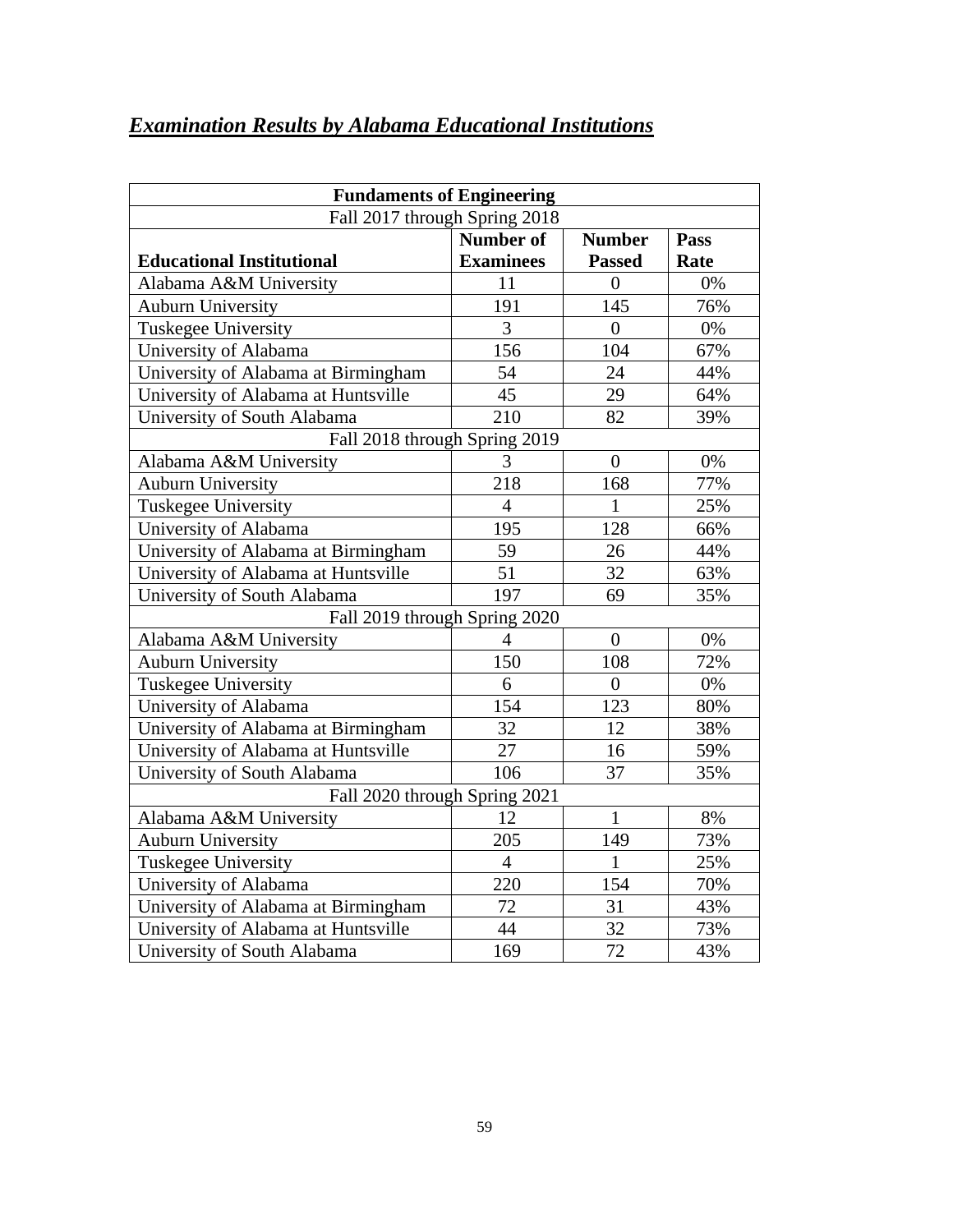## ***Examination Results by Alabama Educational Institutions***

| **Fundaments of Engineering** | | | |
|---|---|---|---|
| Fall 2017 through Spring 2018 | | | |
| **Educational Institutional** | **Number of Examinees** | **Number Passed** | **Pass Rate** |
| Alabama A&M University | 11 | 0 | 0% |
| Auburn University | 191 | 145 | 76% |
| Tuskegee University | 3 | 0 | 0% |
| University of Alabama | 156 | 104 | 67% |
| University of Alabama at Birmingham | 54 | 24 | 44% |
| University of Alabama at Huntsville | 45 | 29 | 64% |
| University of South Alabama | 210 | 82 | 39% |
| Fall 2018 through Spring 2019 | | | |
| Alabama A&M University | 3 | 0 | 0% |
| Auburn University | 218 | 168 | 77% |
| Tuskegee University | 4 | 1 | 25% |
| University of Alabama | 195 | 128 | 66% |
| University of Alabama at Birmingham | 59 | 26 | 44% |
| University of Alabama at Huntsville | 51 | 32 | 63% |
| University of South Alabama | 197 | 69 | 35% |
| Fall 2019 through Spring 2020 | | | |
| Alabama A&M University | 4 | 0 | 0% |
| Auburn University | 150 | 108 | 72% |
| Tuskegee University | 6 | 0 | 0% |
| University of Alabama | 154 | 123 | 80% |
| University of Alabama at Birmingham | 32 | 12 | 38% |
| University of Alabama at Huntsville | 27 | 16 | 59% |
| University of South Alabama | 106 | 37 | 35% |
| Fall 2020 through Spring 2021 | | | |
| Alabama A&M University | 12 | 1 | 8% |
| Auburn University | 205 | 149 | 73% |
| Tuskegee University | 4 | 1 | 25% |
| University of Alabama | 220 | 154 | 70% |
| University of Alabama at Birmingham | 72 | 31 | 43% |
| University of Alabama at Huntsville | 44 | 32 | 73% |
| University of South Alabama | 169 | 72 | 43% |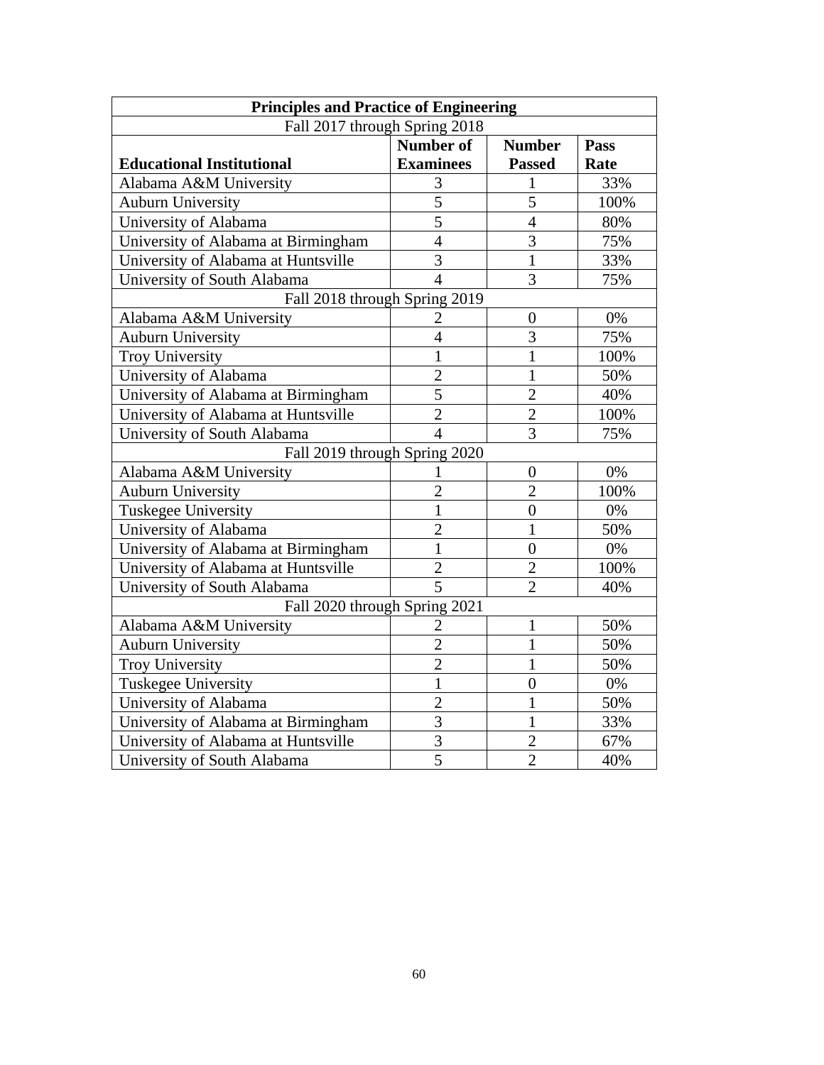| Principles and Practice of Engineering | | | |
|---|---|---|---|
| Fall 2017 through Spring 2018 | | | |
| **Educational Institutional** | **Number of Examinees** | **Number Passed** | **Pass Rate** |
| Alabama A&M University | 3 | 1 | 33% |
| Auburn University | 5 | 5 | 100% |
| University of Alabama | 5 | 4 | 80% |
| University of Alabama at Birmingham | 4 | 3 | 75% |
| University of Alabama at Huntsville | 3 | 1 | 33% |
| University of South Alabama | 4 | 3 | 75% |
| Fall 2018 through Spring 2019 | | | |
| Alabama A&M University | 2 | 0 | 0% |
| Auburn University | 4 | 3 | 75% |
| Troy University | 1 | 1 | 100% |
| University of Alabama | 2 | 1 | 50% |
| University of Alabama at Birmingham | 5 | 2 | 40% |
| University of Alabama at Huntsville | 2 | 2 | 100% |
| University of South Alabama | 4 | 3 | 75% |
| Fall 2019 through Spring 2020 | | | |
| Alabama A&M University | 1 | 0 | 0% |
| Auburn University | 2 | 2 | 100% |
| Tuskegee University | 1 | 0 | 0% |
| University of Alabama | 2 | 1 | 50% |
| University of Alabama at Birmingham | 1 | 0 | 0% |
| University of Alabama at Huntsville | 2 | 2 | 100% |
| University of South Alabama | 5 | 2 | 40% |
| Fall 2020 through Spring 2021 | | | |
| Alabama A&M University | 2 | 1 | 50% |
| Auburn University | 2 | 1 | 50% |
| Troy University | 2 | 1 | 50% |
| Tuskegee University | 1 | 0 | 0% |
| University of Alabama | 2 | 1 | 50% |
| University of Alabama at Birmingham | 3 | 1 | 33% |
| University of Alabama at Huntsville | 3 | 2 | 67% |
| University of South Alabama | 5 | 2 | 40% |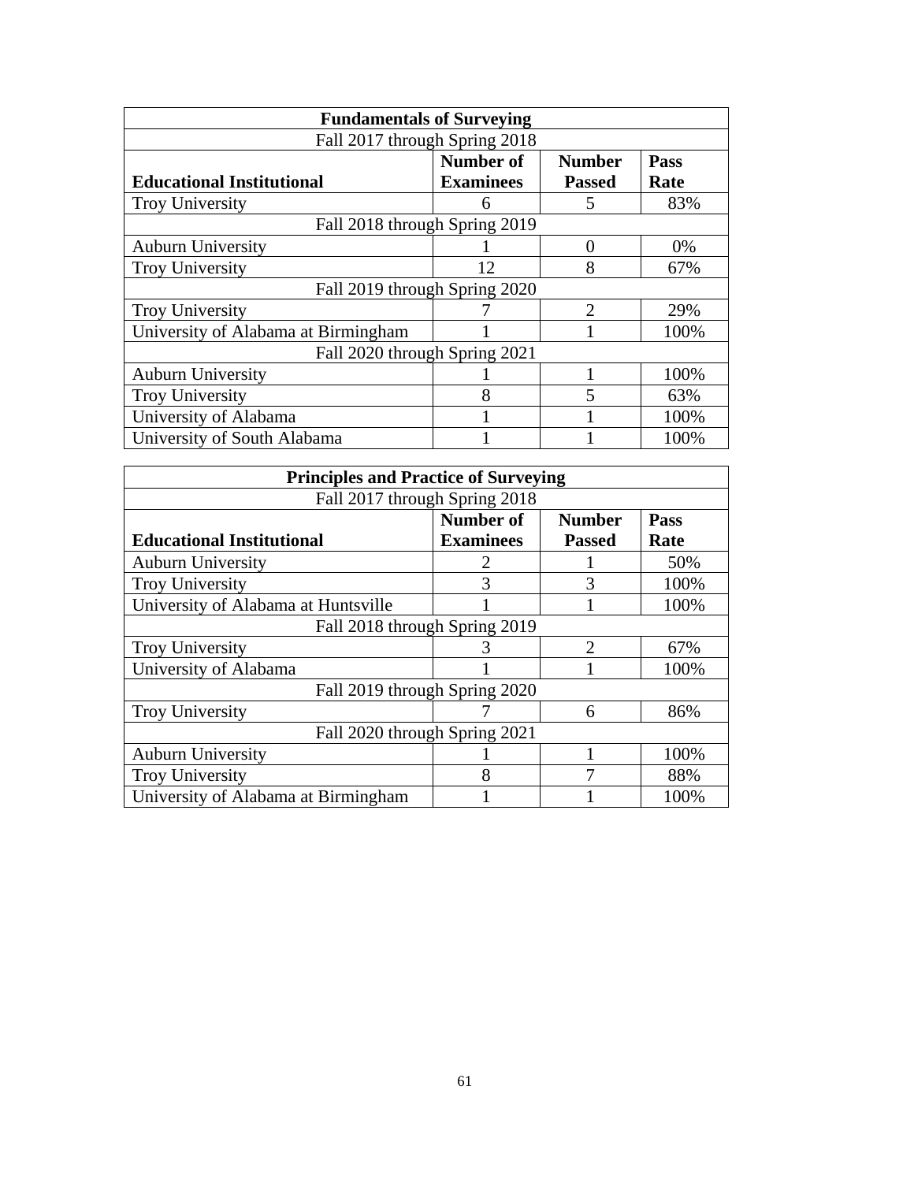| Fundamentals of Surveying | | | |
|---|---|---|---|
| Fall 2017 through Spring 2018 | | | |
| **Educational Institutional** | **Number of Examinees** | **Number Passed** | **Pass Rate** |
| Troy University | 6 | 5 | 83% |
| Fall 2018 through Spring 2019 | | | |
| Auburn University | 1 | 0 | 0% |
| Troy University | 12 | 8 | 67% |
| Fall 2019 through Spring 2020 | | | |
| Troy University | 7 | 2 | 29% |
| University of Alabama at Birmingham | 1 | 1 | 100% |
| Fall 2020 through Spring 2021 | | | |
| Auburn University | 1 | 1 | 100% |
| Troy University | 8 | 5 | 63% |
| University of Alabama | 1 | 1 | 100% |
| University of South Alabama | 1 | 1 | 100% |

| Principles and Practice of Surveying | | | |
|---|---|---|---|
| Fall 2017 through Spring 2018 | | | |
| **Educational Institutional** | **Number of Examinees** | **Number Passed** | **Pass Rate** |
| Auburn University | 2 | 1 | 50% |
| Troy University | 3 | 3 | 100% |
| University of Alabama at Huntsville | 1 | 1 | 100% |
| Fall 2018 through Spring 2019 | | | |
| Troy University | 3 | 2 | 67% |
| University of Alabama | 1 | 1 | 100% |
| Fall 2019 through Spring 2020 | | | |
| Troy University | 7 | 6 | 86% |
| Fall 2020 through Spring 2021 | | | |
| Auburn University | 1 | 1 | 100% |
| Troy University | 8 | 7 | 88% |
| University of Alabama at Birmingham | 1 | 1 | 100% |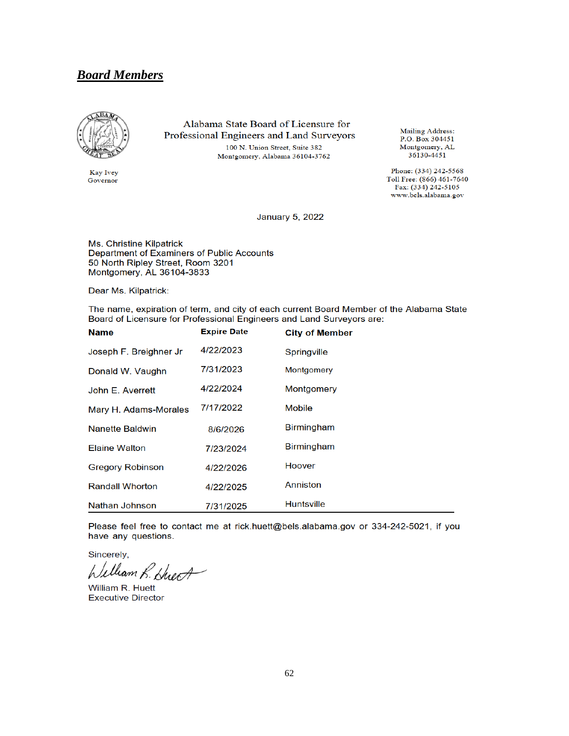## ***Board Members***

Alabama State Board of Licensure for Professional Engineers and Land Surveyors
100 N. Union Street, Suite 382
Montgomery, Alabama 36104-3762

Kay Ivey
Governor

Mailing Address:
P.O. Box 304451
Montgomery, AL
36130-4451

Phone: (334) 242-5568
Toll Free: (866) 461-7640
Fax: (334) 242-5105
www.bels.alabama.gov

January 5, 2022

Ms. Christine Kilpatrick
Department of Examiners of Public Accounts
50 North Ripley Street, Room 3201
Montgomery, AL 36104-3833

Dear Ms. Kilpatrick:

The name, expiration of term, and city of each current Board Member of the Alabama State Board of Licensure for Professional Engineers and Land Surveyors are:

| Name | Expire Date | City of Member |
|---|---|---|
| Joseph F. Breighner Jr | 4/22/2023 | Springville |
| Donald W. Vaughn | 7/31/2023 | Montgomery |
| John E. Averrett | 4/22/2024 | Montgomery |
| Mary H. Adams-Morales | 7/17/2022 | Mobile |
| Nanette Baldwin | 8/6/2026 | Birmingham |
| Elaine Walton | 7/23/2024 | Birmingham |
| Gregory Robinson | 4/22/2026 | Hoover |
| Randall Whorton | 4/22/2025 | Anniston |
| Nathan Johnson | 7/31/2025 | Huntsville |

Please feel free to contact me at rick.huett@bels.alabama.gov or 334-242-5021, if you have any questions.

Sincerely,

William R. Huett
Executive Director